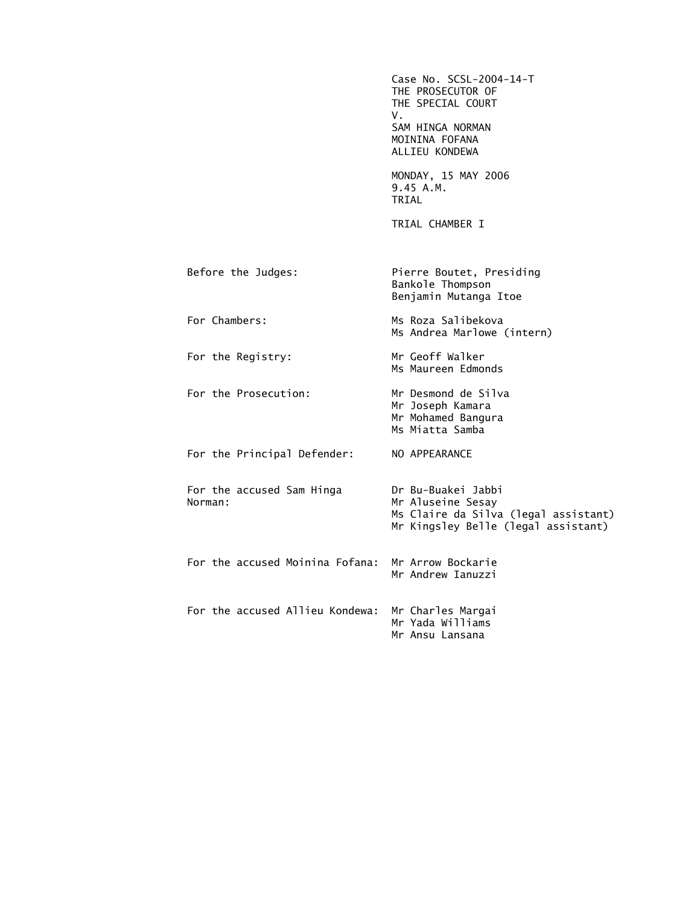Case No. SCSL-2004-14-T
THE PROSECUTOR OF
THE SPECIAL COURT
V.
SAM HINGA NORMAN
MOININA FOFANA
ALLIEU KONDEWA

MONDAY, 15 MAY 2006
9.45 A.M.
TRIAL

TRIAL CHAMBER I

| | |
|---|---|
| Before the Judges: | Pierre Boutet, Presiding<br>Bankole Thompson<br>Benjamin Mutanga Itoe |
| For Chambers: | Ms Roza Salibekova<br>Ms Andrea Marlowe (intern) |
| For the Registry: | Mr Geoff Walker<br>Ms Maureen Edmonds |
| For the Prosecution: | Mr Desmond de Silva<br>Mr Joseph Kamara<br>Mr Mohamed Bangura<br>Ms Miatta Samba |
| For the Principal Defender: | NO APPEARANCE |
| For the accused Sam Hinga Norman: | Dr Bu-Buakei Jabbi<br>Mr Aluseine Sesay<br>Ms Claire da Silva (legal assistant)<br>Mr Kingsley Belle (legal assistant) |
| For the accused Moinina Fofana: | Mr Arrow Bockarie<br>Mr Andrew Ianuzzi |
| For the accused Allieu Kondewa: | Mr Charles Margai<br>Mr Yada Williams<br>Mr Ansu Lansana |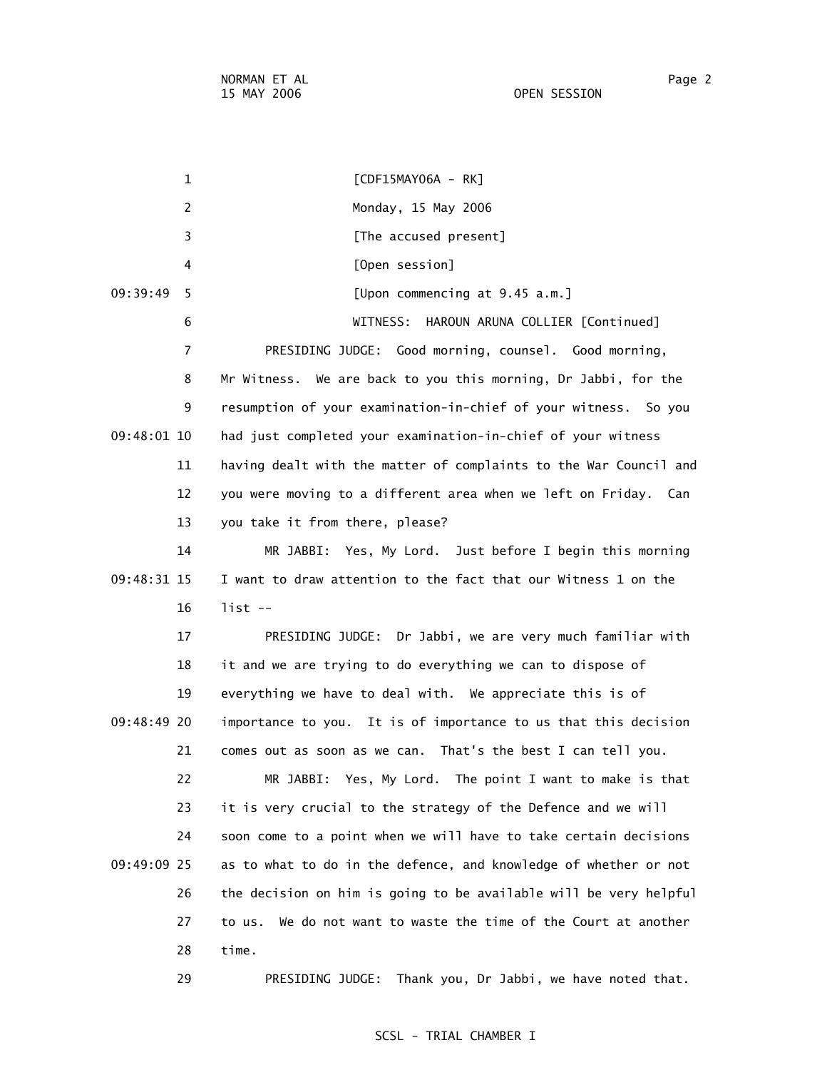[CDF15MAY06A - RK]

Monday, 15 May 2006

[The accused present]

[Open session]

[Upon commencing at 9.45 a.m.]

WITNESS: HAROUN ARUNA COLLIER [Continued]

PRESIDING JUDGE: Good morning, counsel. Good morning, Mr Witness. We are back to you this morning, Dr Jabbi, for the resumption of your examination-in-chief of your witness. So you had just completed your examination-in-chief of your witness having dealt with the matter of complaints to the War Council and you were moving to a different area when we left on Friday. Can you take it from there, please?

MR JABBI: Yes, My Lord. Just before I begin this morning I want to draw attention to the fact that our Witness 1 on the list --

PRESIDING JUDGE: Dr Jabbi, we are very much familiar with it and we are trying to do everything we can to dispose of everything we have to deal with. We appreciate this is of importance to you. It is of importance to us that this decision comes out as soon as we can. That's the best I can tell you.

MR JABBI: Yes, My Lord. The point I want to make is that it is very crucial to the strategy of the Defence and we will soon come to a point when we will have to take certain decisions as to what to do in the defence, and knowledge of whether or not the decision on him is going to be available will be very helpful to us. We do not want to waste the time of the Court at another time.

PRESIDING JUDGE: Thank you, Dr Jabbi, we have noted that.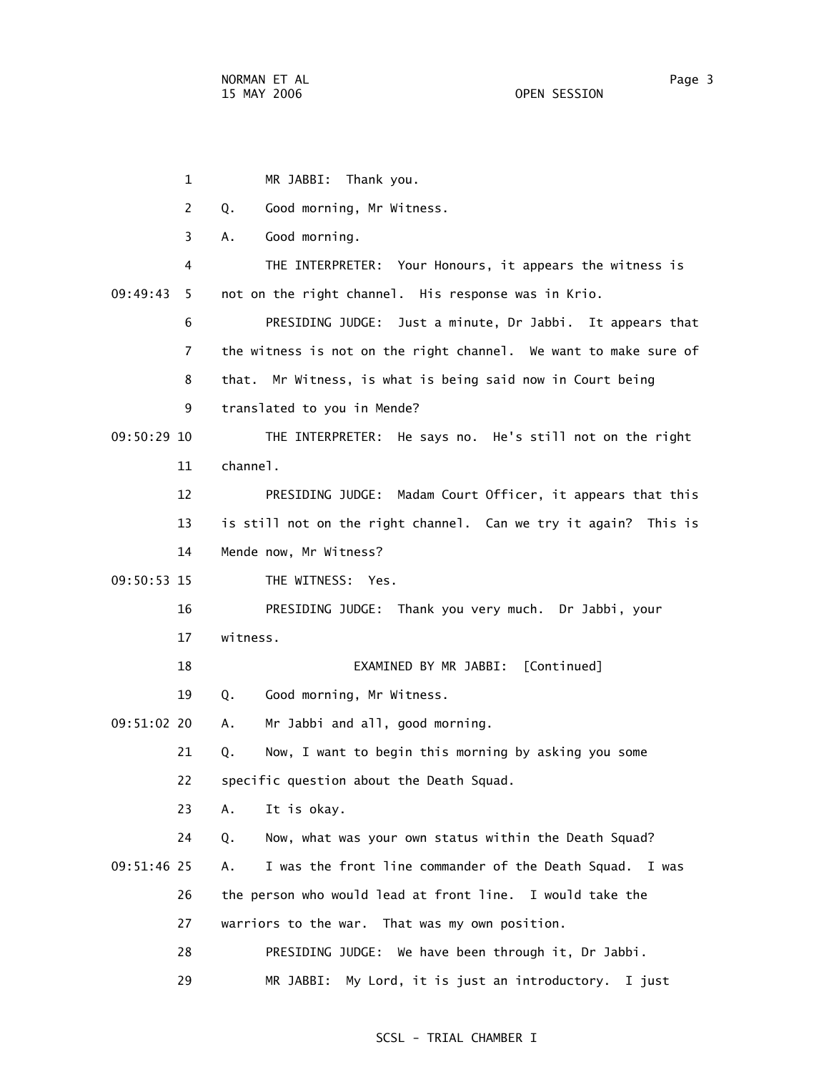MR JABBI: Thank you.

Q. Good morning, Mr Witness.

A. Good morning.

THE INTERPRETER: Your Honours, it appears the witness is not on the right channel. His response was in Krio.

PRESIDING JUDGE: Just a minute, Dr Jabbi. It appears that the witness is not on the right channel. We want to make sure of that. Mr Witness, is what is being said now in Court being translated to you in Mende?

THE INTERPRETER: He says no. He's still not on the right channel.

PRESIDING JUDGE: Madam Court Officer, it appears that this is still not on the right channel. Can we try it again? This is Mende now, Mr Witness?

THE WITNESS: Yes.

PRESIDING JUDGE: Thank you very much. Dr Jabbi, your witness.

EXAMINED BY MR JABBI: [Continued]

Q. Good morning, Mr Witness.

A. Mr Jabbi and all, good morning.

Q. Now, I want to begin this morning by asking you some specific question about the Death Squad.

A. It is okay.

Q. Now, what was your own status within the Death Squad?

A. I was the front line commander of the Death Squad. I was the person who would lead at front line. I would take the warriors to the war. That was my own position.

PRESIDING JUDGE: We have been through it, Dr Jabbi.

MR JABBI: My Lord, it is just an introductory. I just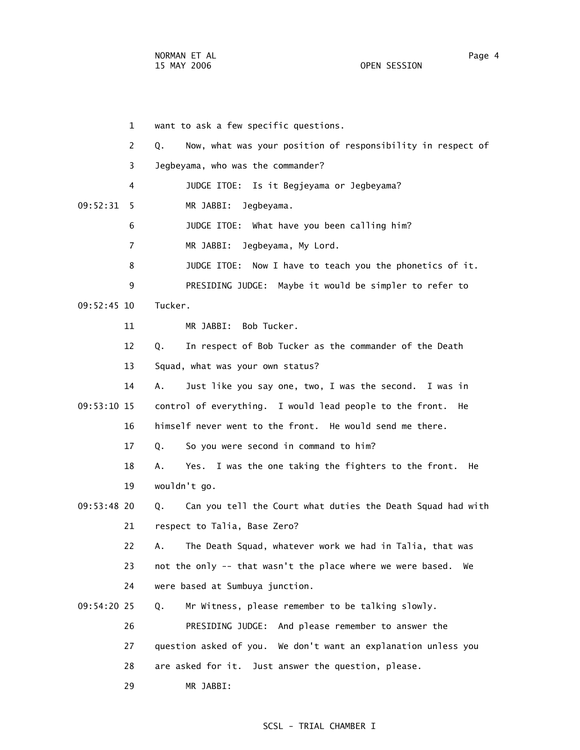want to ask a few specific questions.

Q. Now, what was your position of responsibility in respect of Jegbeyama, who was the commander?

JUDGE ITOE: Is it Begjeyama or Jegbeyama?

MR JABBI: Jegbeyama.

JUDGE ITOE: What have you been calling him?

MR JABBI: Jegbeyama, My Lord.

JUDGE ITOE: Now I have to teach you the phonetics of it.

PRESIDING JUDGE: Maybe it would be simpler to refer to Tucker.

MR JABBI: Bob Tucker.

Q. In respect of Bob Tucker as the commander of the Death Squad, what was your own status?

A. Just like you say one, two, I was the second. I was in control of everything. I would lead people to the front. He himself never went to the front. He would send me there.

Q. So you were second in command to him?

A. Yes. I was the one taking the fighters to the front. He wouldn't go.

Q. Can you tell the Court what duties the Death Squad had with respect to Talia, Base Zero?

A. The Death Squad, whatever work we had in Talia, that was not the only -- that wasn't the place where we were based. We were based at Sumbuya junction.

Q. Mr Witness, please remember to be talking slowly.

PRESIDING JUDGE: And please remember to answer the question asked of you. We don't want an explanation unless you are asked for it. Just answer the question, please.

MR JABBI: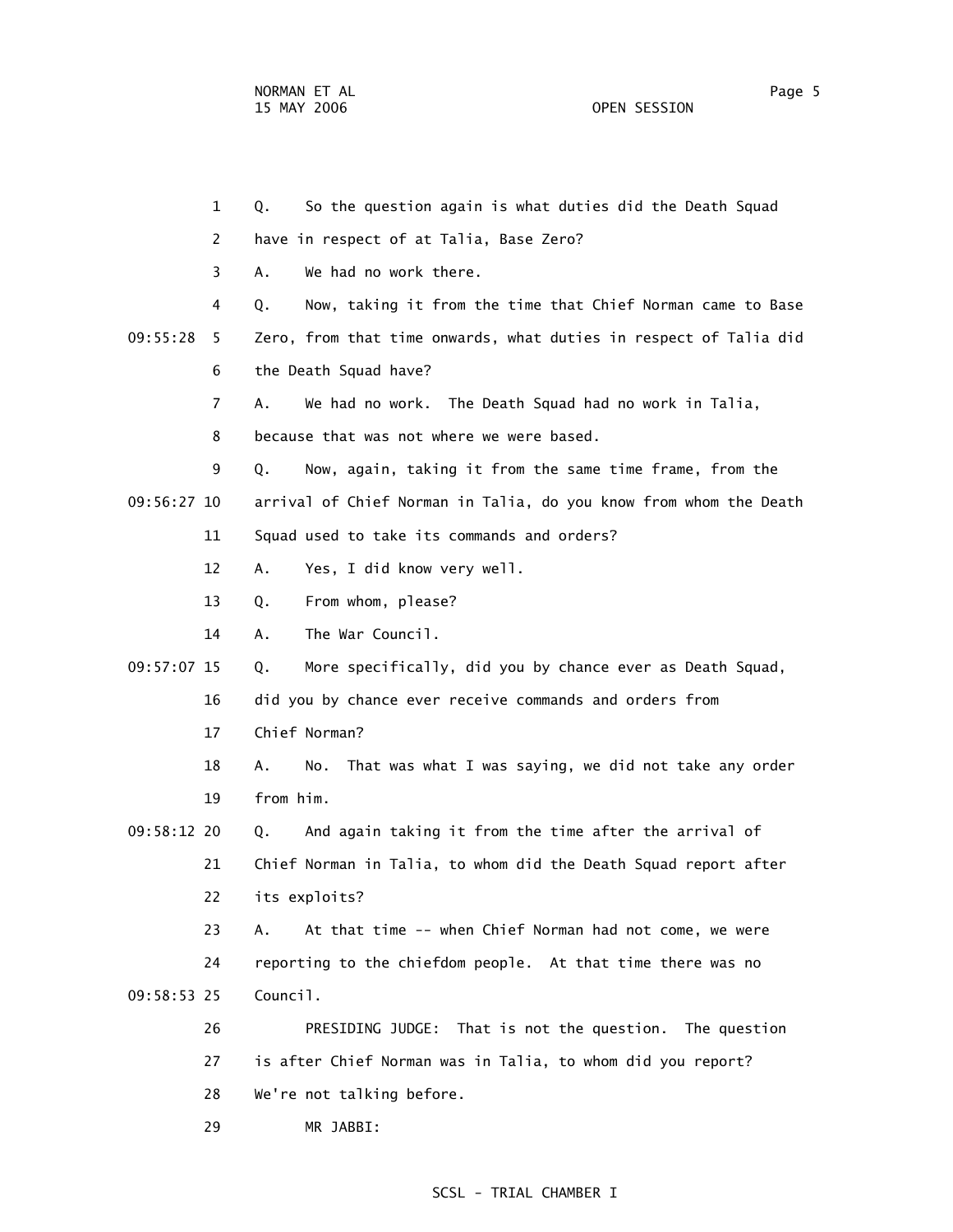1 Q. So the question again is what duties did the Death Squad

2 have in respect of at Talia, Base Zero?

3 A. We had no work there.

4 Q. Now, taking it from the time that Chief Norman came to Base

09:55:28 5 Zero, from that time onwards, what duties in respect of Talia did

6 the Death Squad have?

7 A. We had no work. The Death Squad had no work in Talia,

8 because that was not where we were based.

9 Q. Now, again, taking it from the same time frame, from the

09:56:27 10 arrival of Chief Norman in Talia, do you know from whom the Death

11 Squad used to take its commands and orders?

12 A. Yes, I did know very well.

13 Q. From whom, please?

14 A. The War Council.

09:57:07 15 Q. More specifically, did you by chance ever as Death Squad,

16 did you by chance ever receive commands and orders from

17 Chief Norman?

18 A. No. That was what I was saying, we did not take any order

19 from him.

09:58:12 20 Q. And again taking it from the time after the arrival of

21 Chief Norman in Talia, to whom did the Death Squad report after

22 its exploits?

23 A. At that time -- when Chief Norman had not come, we were

24 reporting to the chiefdom people. At that time there was no

09:58:53 25 Council.

26 PRESIDING JUDGE: That is not the question. The question

27 is after Chief Norman was in Talia, to whom did you report?

28 We're not talking before.

29 MR JABBI: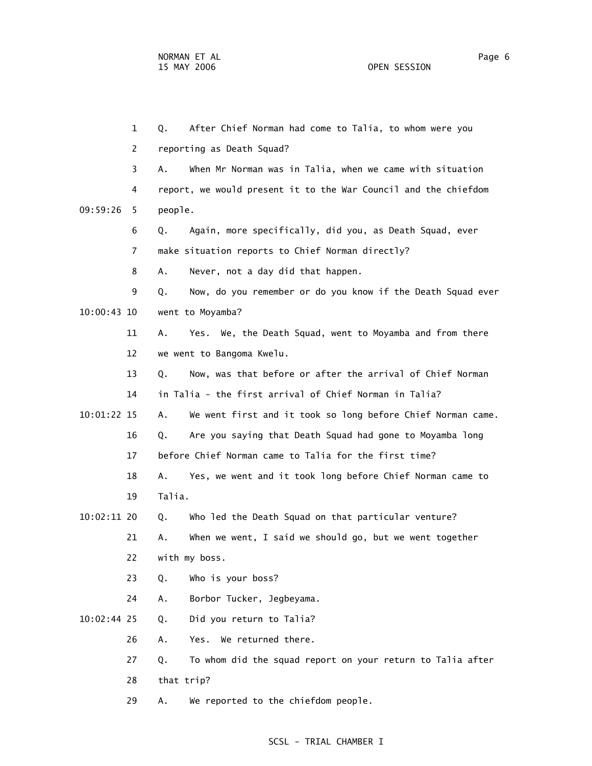Q. After Chief Norman had come to Talia, to whom were you reporting as Death Squad?

A. When Mr Norman was in Talia, when we came with situation report, we would present it to the War Council and the chiefdom people.

Q. Again, more specifically, did you, as Death Squad, ever make situation reports to Chief Norman directly?

A. Never, not a day did that happen.

Q. Now, do you remember or do you know if the Death Squad ever went to Moyamba?

A. Yes. We, the Death Squad, went to Moyamba and from there we went to Bangoma Kwelu.

Q. Now, was that before or after the arrival of Chief Norman in Talia - the first arrival of Chief Norman in Talia?

A. We went first and it took so long before Chief Norman came.

Q. Are you saying that Death Squad had gone to Moyamba long before Chief Norman came to Talia for the first time?

A. Yes, we went and it took long before Chief Norman came to Talia.

Q. Who led the Death Squad on that particular venture?

A. When we went, I said we should go, but we went together with my boss.

Q. Who is your boss?

A. Borbor Tucker, Jegbeyama.

Q. Did you return to Talia?

A. Yes. We returned there.

Q. To whom did the squad report on your return to Talia after that trip?

A. We reported to the chiefdom people.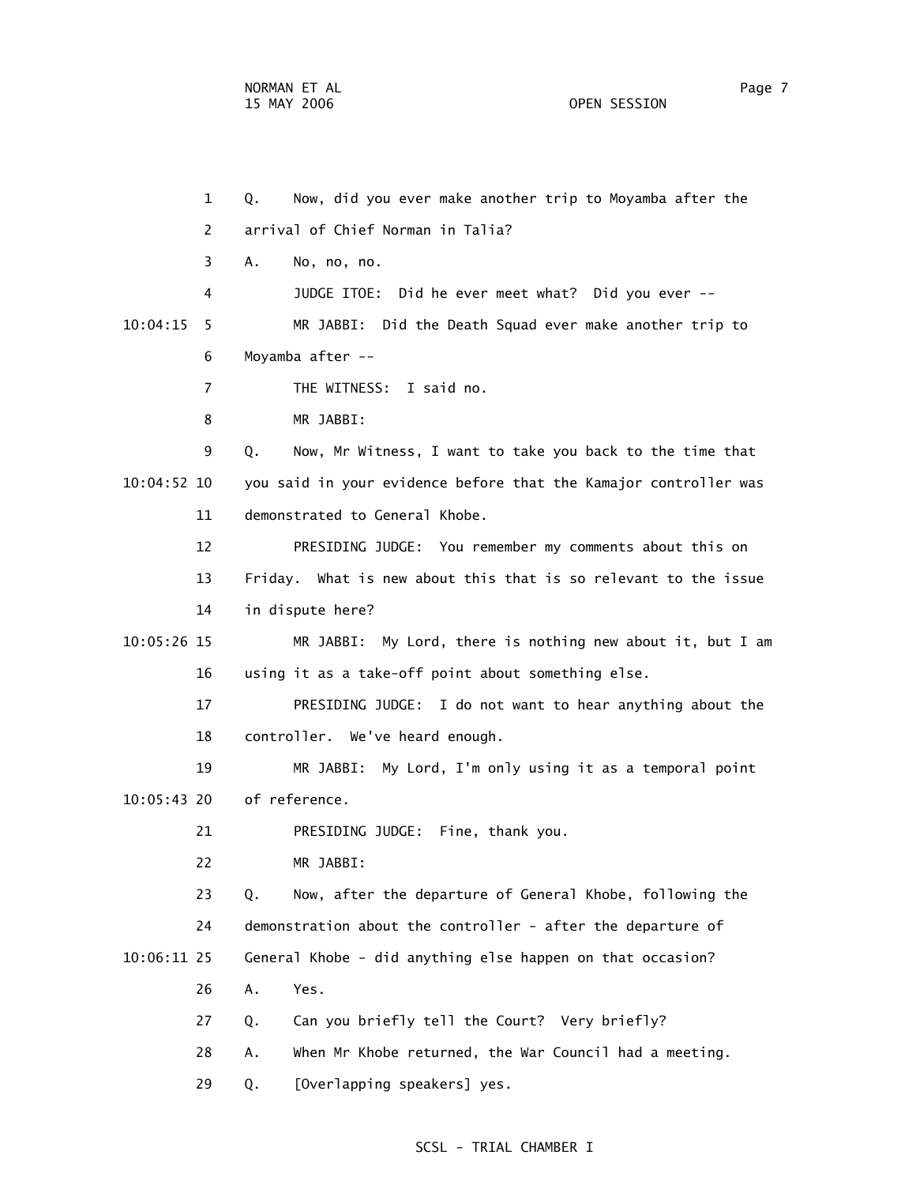Q. Now, did you ever make another trip to Moyamba after the arrival of Chief Norman in Talia?

A. No, no, no.

JUDGE ITOE: Did he ever meet what? Did you ever --

MR JABBI: Did the Death Squad ever make another trip to Moyamba after --

THE WITNESS: I said no.

MR JABBI:

Q. Now, Mr Witness, I want to take you back to the time that you said in your evidence before that the Kamajor controller was demonstrated to General Khobe.

PRESIDING JUDGE: You remember my comments about this on Friday. What is new about this that is so relevant to the issue in dispute here?

MR JABBI: My Lord, there is nothing new about it, but I am using it as a take-off point about something else.

PRESIDING JUDGE: I do not want to hear anything about the controller. We've heard enough.

MR JABBI: My Lord, I'm only using it as a temporal point of reference.

PRESIDING JUDGE: Fine, thank you.

MR JABBI:

Q. Now, after the departure of General Khobe, following the demonstration about the controller - after the departure of General Khobe - did anything else happen on that occasion?

A. Yes.

Q. Can you briefly tell the Court? Very briefly?

A. When Mr Khobe returned, the War Council had a meeting.

Q. [Overlapping speakers] yes.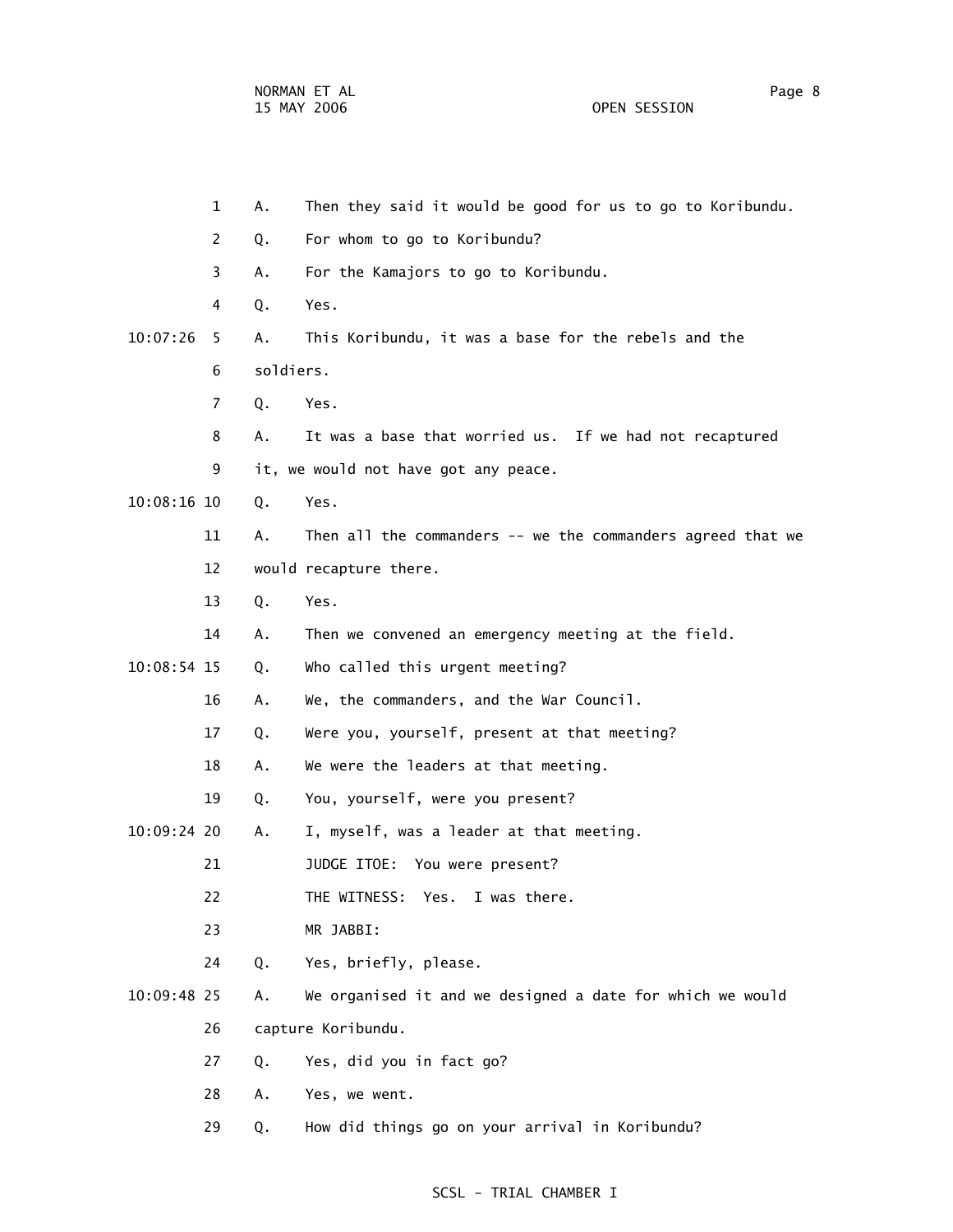1 A. Then they said it would be good for us to go to Koribundu.

2 Q. For whom to go to Koribundu?

3 A. For the Kamajors to go to Koribundu.

4 Q. Yes.

10:07:26 5 A. This Koribundu, it was a base for the rebels and the

6 soldiers.

7 Q. Yes.

8 A. It was a base that worried us. If we had not recaptured

9 it, we would not have got any peace.

10:08:16 10 Q. Yes.

11 A. Then all the commanders -- we the commanders agreed that we

12 would recapture there.

13 Q. Yes.

14 A. Then we convened an emergency meeting at the field.

10:08:54 15 Q. Who called this urgent meeting?

16 A. We, the commanders, and the War Council.

17 Q. Were you, yourself, present at that meeting?

18 A. We were the leaders at that meeting.

19 Q. You, yourself, were you present?

10:09:24 20 A. I, myself, was a leader at that meeting.

21 JUDGE ITOE: You were present?

22 THE WITNESS: Yes. I was there.

23 MR JABBI:

24 Q. Yes, briefly, please.

10:09:48 25 A. We organised it and we designed a date for which we would

26 capture Koribundu.

27 Q. Yes, did you in fact go?

28 A. Yes, we went.

29 Q. How did things go on your arrival in Koribundu?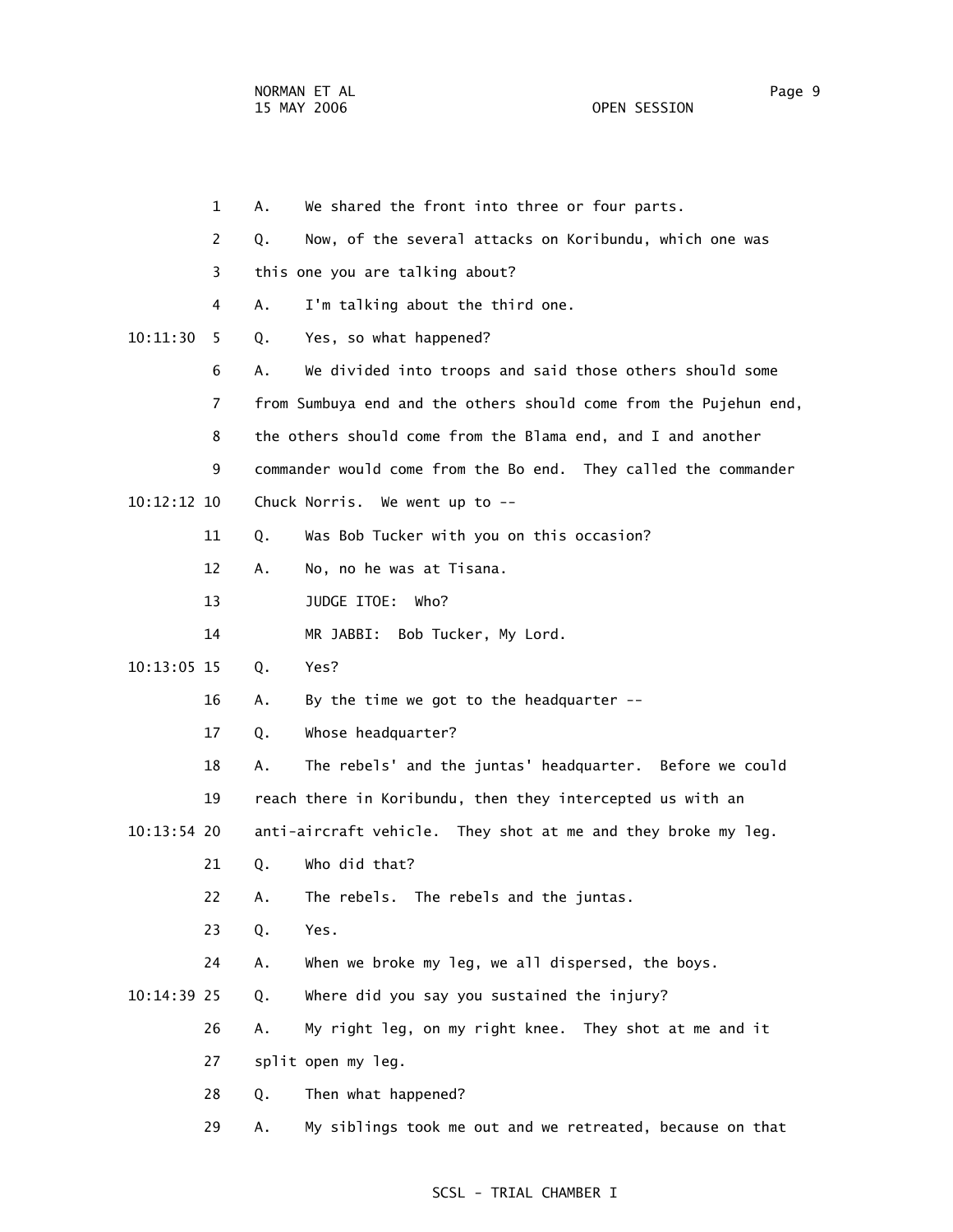A. We shared the front into three or four parts.

Q. Now, of the several attacks on Koribundu, which one was this one you are talking about?

A. I'm talking about the third one.

Q. Yes, so what happened?

A. We divided into troops and said those others should some from Sumbuya end and the others should come from the Pujehun end, the others should come from the Blama end, and I and another commander would come from the Bo end. They called the commander Chuck Norris. We went up to --

Q. Was Bob Tucker with you on this occasion?

A. No, no he was at Tisana.

JUDGE ITOE: Who?

MR JABBI: Bob Tucker, My Lord.

Q. Yes?

A. By the time we got to the headquarter --

Q. Whose headquarter?

A. The rebels' and the juntas' headquarter. Before we could reach there in Koribundu, then they intercepted us with an anti-aircraft vehicle. They shot at me and they broke my leg.

Q. Who did that?

A. The rebels. The rebels and the juntas.

Q. Yes.

A. When we broke my leg, we all dispersed, the boys.

Q. Where did you say you sustained the injury?

A. My right leg, on my right knee. They shot at me and it split open my leg.

Q. Then what happened?

A. My siblings took me out and we retreated, because on that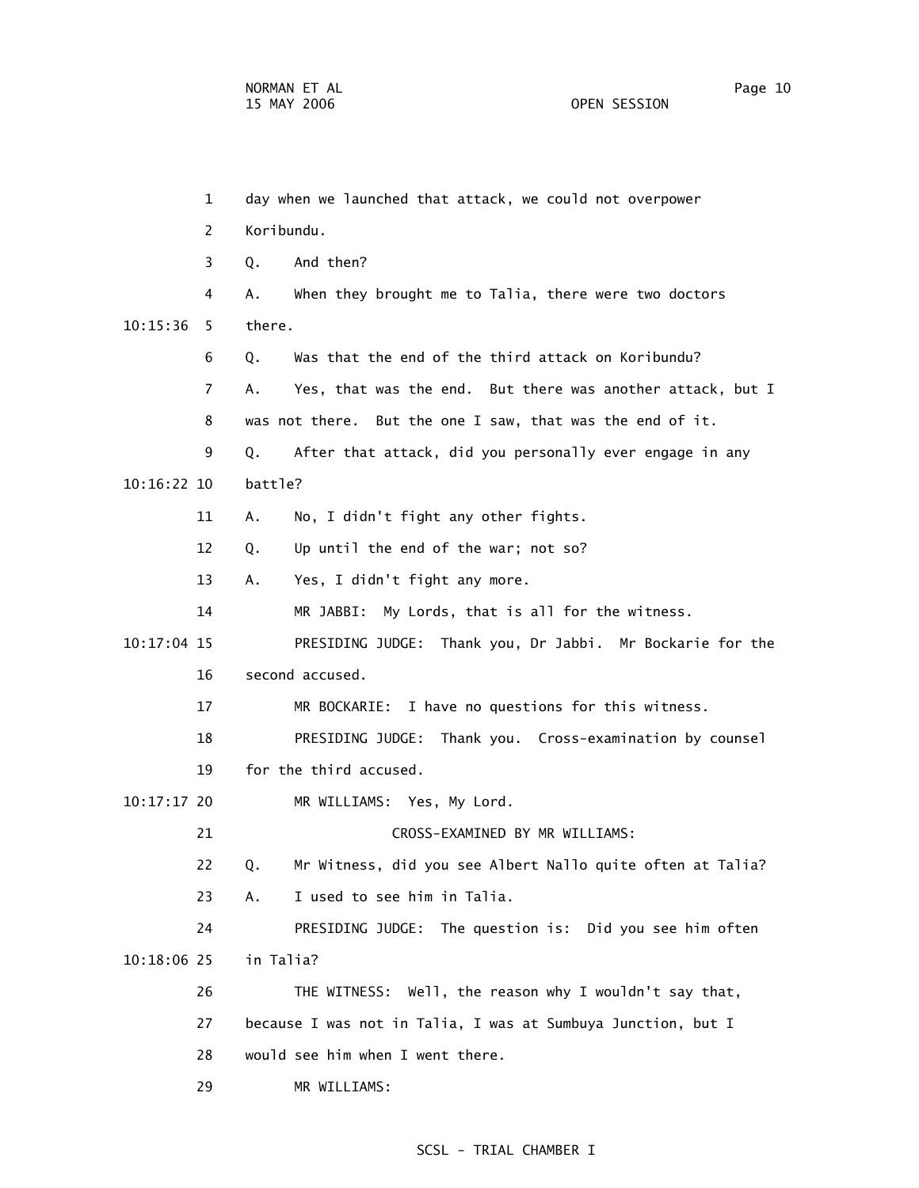1 day when we launched that attack, we could not overpower

2 Koribundu.

3 Q. And then?

4 A. When they brought me to Talia, there were two doctors

10:15:36 5 there.

6 Q. Was that the end of the third attack on Koribundu?

7 A. Yes, that was the end. But there was another attack, but I

8 was not there. But the one I saw, that was the end of it.

9 Q. After that attack, did you personally ever engage in any

10:16:22 10 battle?

11 A. No, I didn't fight any other fights.

12 Q. Up until the end of the war; not so?

13 A. Yes, I didn't fight any more.

14 MR JABBI: My Lords, that is all for the witness.

10:17:04 15 PRESIDING JUDGE: Thank you, Dr Jabbi. Mr Bockarie for the

16 second accused.

17 MR BOCKARIE: I have no questions for this witness.

18 PRESIDING JUDGE: Thank you. Cross-examination by counsel

19 for the third accused.

10:17:17 20 MR WILLIAMS: Yes, My Lord.

21 CROSS-EXAMINED BY MR WILLIAMS:

22 Q. Mr Witness, did you see Albert Nallo quite often at Talia?

23 A. I used to see him in Talia.

24 PRESIDING JUDGE: The question is: Did you see him often

10:18:06 25 in Talia?

26 THE WITNESS: Well, the reason why I wouldn't say that,

27 because I was not in Talia, I was at Sumbuya Junction, but I

28 would see him when I went there.

29 MR WILLIAMS: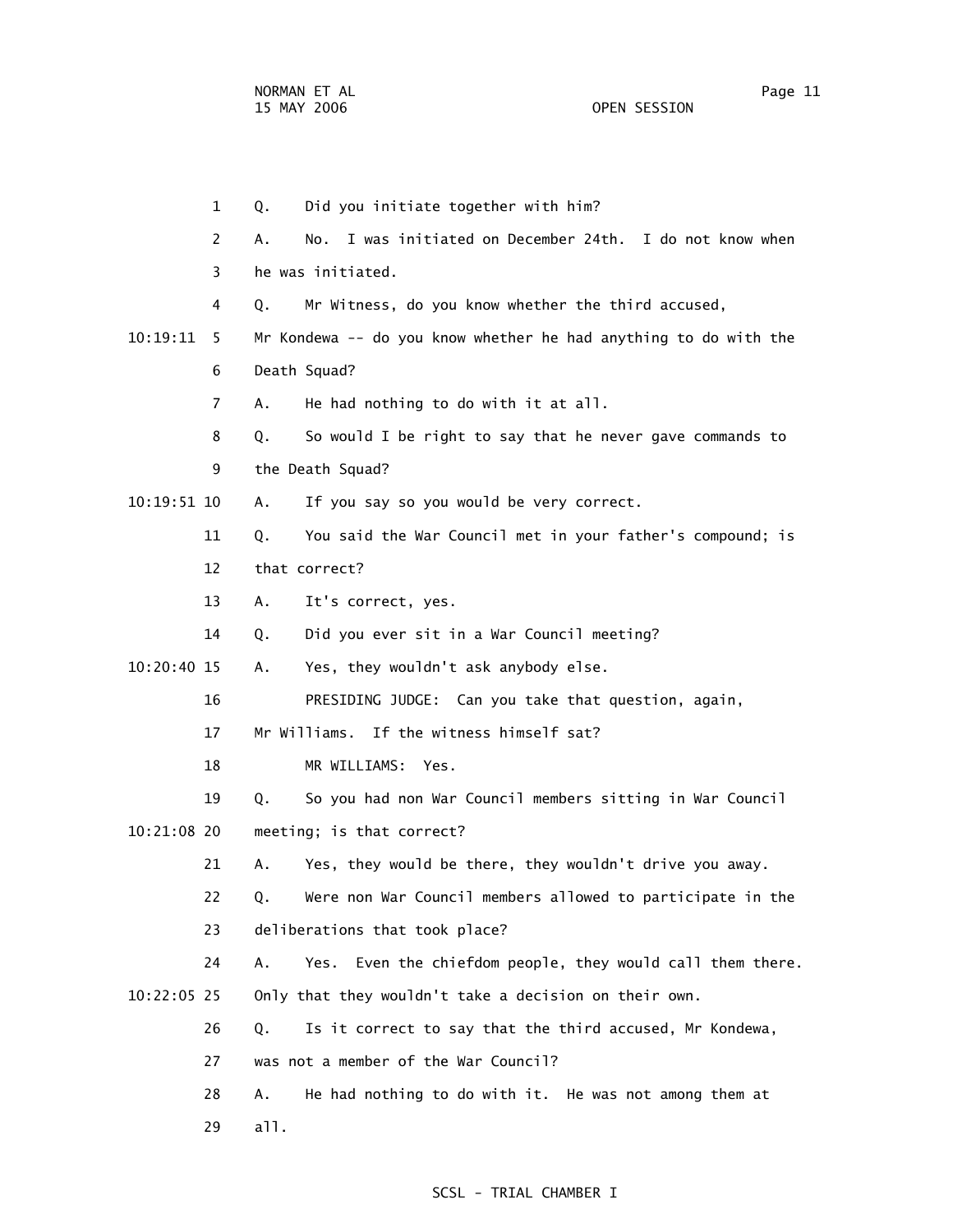1 Q. Did you initiate together with him?

2 A. No. I was initiated on December 24th. I do not know when

3 he was initiated.

4 Q. Mr Witness, do you know whether the third accused,

10:19:11 5 Mr Kondewa -- do you know whether he had anything to do with the

6 Death Squad?

7 A. He had nothing to do with it at all.

8 Q. So would I be right to say that he never gave commands to

9 the Death Squad?

10:19:51 10 A. If you say so you would be very correct.

11 Q. You said the War Council met in your father's compound; is

12 that correct?

13 A. It's correct, yes.

14 Q. Did you ever sit in a War Council meeting?

10:20:40 15 A. Yes, they wouldn't ask anybody else.

16 PRESIDING JUDGE: Can you take that question, again,

17 Mr Williams. If the witness himself sat?

18 MR WILLIAMS: Yes.

19 Q. So you had non War Council members sitting in War Council

10:21:08 20 meeting; is that correct?

21 A. Yes, they would be there, they wouldn't drive you away.

22 Q. Were non War Council members allowed to participate in the

23 deliberations that took place?

24 A. Yes. Even the chiefdom people, they would call them there.

10:22:05 25 Only that they wouldn't take a decision on their own.

26 Q. Is it correct to say that the third accused, Mr Kondewa,

27 was not a member of the War Council?

28 A. He had nothing to do with it. He was not among them at

29 all.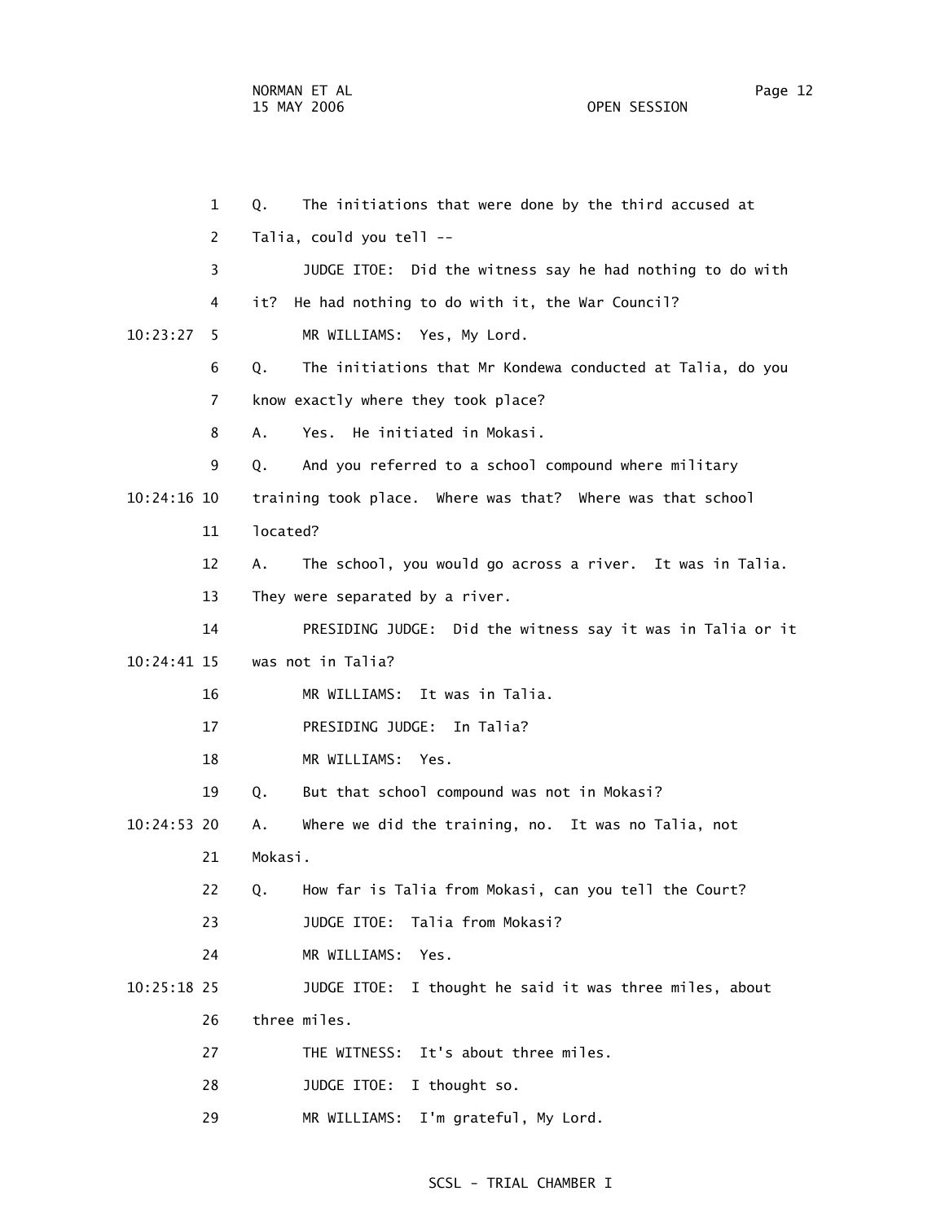Q. The initiations that were done by the third accused at Talia, could you tell --

JUDGE ITOE: Did the witness say he had nothing to do with it? He had nothing to do with it, the War Council?

MR WILLIAMS: Yes, My Lord.

Q. The initiations that Mr Kondewa conducted at Talia, do you know exactly where they took place?

A. Yes. He initiated in Mokasi.

Q. And you referred to a school compound where military training took place. Where was that? Where was that school located?

A. The school, you would go across a river. It was in Talia. They were separated by a river.

PRESIDING JUDGE: Did the witness say it was in Talia or it was not in Talia?

MR WILLIAMS: It was in Talia.

PRESIDING JUDGE: In Talia?

MR WILLIAMS: Yes.

Q. But that school compound was not in Mokasi?

A. Where we did the training, no. It was no Talia, not Mokasi.

Q. How far is Talia from Mokasi, can you tell the Court?

JUDGE ITOE: Talia from Mokasi?

MR WILLIAMS: Yes.

JUDGE ITOE: I thought he said it was three miles, about three miles.

THE WITNESS: It's about three miles.

JUDGE ITOE: I thought so.

MR WILLIAMS: I'm grateful, My Lord.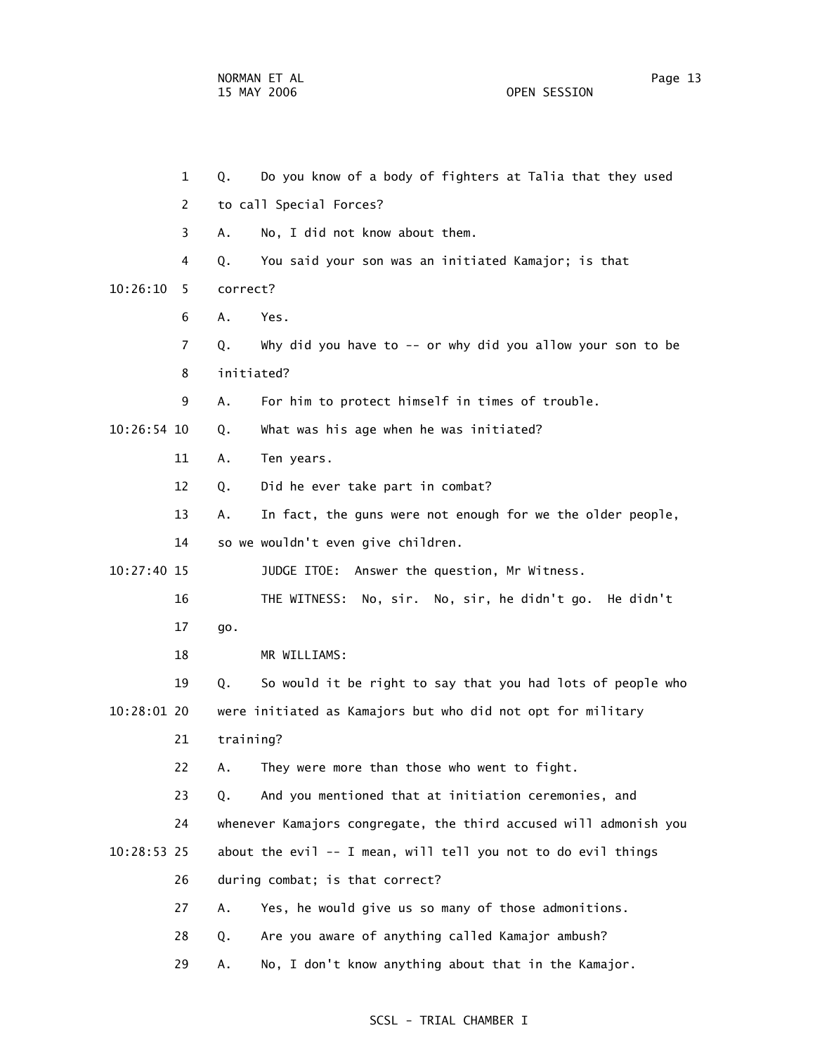1 Q. Do you know of a body of fighters at Talia that they used

2 to call Special Forces?

3 A. No, I did not know about them.

4 Q. You said your son was an initiated Kamajor; is that

10:26:10 5 correct?

6 A. Yes.

7 Q. Why did you have to -- or why did you allow your son to be

8 initiated?

9 A. For him to protect himself in times of trouble.

10:26:54 10 Q. What was his age when he was initiated?

11 A. Ten years.

12 Q. Did he ever take part in combat?

13 A. In fact, the guns were not enough for we the older people,

14 so we wouldn't even give children.

10:27:40 15 JUDGE ITOE: Answer the question, Mr Witness.

16 THE WITNESS: No, sir. No, sir, he didn't go. He didn't

17 go.

18 MR WILLIAMS:

19 Q. So would it be right to say that you had lots of people who

10:28:01 20 were initiated as Kamajors but who did not opt for military

21 training?

22 A. They were more than those who went to fight.

23 Q. And you mentioned that at initiation ceremonies, and

24 whenever Kamajors congregate, the third accused will admonish you

10:28:53 25 about the evil -- I mean, will tell you not to do evil things

26 during combat; is that correct?

27 A. Yes, he would give us so many of those admonitions.

28 Q. Are you aware of anything called Kamajor ambush?

29 A. No, I don't know anything about that in the Kamajor.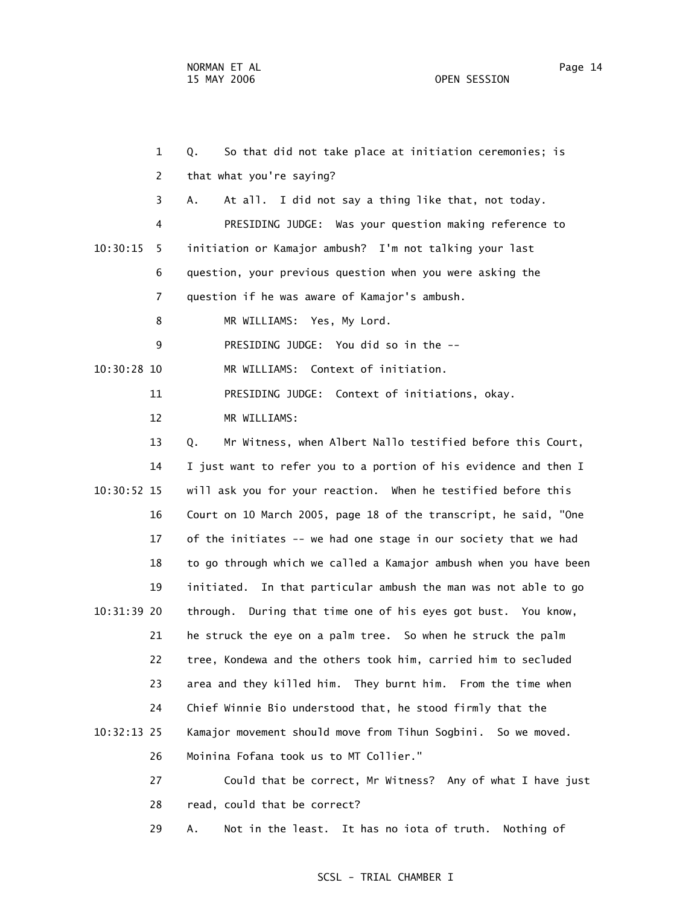1 Q. So that did not take place at initiation ceremonies; is

2 that what you're saying?

3 A. At all. I did not say a thing like that, not today.

4 PRESIDING JUDGE: Was your question making reference to

10:30:15 5 initiation or Kamajor ambush? I'm not talking your last

6 question, your previous question when you were asking the

7 question if he was aware of Kamajor's ambush.

8 MR WILLIAMS: Yes, My Lord.

9 PRESIDING JUDGE: You did so in the --

10:30:28 10 MR WILLIAMS: Context of initiation.

11 PRESIDING JUDGE: Context of initiations, okay.

12 MR WILLIAMS:

13 Q. Mr Witness, when Albert Nallo testified before this Court,

14 I just want to refer you to a portion of his evidence and then I

10:30:52 15 will ask you for your reaction. When he testified before this

16 Court on 10 March 2005, page 18 of the transcript, he said, "One

17 of the initiates -- we had one stage in our society that we had

18 to go through which we called a Kamajor ambush when you have been

19 initiated. In that particular ambush the man was not able to go

10:31:39 20 through. During that time one of his eyes got bust. You know,

21 he struck the eye on a palm tree. So when he struck the palm

22 tree, Kondewa and the others took him, carried him to secluded

23 area and they killed him. They burnt him. From the time when

24 Chief Winnie Bio understood that, he stood firmly that the

10:32:13 25 Kamajor movement should move from Tihun Sogbini. So we moved.

26 Moinina Fofana took us to MT Collier."

27 Could that be correct, Mr Witness? Any of what I have just

28 read, could that be correct?

29 A. Not in the least. It has no iota of truth. Nothing of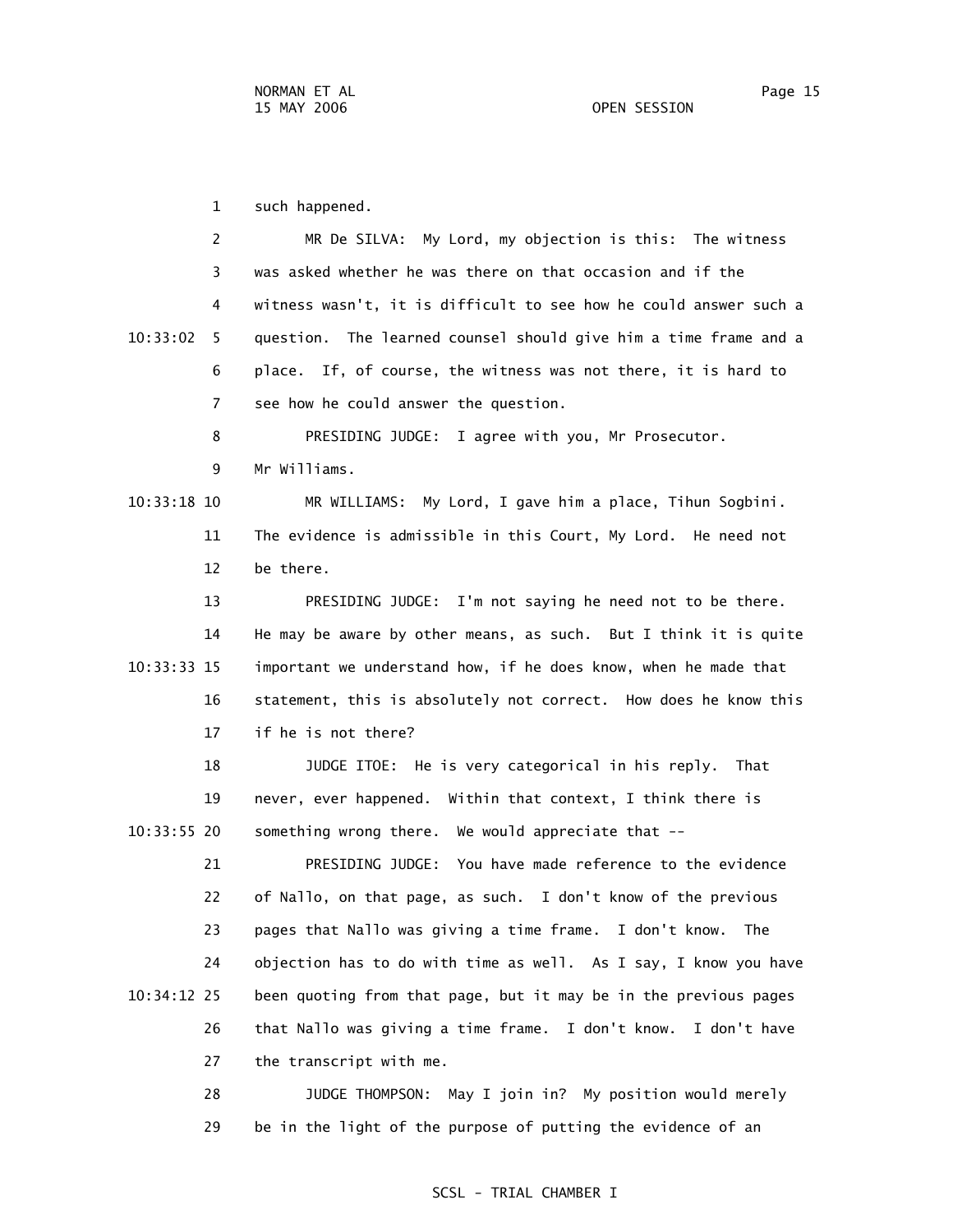such happened.

MR De SILVA: My Lord, my objection is this: The witness was asked whether he was there on that occasion and if the witness wasn't, it is difficult to see how he could answer such a question. The learned counsel should give him a time frame and a place. If, of course, the witness was not there, it is hard to see how he could answer the question.

PRESIDING JUDGE: I agree with you, Mr Prosecutor. Mr Williams.

MR WILLIAMS: My Lord, I gave him a place, Tihun Sogbini. The evidence is admissible in this Court, My Lord. He need not be there.

PRESIDING JUDGE: I'm not saying he need not to be there. He may be aware by other means, as such. But I think it is quite important we understand how, if he does know, when he made that statement, this is absolutely not correct. How does he know this if he is not there?

JUDGE ITOE: He is very categorical in his reply. That never, ever happened. Within that context, I think there is something wrong there. We would appreciate that --

PRESIDING JUDGE: You have made reference to the evidence of Nallo, on that page, as such. I don't know of the previous pages that Nallo was giving a time frame. I don't know. The objection has to do with time as well. As I say, I know you have been quoting from that page, but it may be in the previous pages that Nallo was giving a time frame. I don't know. I don't have the transcript with me.

JUDGE THOMPSON: May I join in? My position would merely be in the light of the purpose of putting the evidence of an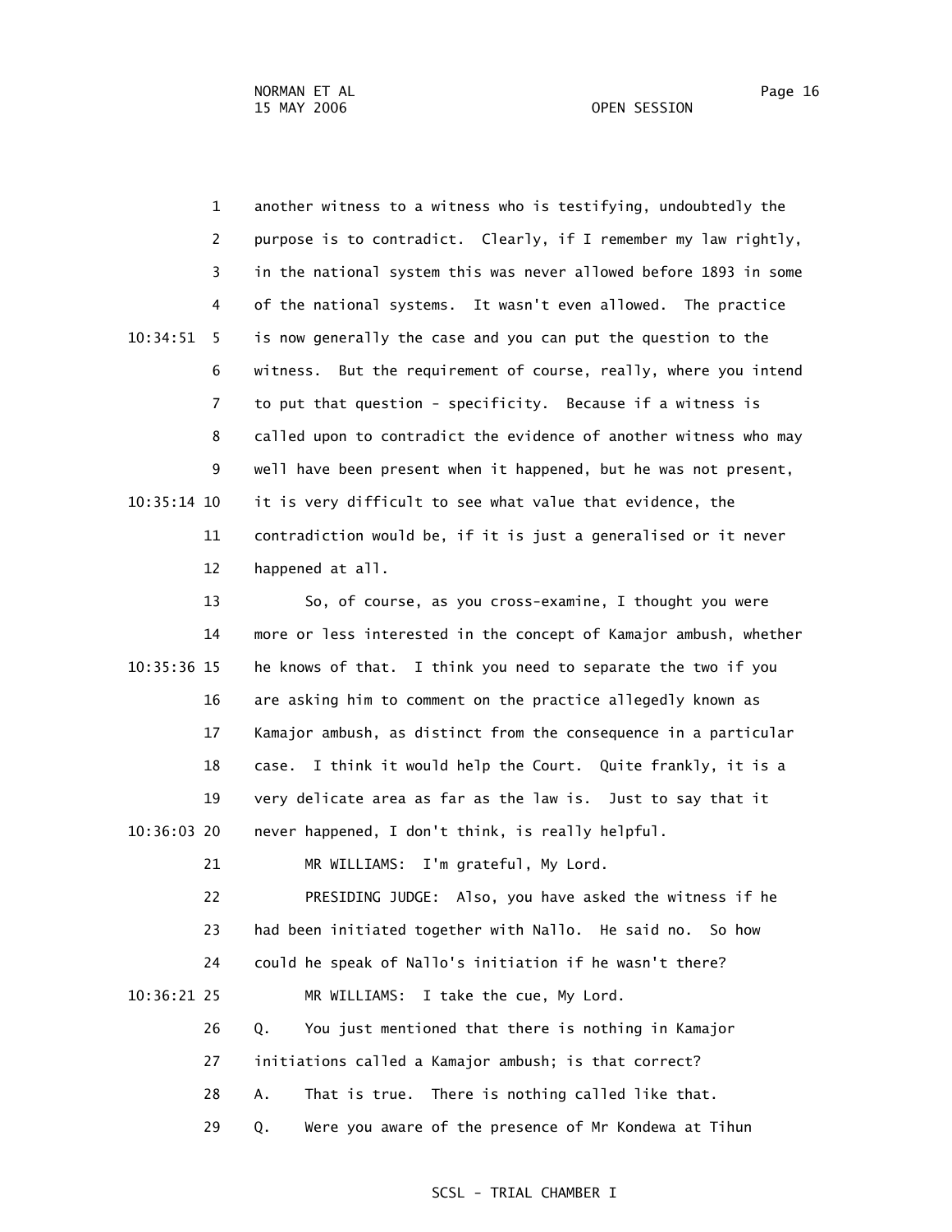another witness to a witness who is testifying, undoubtedly the purpose is to contradict. Clearly, if I remember my law rightly, in the national system this was never allowed before 1893 in some of the national systems. It wasn't even allowed. The practice is now generally the case and you can put the question to the witness. But the requirement of course, really, where you intend to put that question - specificity. Because if a witness is called upon to contradict the evidence of another witness who may well have been present when it happened, but he was not present, it is very difficult to see what value that evidence, the contradiction would be, if it is just a generalised or it never happened at all.

So, of course, as you cross-examine, I thought you were more or less interested in the concept of Kamajor ambush, whether he knows of that. I think you need to separate the two if you are asking him to comment on the practice allegedly known as Kamajor ambush, as distinct from the consequence in a particular case. I think it would help the Court. Quite frankly, it is a very delicate area as far as the law is. Just to say that it never happened, I don't think, is really helpful.

MR WILLIAMS: I'm grateful, My Lord.

PRESIDING JUDGE: Also, you have asked the witness if he had been initiated together with Nallo. He said no. So how could he speak of Nallo's initiation if he wasn't there?

MR WILLIAMS: I take the cue, My Lord.

Q. You just mentioned that there is nothing in Kamajor initiations called a Kamajor ambush; is that correct?

A. That is true. There is nothing called like that.

Q. Were you aware of the presence of Mr Kondewa at Tihun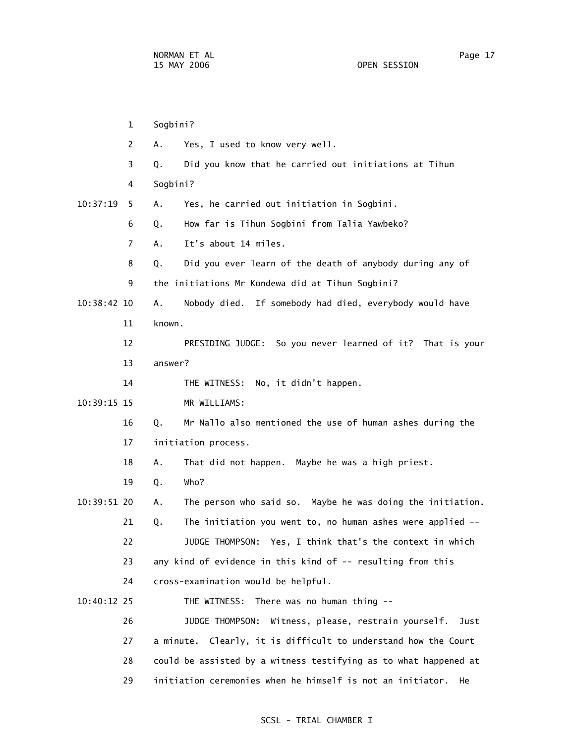1 Sogbini?

2 A. Yes, I used to know very well.

3 Q. Did you know that he carried out initiations at Tihun

4 Sogbini?

10:37:19 5 A. Yes, he carried out initiation in Sogbini.

6 Q. How far is Tihun Sogbini from Talia Yawbeko?

7 A. It's about 14 miles.

8 Q. Did you ever learn of the death of anybody during any of

9 the initiations Mr Kondewa did at Tihun Sogbini?

10:38:42 10 A. Nobody died. If somebody had died, everybody would have

11 known.

12 PRESIDING JUDGE: So you never learned of it? That is your

13 answer?

14 THE WITNESS: No, it didn't happen.

10:39:15 15 MR WILLIAMS:

16 Q. Mr Nallo also mentioned the use of human ashes during the

17 initiation process.

18 A. That did not happen. Maybe he was a high priest.

19 Q. Who?

10:39:51 20 A. The person who said so. Maybe he was doing the initiation.

21 Q. The initiation you went to, no human ashes were applied --

22 JUDGE THOMPSON: Yes, I think that's the context in which

23 any kind of evidence in this kind of -- resulting from this

24 cross-examination would be helpful.

10:40:12 25 THE WITNESS: There was no human thing --

26 JUDGE THOMPSON: Witness, please, restrain yourself. Just

27 a minute. Clearly, it is difficult to understand how the Court

28 could be assisted by a witness testifying as to what happened at

29 initiation ceremonies when he himself is not an initiator. He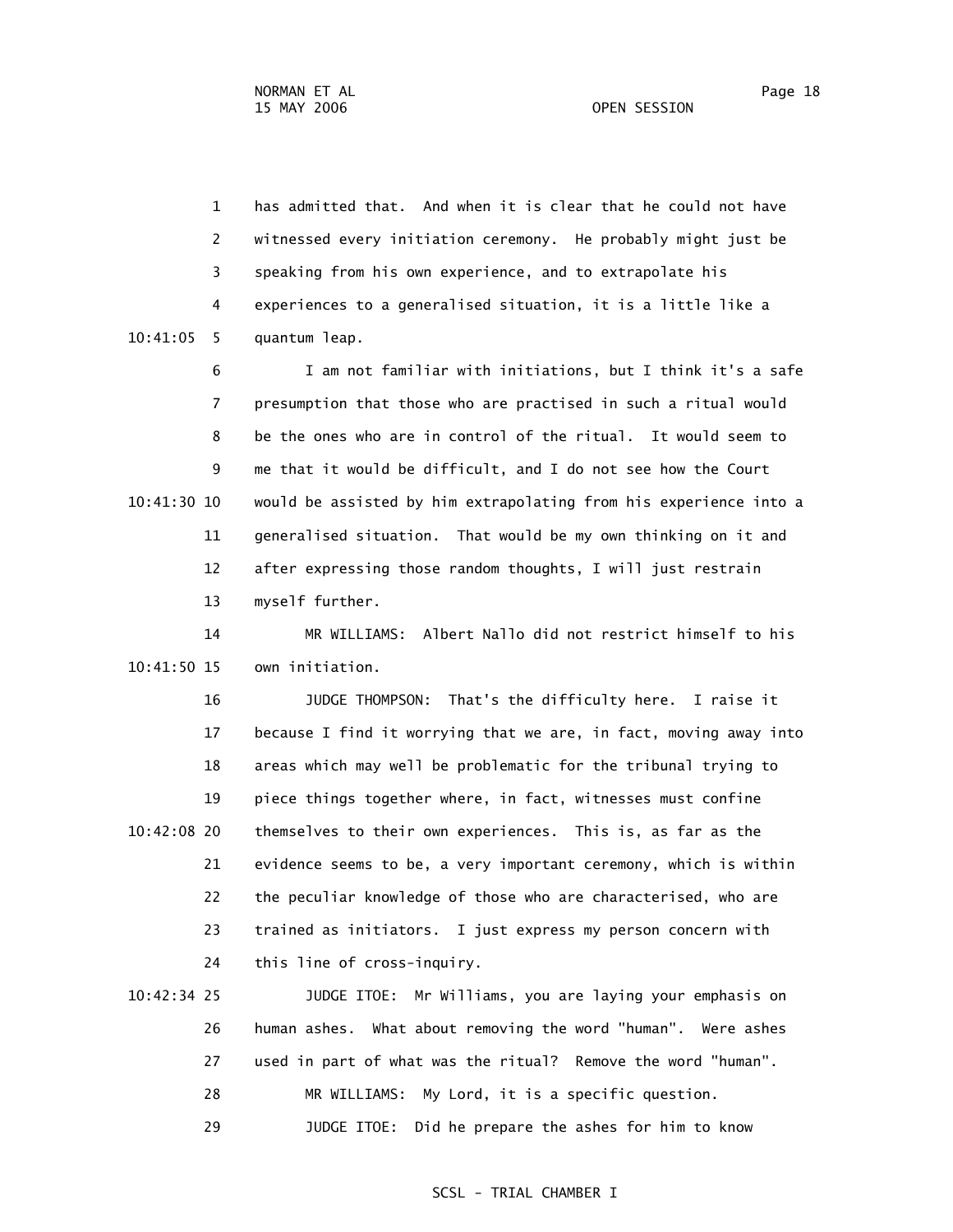has admitted that. And when it is clear that he could not have witnessed every initiation ceremony. He probably might just be speaking from his own experience, and to extrapolate his experiences to a generalised situation, it is a little like a quantum leap.

I am not familiar with initiations, but I think it's a safe presumption that those who are practised in such a ritual would be the ones who are in control of the ritual. It would seem to me that it would be difficult, and I do not see how the Court would be assisted by him extrapolating from his experience into a generalised situation. That would be my own thinking on it and after expressing those random thoughts, I will just restrain myself further.

MR WILLIAMS: Albert Nallo did not restrict himself to his own initiation.

JUDGE THOMPSON: That's the difficulty here. I raise it because I find it worrying that we are, in fact, moving away into areas which may well be problematic for the tribunal trying to piece things together where, in fact, witnesses must confine themselves to their own experiences. This is, as far as the evidence seems to be, a very important ceremony, which is within the peculiar knowledge of those who are characterised, who are trained as initiators. I just express my person concern with this line of cross-inquiry.

JUDGE ITOE: Mr Williams, you are laying your emphasis on human ashes. What about removing the word "human". Were ashes used in part of what was the ritual? Remove the word "human".

MR WILLIAMS: My Lord, it is a specific question.

JUDGE ITOE: Did he prepare the ashes for him to know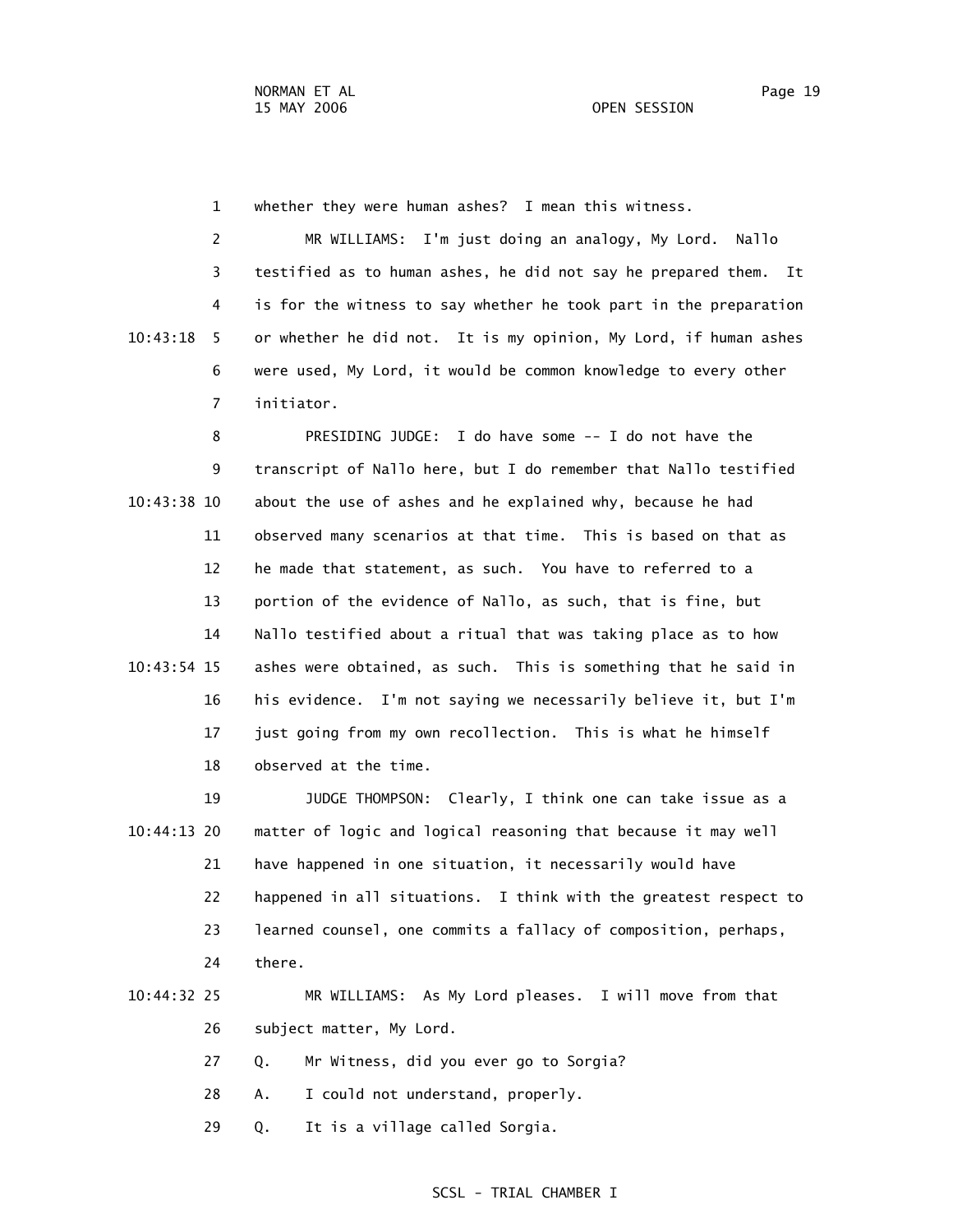whether they were human ashes? I mean this witness.

MR WILLIAMS: I'm just doing an analogy, My Lord. Nallo testified as to human ashes, he did not say he prepared them. It is for the witness to say whether he took part in the preparation or whether he did not. It is my opinion, My Lord, if human ashes were used, My Lord, it would be common knowledge to every other initiator.

PRESIDING JUDGE: I do have some -- I do not have the transcript of Nallo here, but I do remember that Nallo testified about the use of ashes and he explained why, because he had observed many scenarios at that time. This is based on that as he made that statement, as such. You have to referred to a portion of the evidence of Nallo, as such, that is fine, but Nallo testified about a ritual that was taking place as to how ashes were obtained, as such. This is something that he said in his evidence. I'm not saying we necessarily believe it, but I'm just going from my own recollection. This is what he himself observed at the time.

JUDGE THOMPSON: Clearly, I think one can take issue as a matter of logic and logical reasoning that because it may well have happened in one situation, it necessarily would have happened in all situations. I think with the greatest respect to learned counsel, one commits a fallacy of composition, perhaps, there.

MR WILLIAMS: As My Lord pleases. I will move from that subject matter, My Lord.

Q. Mr Witness, did you ever go to Sorgia?

A. I could not understand, properly.

Q. It is a village called Sorgia.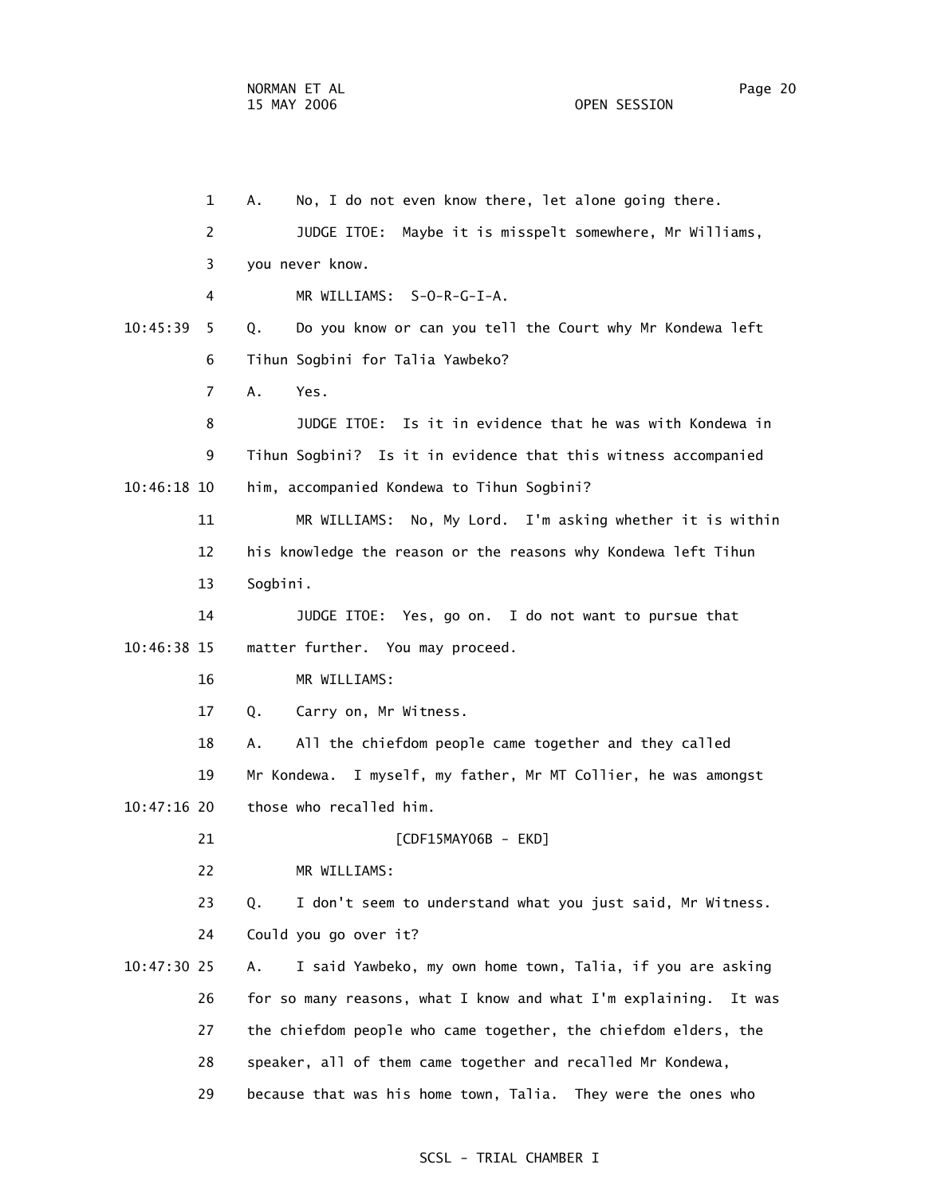1 A. No, I do not even know there, let alone going there.

2 JUDGE ITOE: Maybe it is misspelt somewhere, Mr Williams,

3 you never know.

4 MR WILLIAMS: S-O-R-G-I-A.

10:45:39 5 Q. Do you know or can you tell the Court why Mr Kondewa left

6 Tihun Sogbini for Talia Yawbeko?

7 A. Yes.

8 JUDGE ITOE: Is it in evidence that he was with Kondewa in

9 Tihun Sogbini? Is it in evidence that this witness accompanied

10:46:18 10 him, accompanied Kondewa to Tihun Sogbini?

11 MR WILLIAMS: No, My Lord. I'm asking whether it is within

12 his knowledge the reason or the reasons why Kondewa left Tihun

13 Sogbini.

14 JUDGE ITOE: Yes, go on. I do not want to pursue that

10:46:38 15 matter further. You may proceed.

16 MR WILLIAMS:

17 Q. Carry on, Mr Witness.

18 A. All the chiefdom people came together and they called

19 Mr Kondewa. I myself, my father, Mr MT Collier, he was amongst

10:47:16 20 those who recalled him.

21 [CDF15MAY06B - EKD]

22 MR WILLIAMS:

23 Q. I don't seem to understand what you just said, Mr Witness.

24 Could you go over it?

10:47:30 25 A. I said Yawbeko, my own home town, Talia, if you are asking

26 for so many reasons, what I know and what I'm explaining. It was

27 the chiefdom people who came together, the chiefdom elders, the

28 speaker, all of them came together and recalled Mr Kondewa,

29 because that was his home town, Talia. They were the ones who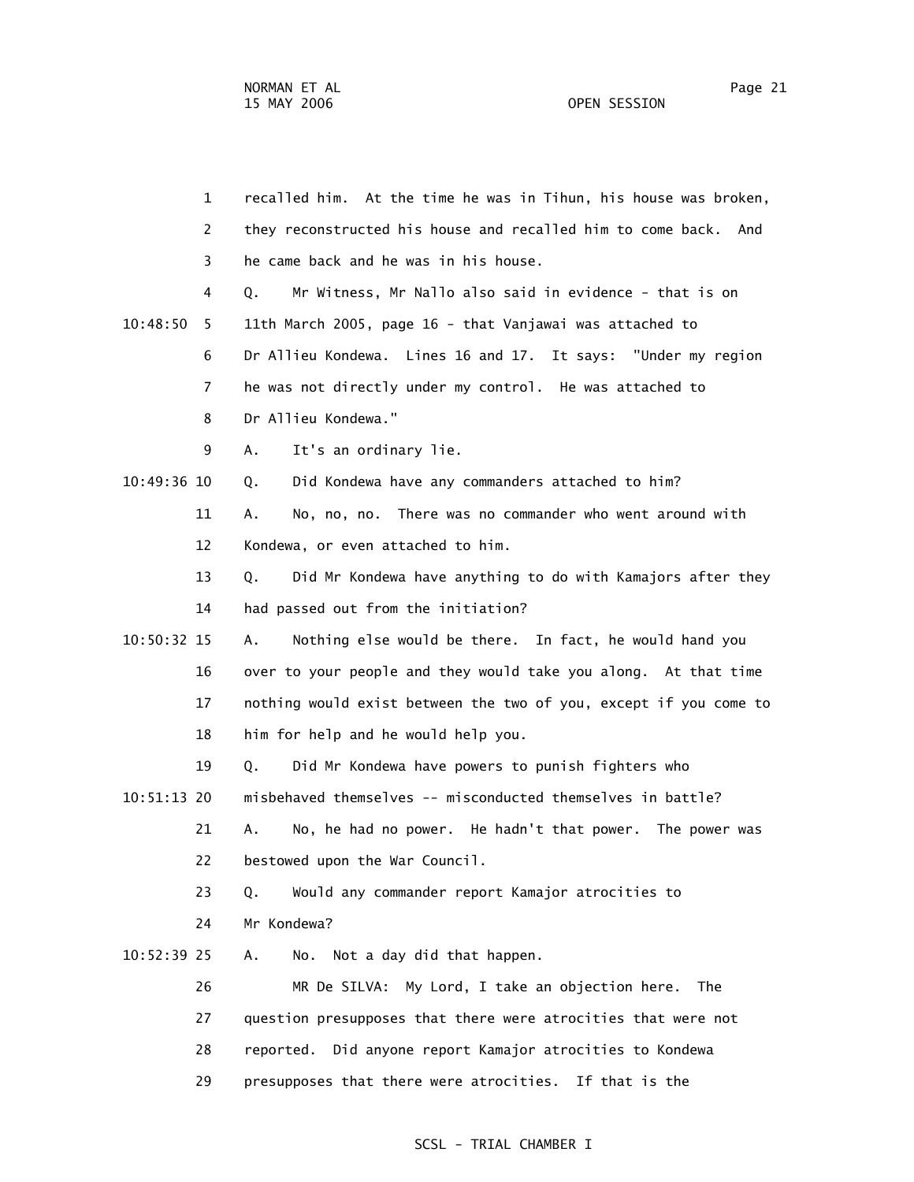recalled him. At the time he was in Tihun, his house was broken, they reconstructed his house and recalled him to come back. And he came back and he was in his house.

Q. Mr Witness, Mr Nallo also said in evidence - that is on 11th March 2005, page 16 - that Vanjawai was attached to Dr Allieu Kondewa. Lines 16 and 17. It says: "Under my region he was not directly under my control. He was attached to Dr Allieu Kondewa."

A. It's an ordinary lie.

Q. Did Kondewa have any commanders attached to him?

A. No, no, no. There was no commander who went around with Kondewa, or even attached to him.

Q. Did Mr Kondewa have anything to do with Kamajors after they had passed out from the initiation?

A. Nothing else would be there. In fact, he would hand you over to your people and they would take you along. At that time nothing would exist between the two of you, except if you come to him for help and he would help you.

Q. Did Mr Kondewa have powers to punish fighters who misbehaved themselves -- misconducted themselves in battle?

A. No, he had no power. He hadn't that power. The power was bestowed upon the War Council.

Q. Would any commander report Kamajor atrocities to Mr Kondewa?

A. No. Not a day did that happen.

MR De SILVA: My Lord, I take an objection here. The question presupposes that there were atrocities that were not reported. Did anyone report Kamajor atrocities to Kondewa presupposes that there were atrocities. If that is the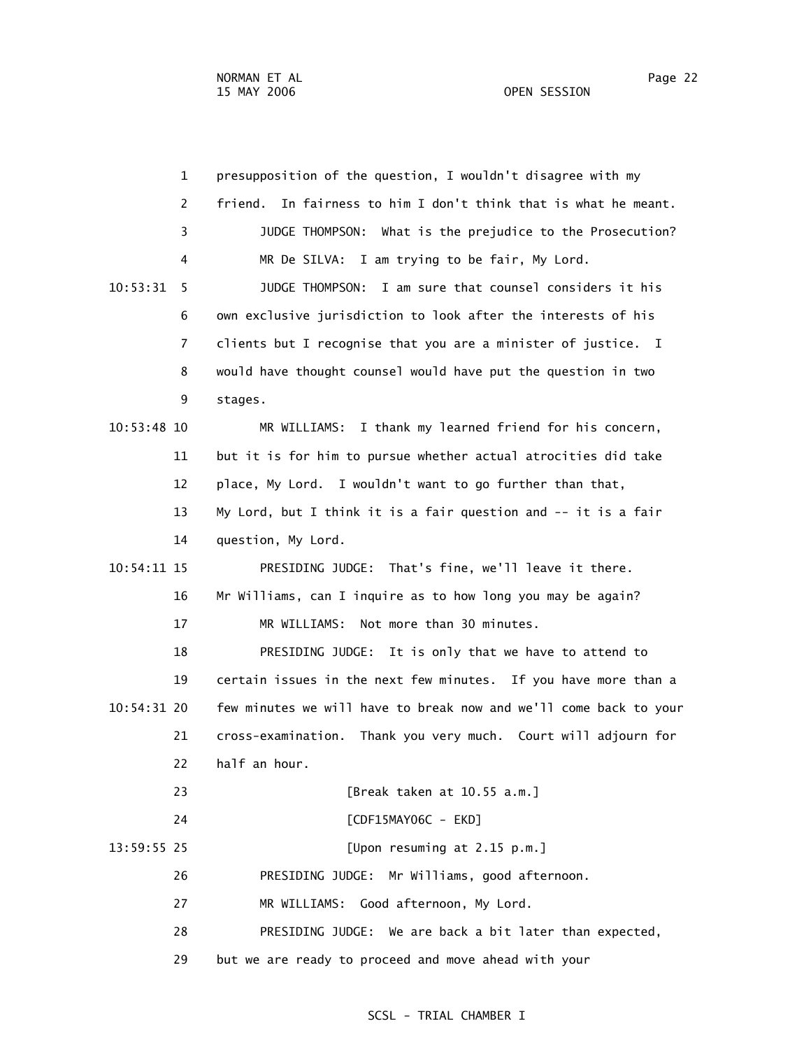1 presupposition of the question, I wouldn't disagree with my

2 friend. In fairness to him I don't think that is what he meant.

3 JUDGE THOMPSON: What is the prejudice to the Prosecution?

4 MR De SILVA: I am trying to be fair, My Lord.

10:53:31 5 JUDGE THOMPSON: I am sure that counsel considers it his

6 own exclusive jurisdiction to look after the interests of his

7 clients but I recognise that you are a minister of justice. I

8 would have thought counsel would have put the question in two

9 stages.

10:53:48 10 MR WILLIAMS: I thank my learned friend for his concern,

11 but it is for him to pursue whether actual atrocities did take

12 place, My Lord. I wouldn't want to go further than that,

13 My Lord, but I think it is a fair question and -- it is a fair

14 question, My Lord.

10:54:11 15 PRESIDING JUDGE: That's fine, we'll leave it there.

16 Mr Williams, can I inquire as to how long you may be again?

17 MR WILLIAMS: Not more than 30 minutes.

18 PRESIDING JUDGE: It is only that we have to attend to

19 certain issues in the next few minutes. If you have more than a

10:54:31 20 few minutes we will have to break now and we'll come back to your

21 cross-examination. Thank you very much. Court will adjourn for

22 half an hour.

23 [Break taken at 10.55 a.m.]

24 [CDF15MAY06C - EKD]

13:59:55 25 [Upon resuming at 2.15 p.m.]

26 PRESIDING JUDGE: Mr Williams, good afternoon.

27 MR WILLIAMS: Good afternoon, My Lord.

28 PRESIDING JUDGE: We are back a bit later than expected,

29 but we are ready to proceed and move ahead with your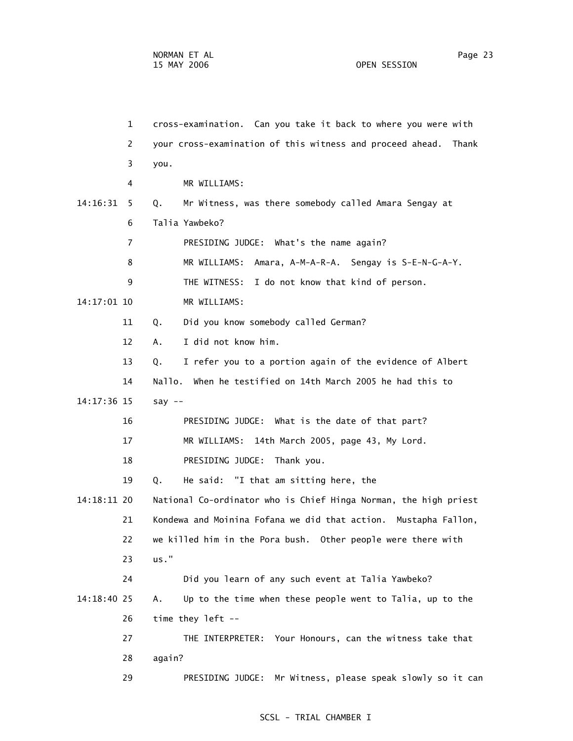cross-examination. Can you take it back to where you were with your cross-examination of this witness and proceed ahead. Thank you.

MR WILLIAMS:

Q. Mr Witness, was there somebody called Amara Sengay at Talia Yawbeko?

PRESIDING JUDGE: What's the name again?

MR WILLIAMS: Amara, A-M-A-R-A. Sengay is S-E-N-G-A-Y.

THE WITNESS: I do not know that kind of person.

MR WILLIAMS:

Q. Did you know somebody called German?

A. I did not know him.

Q. I refer you to a portion again of the evidence of Albert Nallo. When he testified on 14th March 2005 he had this to say --

PRESIDING JUDGE: What is the date of that part?

MR WILLIAMS: 14th March 2005, page 43, My Lord.

PRESIDING JUDGE: Thank you.

Q. He said: "I that am sitting here, the National Co-ordinator who is Chief Hinga Norman, the high priest Kondewa and Moinina Fofana we did that action. Mustapha Fallon, we killed him in the Pora bush. Other people were there with us."

Did you learn of any such event at Talia Yawbeko?

A. Up to the time when these people went to Talia, up to the time they left --

THE INTERPRETER: Your Honours, can the witness take that again?

PRESIDING JUDGE: Mr Witness, please speak slowly so it can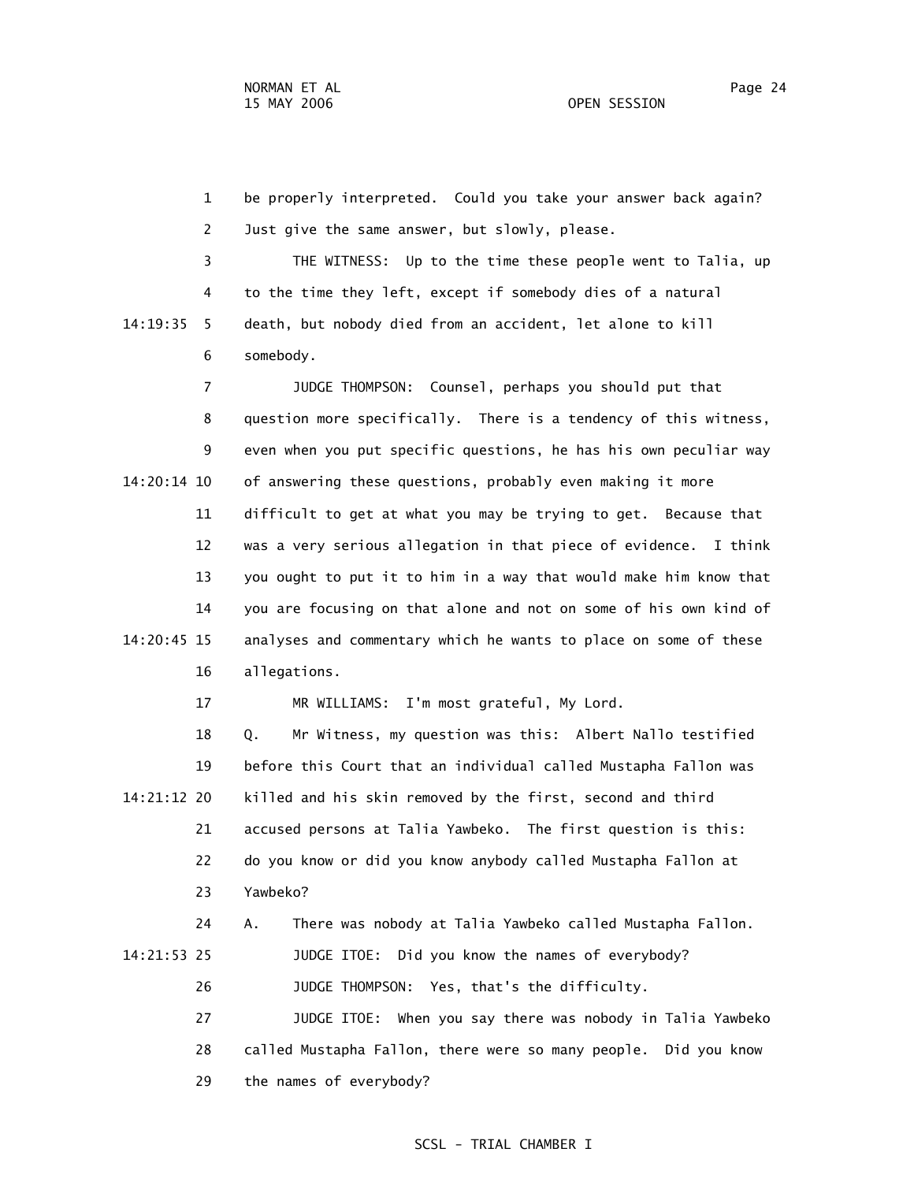be properly interpreted. Could you take your answer back again? Just give the same answer, but slowly, please.

THE WITNESS: Up to the time these people went to Talia, up to the time they left, except if somebody dies of a natural death, but nobody died from an accident, let alone to kill somebody.

JUDGE THOMPSON: Counsel, perhaps you should put that question more specifically. There is a tendency of this witness, even when you put specific questions, he has his own peculiar way of answering these questions, probably even making it more difficult to get at what you may be trying to get. Because that was a very serious allegation in that piece of evidence. I think you ought to put it to him in a way that would make him know that you are focusing on that alone and not on some of his own kind of analyses and commentary which he wants to place on some of these allegations.

MR WILLIAMS: I'm most grateful, My Lord.

Q. Mr Witness, my question was this: Albert Nallo testified before this Court that an individual called Mustapha Fallon was killed and his skin removed by the first, second and third accused persons at Talia Yawbeko. The first question is this: do you know or did you know anybody called Mustapha Fallon at Yawbeko?

A. There was nobody at Talia Yawbeko called Mustapha Fallon.

JUDGE ITOE: Did you know the names of everybody?

JUDGE THOMPSON: Yes, that's the difficulty.

JUDGE ITOE: When you say there was nobody in Talia Yawbeko called Mustapha Fallon, there were so many people. Did you know the names of everybody?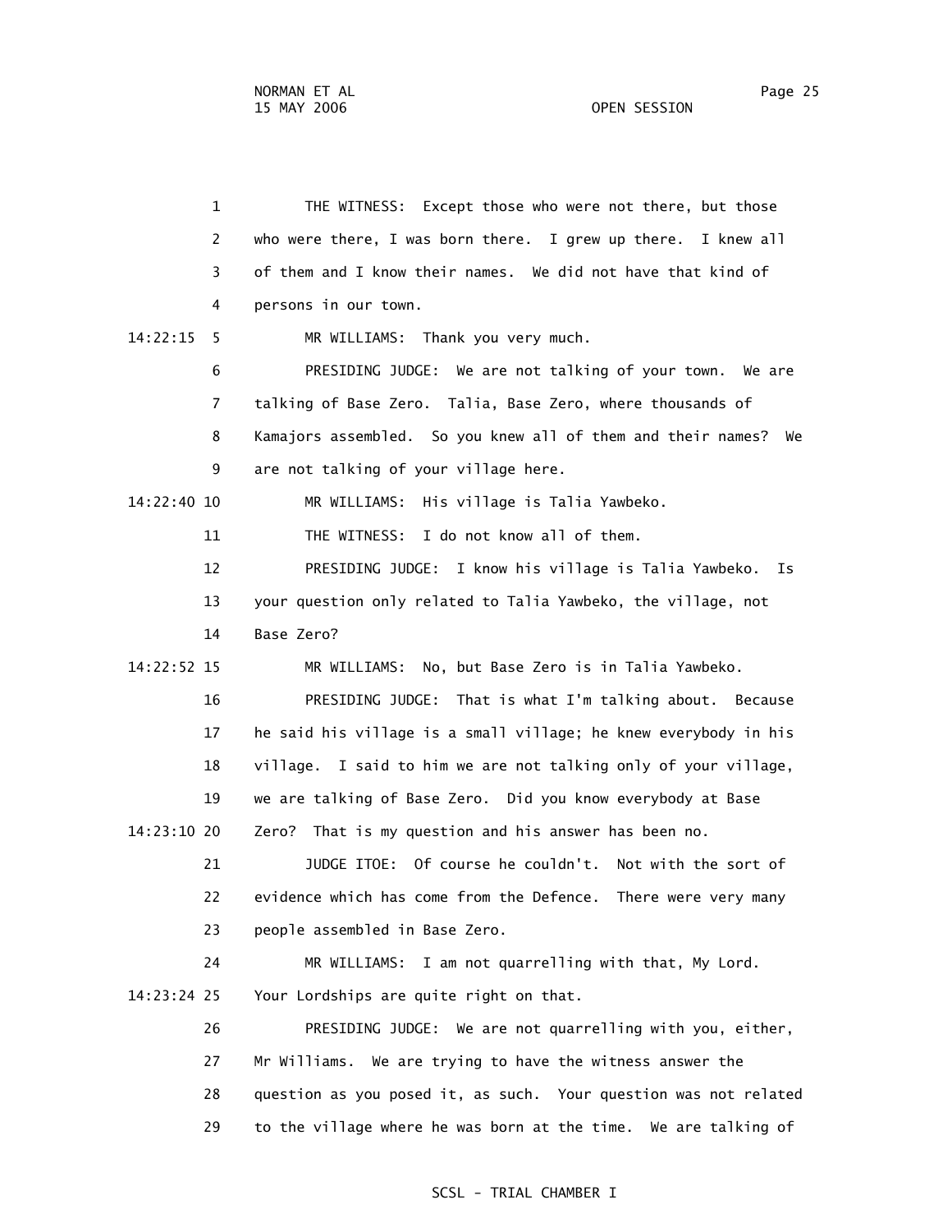THE WITNESS: Except those who were not there, but those who were there, I was born there. I grew up there. I knew all of them and I know their names. We did not have that kind of persons in our town.

MR WILLIAMS: Thank you very much.

PRESIDING JUDGE: We are not talking of your town. We are talking of Base Zero. Talia, Base Zero, where thousands of Kamajors assembled. So you knew all of them and their names? We are not talking of your village here.

MR WILLIAMS: His village is Talia Yawbeko.

THE WITNESS: I do not know all of them.

PRESIDING JUDGE: I know his village is Talia Yawbeko. Is your question only related to Talia Yawbeko, the village, not Base Zero?

MR WILLIAMS: No, but Base Zero is in Talia Yawbeko.

PRESIDING JUDGE: That is what I'm talking about. Because he said his village is a small village; he knew everybody in his village. I said to him we are not talking only of your village, we are talking of Base Zero. Did you know everybody at Base Zero? That is my question and his answer has been no.

JUDGE ITOE: Of course he couldn't. Not with the sort of evidence which has come from the Defence. There were very many people assembled in Base Zero.

MR WILLIAMS: I am not quarrelling with that, My Lord. Your Lordships are quite right on that.

PRESIDING JUDGE: We are not quarrelling with you, either, Mr Williams. We are trying to have the witness answer the question as you posed it, as such. Your question was not related to the village where he was born at the time. We are talking of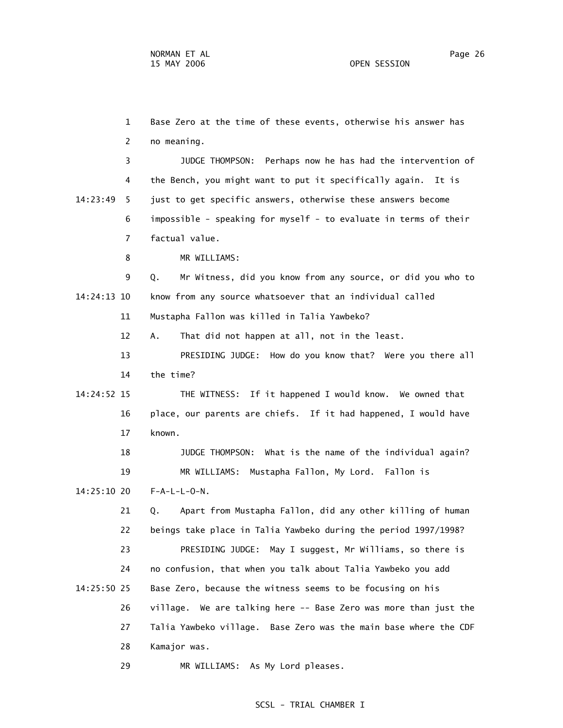1 Base Zero at the time of these events, otherwise his answer has
2 no meaning.

3 JUDGE THOMPSON: Perhaps now he has had the intervention of
4 the Bench, you might want to put it specifically again. It is
14:23:49 5 just to get specific answers, otherwise these answers become
6 impossible - speaking for myself - to evaluate in terms of their
7 factual value.

8 MR WILLIAMS:

9 Q. Mr Witness, did you know from any source, or did you who to
14:24:13 10 know from any source whatsoever that an individual called
11 Mustapha Fallon was killed in Talia Yawbeko?

12 A. That did not happen at all, not in the least.

13 PRESIDING JUDGE: How do you know that? Were you there all
14 the time?

14:24:52 15 THE WITNESS: If it happened I would know. We owned that
16 place, our parents are chiefs. If it had happened, I would have
17 known.

18 JUDGE THOMPSON: What is the name of the individual again?

19 MR WILLIAMS: Mustapha Fallon, My Lord. Fallon is
14:25:10 20 F-A-L-L-O-N.

21 Q. Apart from Mustapha Fallon, did any other killing of human
22 beings take place in Talia Yawbeko during the period 1997/1998?

23 PRESIDING JUDGE: May I suggest, Mr Williams, so there is
24 no confusion, that when you talk about Talia Yawbeko you add
14:25:50 25 Base Zero, because the witness seems to be focusing on his
26 village. We are talking here -- Base Zero was more than just the
27 Talia Yawbeko village. Base Zero was the main base where the CDF
28 Kamajor was.

29 MR WILLIAMS: As My Lord pleases.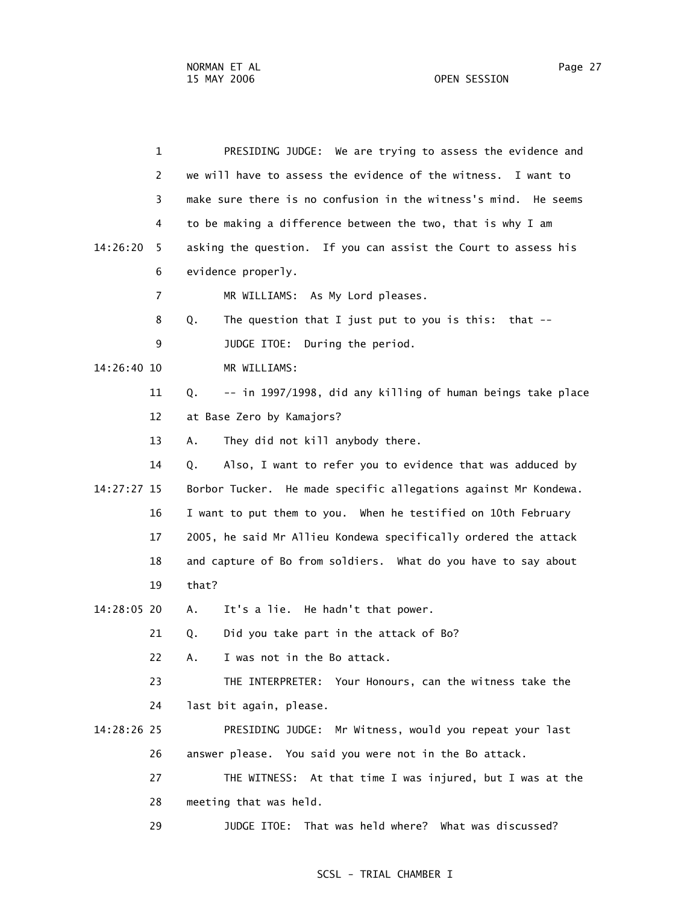PRESIDING JUDGE: We are trying to assess the evidence and we will have to assess the evidence of the witness. I want to make sure there is no confusion in the witness's mind. He seems to be making a difference between the two, that is why I am asking the question. If you can assist the Court to assess his evidence properly.

MR WILLIAMS: As My Lord pleases.

Q. The question that I just put to you is this: that --

JUDGE ITOE: During the period.

MR WILLIAMS:

Q. -- in 1997/1998, did any killing of human beings take place at Base Zero by Kamajors?

A. They did not kill anybody there.

Q. Also, I want to refer you to evidence that was adduced by Borbor Tucker. He made specific allegations against Mr Kondewa. I want to put them to you. When he testified on 10th February 2005, he said Mr Allieu Kondewa specifically ordered the attack and capture of Bo from soldiers. What do you have to say about that?

A. It's a lie. He hadn't that power.

Q. Did you take part in the attack of Bo?

A. I was not in the Bo attack.

THE INTERPRETER: Your Honours, can the witness take the last bit again, please.

PRESIDING JUDGE: Mr Witness, would you repeat your last answer please. You said you were not in the Bo attack.

THE WITNESS: At that time I was injured, but I was at the meeting that was held.

JUDGE ITOE: That was held where? What was discussed?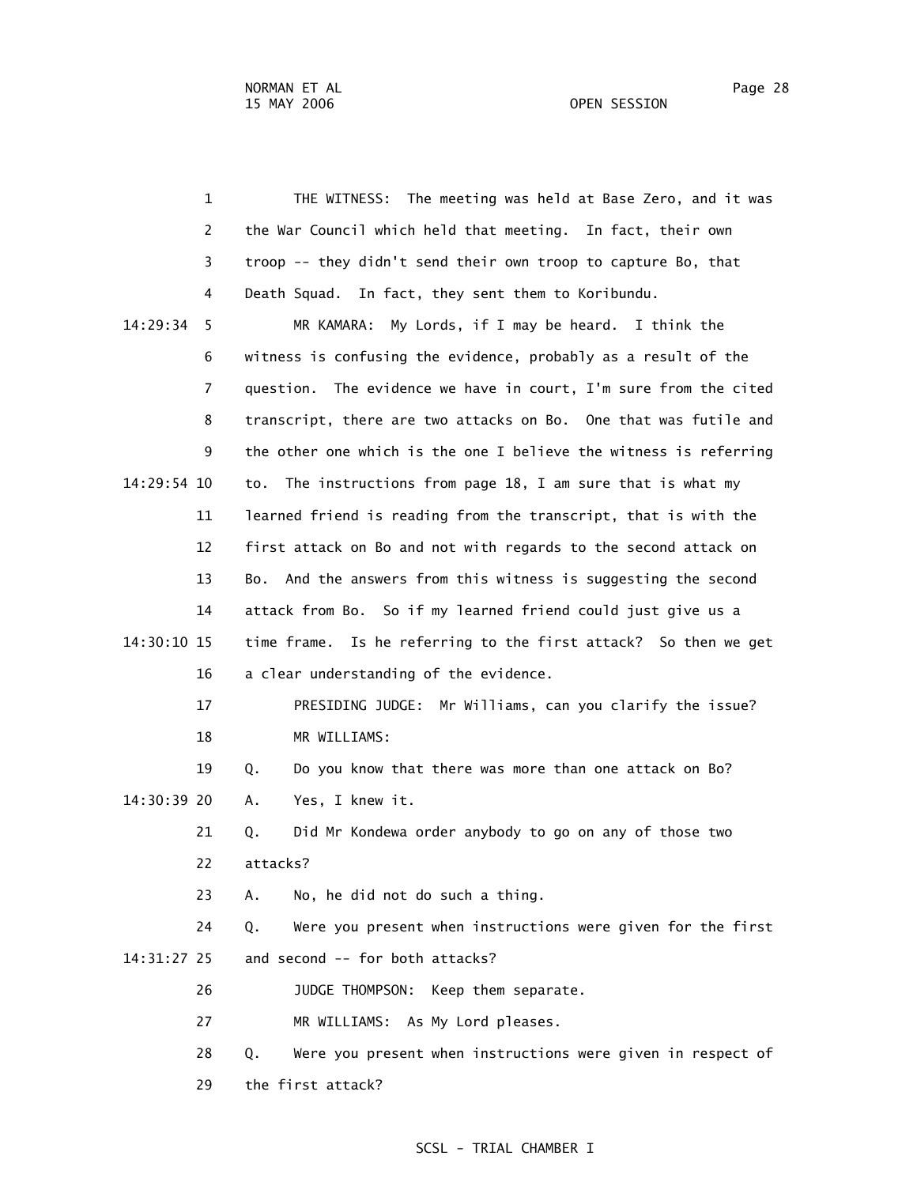THE WITNESS: The meeting was held at Base Zero, and it was the War Council which held that meeting. In fact, their own troop -- they didn't send their own troop to capture Bo, that Death Squad. In fact, they sent them to Koribundu.

MR KAMARA: My Lords, if I may be heard. I think the witness is confusing the evidence, probably as a result of the question. The evidence we have in court, I'm sure from the cited transcript, there are two attacks on Bo. One that was futile and the other one which is the one I believe the witness is referring to. The instructions from page 18, I am sure that is what my learned friend is reading from the transcript, that is with the first attack on Bo and not with regards to the second attack on Bo. And the answers from this witness is suggesting the second attack from Bo. So if my learned friend could just give us a time frame. Is he referring to the first attack? So then we get a clear understanding of the evidence.

PRESIDING JUDGE: Mr Williams, can you clarify the issue?

MR WILLIAMS:

Q. Do you know that there was more than one attack on Bo?

A. Yes, I knew it.

Q. Did Mr Kondewa order anybody to go on any of those two attacks?

A. No, he did not do such a thing.

Q. Were you present when instructions were given for the first and second -- for both attacks?

JUDGE THOMPSON: Keep them separate.

MR WILLIAMS: As My Lord pleases.

Q. Were you present when instructions were given in respect of the first attack?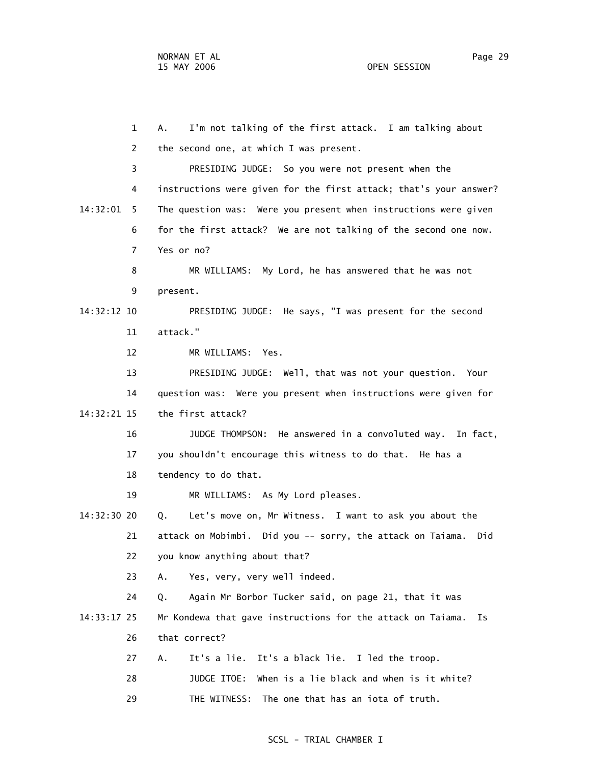A. I'm not talking of the first attack. I am talking about the second one, at which I was present.

PRESIDING JUDGE: So you were not present when the instructions were given for the first attack; that's your answer? The question was: Were you present when instructions were given for the first attack? We are not talking of the second one now. Yes or no?

MR WILLIAMS: My Lord, he has answered that he was not present.

PRESIDING JUDGE: He says, "I was present for the second attack."

MR WILLIAMS: Yes.

PRESIDING JUDGE: Well, that was not your question. Your question was: Were you present when instructions were given for the first attack?

JUDGE THOMPSON: He answered in a convoluted way. In fact, you shouldn't encourage this witness to do that. He has a tendency to do that.

MR WILLIAMS: As My Lord pleases.

Q. Let's move on, Mr Witness. I want to ask you about the attack on Mobimbi. Did you -- sorry, the attack on Taiama. Did you know anything about that?

A. Yes, very, very well indeed.

Q. Again Mr Borbor Tucker said, on page 21, that it was Mr Kondewa that gave instructions for the attack on Taiama. Is that correct?

A. It's a lie. It's a black lie. I led the troop.

JUDGE ITOE: When is a lie black and when is it white?

THE WITNESS: The one that has an iota of truth.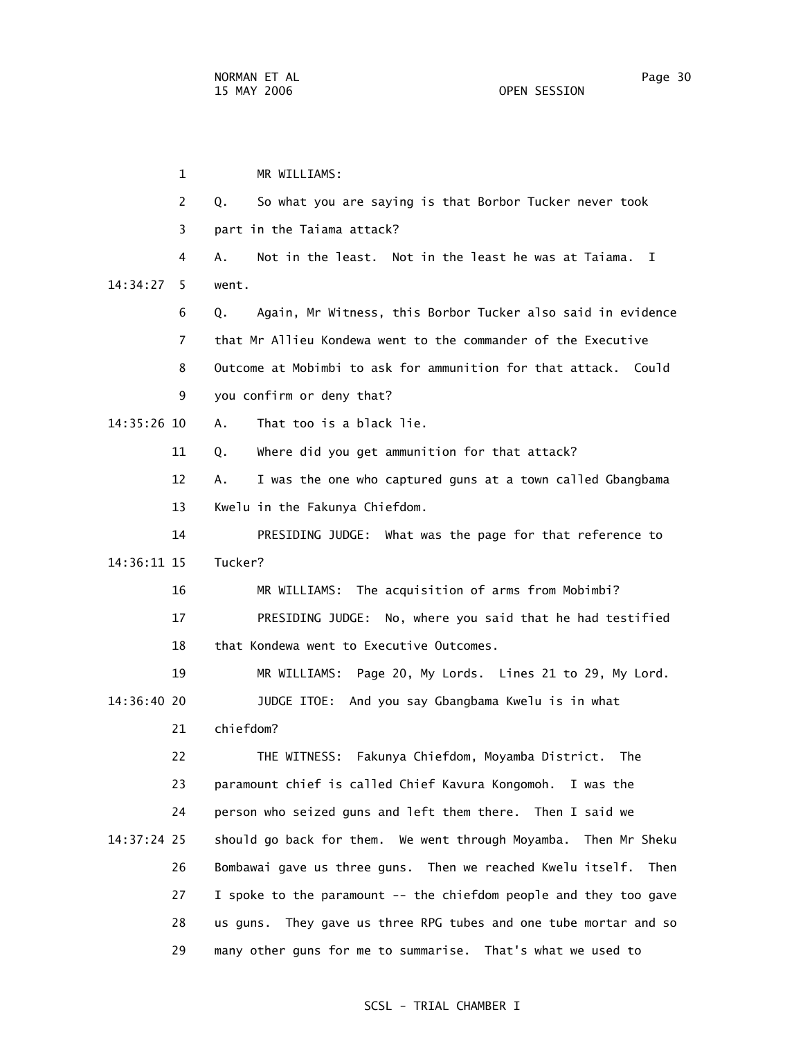MR WILLIAMS:

Q. So what you are saying is that Borbor Tucker never took part in the Taiama attack?

A. Not in the least. Not in the least he was at Taiama. I went.

Q. Again, Mr Witness, this Borbor Tucker also said in evidence that Mr Allieu Kondewa went to the commander of the Executive Outcome at Mobimbi to ask for ammunition for that attack. Could you confirm or deny that?

A. That too is a black lie.

Q. Where did you get ammunition for that attack?

A. I was the one who captured guns at a town called Gbangbama Kwelu in the Fakunya Chiefdom.

PRESIDING JUDGE: What was the page for that reference to Tucker?

MR WILLIAMS: The acquisition of arms from Mobimbi?

PRESIDING JUDGE: No, where you said that he had testified that Kondewa went to Executive Outcomes.

MR WILLIAMS: Page 20, My Lords. Lines 21 to 29, My Lord.

JUDGE ITOE: And you say Gbangbama Kwelu is in what chiefdom?

THE WITNESS: Fakunya Chiefdom, Moyamba District. The paramount chief is called Chief Kavura Kongomoh. I was the person who seized guns and left them there. Then I said we should go back for them. We went through Moyamba. Then Mr Sheku Bombawai gave us three guns. Then we reached Kwelu itself. Then I spoke to the paramount -- the chiefdom people and they too gave us guns. They gave us three RPG tubes and one tube mortar and so many other guns for me to summarise. That's what we used to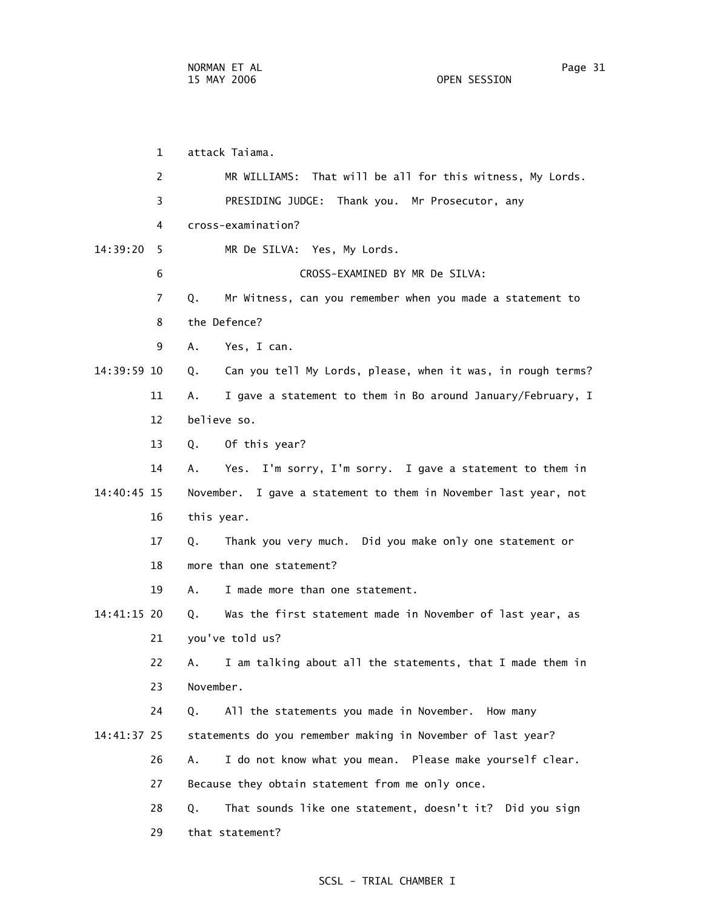1 attack Taiama.

2 MR WILLIAMS: That will be all for this witness, My Lords.

3 PRESIDING JUDGE: Thank you. Mr Prosecutor, any

4 cross-examination?

14:39:20 5 MR De SILVA: Yes, My Lords.

6 CROSS-EXAMINED BY MR De SILVA:

7 Q. Mr Witness, can you remember when you made a statement to

8 the Defence?

9 A. Yes, I can.

14:39:59 10 Q. Can you tell My Lords, please, when it was, in rough terms?

11 A. I gave a statement to them in Bo around January/February, I

12 believe so.

13 Q. Of this year?

14 A. Yes. I'm sorry, I'm sorry. I gave a statement to them in

14:40:45 15 November. I gave a statement to them in November last year, not

16 this year.

17 Q. Thank you very much. Did you make only one statement or

18 more than one statement?

19 A. I made more than one statement.

14:41:15 20 Q. Was the first statement made in November of last year, as

21 you've told us?

22 A. I am talking about all the statements, that I made them in

23 November.

24 Q. All the statements you made in November. How many

14:41:37 25 statements do you remember making in November of last year?

26 A. I do not know what you mean. Please make yourself clear.

27 Because they obtain statement from me only once.

28 Q. That sounds like one statement, doesn't it? Did you sign

29 that statement?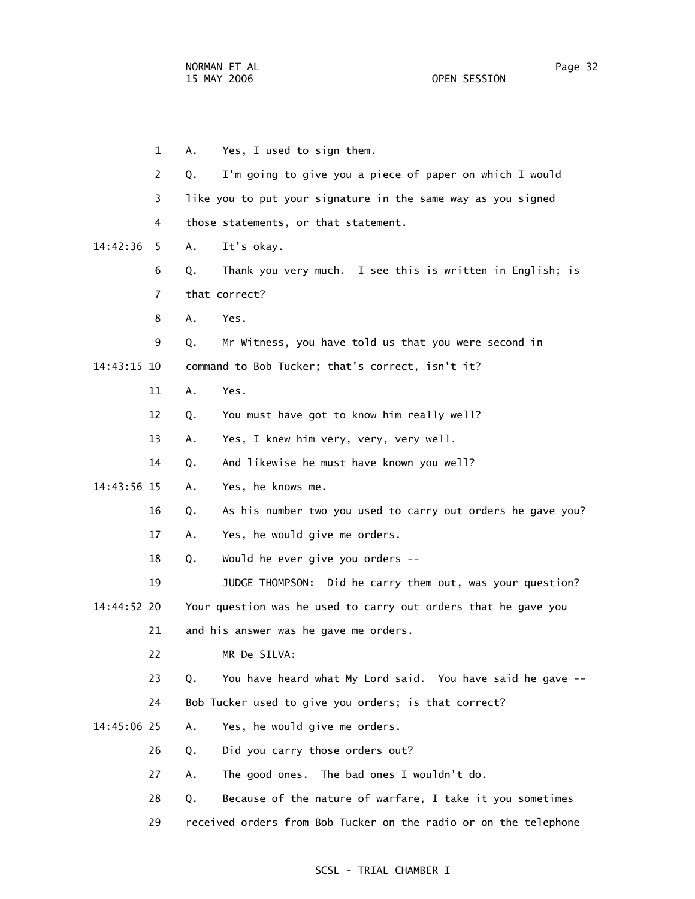A. Yes, I used to sign them.

Q. I'm going to give you a piece of paper on which I would like you to put your signature in the same way as you signed those statements, or that statement.

A. It's okay.

Q. Thank you very much. I see this is written in English; is that correct?

A. Yes.

Q. Mr Witness, you have told us that you were second in command to Bob Tucker; that's correct, isn't it?

A. Yes.

Q. You must have got to know him really well?

A. Yes, I knew him very, very, very well.

Q. And likewise he must have known you well?

A. Yes, he knows me.

Q. As his number two you used to carry out orders he gave you?

A. Yes, he would give me orders.

Q. Would he ever give you orders --

JUDGE THOMPSON: Did he carry them out, was your question? Your question was he used to carry out orders that he gave you and his answer was he gave me orders.

MR De SILVA:

Q. You have heard what My Lord said. You have said he gave -- Bob Tucker used to give you orders; is that correct?

A. Yes, he would give me orders.

Q. Did you carry those orders out?

A. The good ones. The bad ones I wouldn't do.

Q. Because of the nature of warfare, I take it you sometimes received orders from Bob Tucker on the radio or on the telephone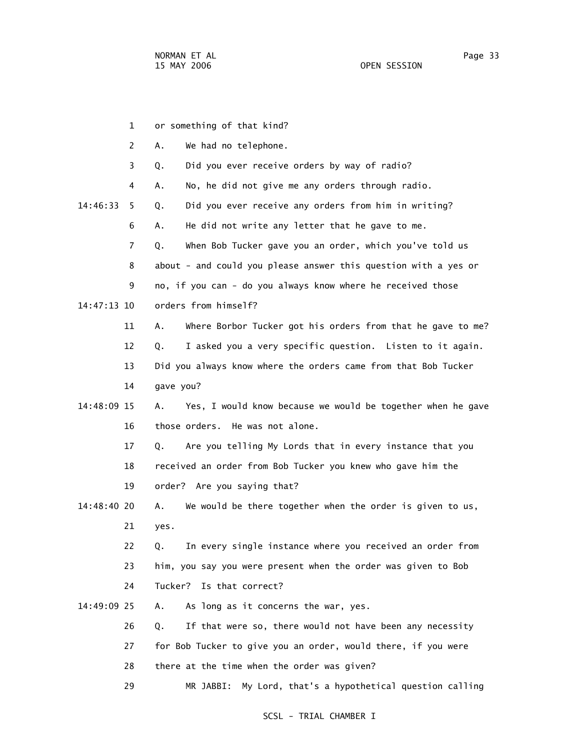1 or something of that kind?

2 A. We had no telephone.

3 Q. Did you ever receive orders by way of radio?

4 A. No, he did not give me any orders through radio.

14:46:33 5 Q. Did you ever receive any orders from him in writing?

6 A. He did not write any letter that he gave to me.

7 Q. When Bob Tucker gave you an order, which you've told us

8 about - and could you please answer this question with a yes or

9 no, if you can - do you always know where he received those

14:47:13 10 orders from himself?

11 A. Where Borbor Tucker got his orders from that he gave to me?

12 Q. I asked you a very specific question. Listen to it again.

13 Did you always know where the orders came from that Bob Tucker

14 gave you?

14:48:09 15 A. Yes, I would know because we would be together when he gave

16 those orders. He was not alone.

17 Q. Are you telling My Lords that in every instance that you

18 received an order from Bob Tucker you knew who gave him the

19 order? Are you saying that?

14:48:40 20 A. We would be there together when the order is given to us,

21 yes.

22 Q. In every single instance where you received an order from

23 him, you say you were present when the order was given to Bob

24 Tucker? Is that correct?

14:49:09 25 A. As long as it concerns the war, yes.

26 Q. If that were so, there would not have been any necessity

27 for Bob Tucker to give you an order, would there, if you were

28 there at the time when the order was given?

29 MR JABBI: My Lord, that's a hypothetical question calling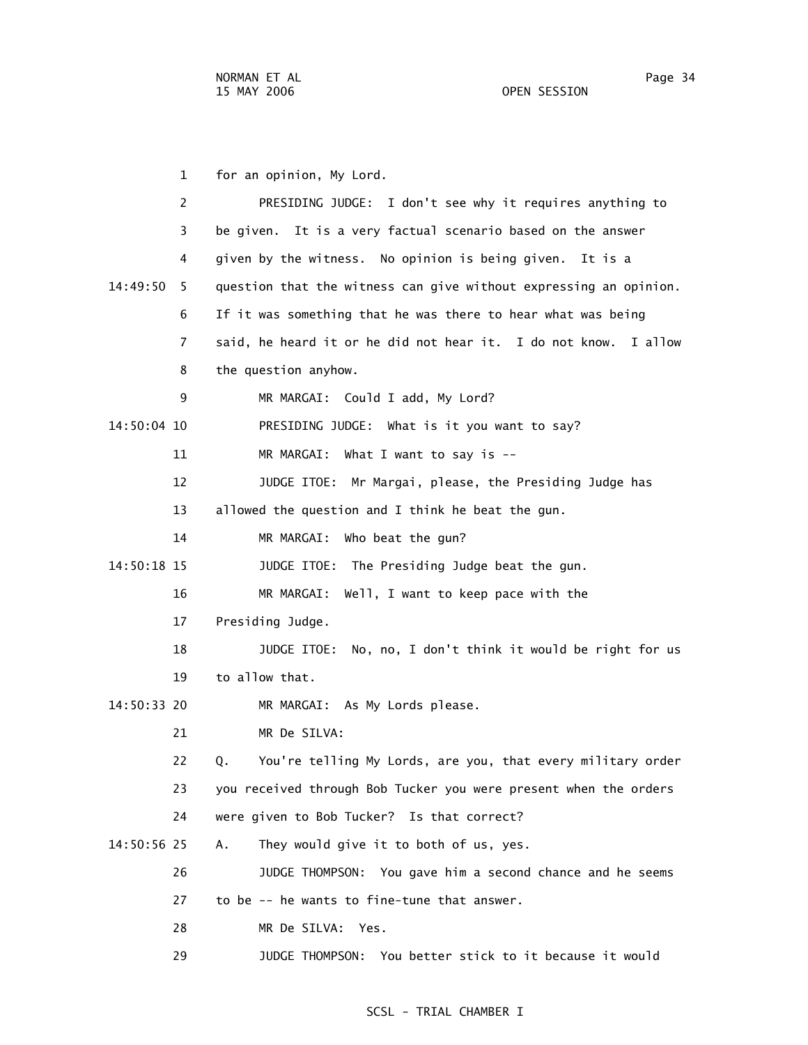1 for an opinion, My Lord.

2 PRESIDING JUDGE: I don't see why it requires anything to

3 be given. It is a very factual scenario based on the answer

4 given by the witness. No opinion is being given. It is a

14:49:50 5 question that the witness can give without expressing an opinion.

6 If it was something that he was there to hear what was being

7 said, he heard it or he did not hear it. I do not know. I allow

8 the question anyhow.

9 MR MARGAI: Could I add, My Lord?

14:50:04 10 PRESIDING JUDGE: What is it you want to say?

11 MR MARGAI: What I want to say is --

12 JUDGE ITOE: Mr Margai, please, the Presiding Judge has

13 allowed the question and I think he beat the gun.

14 MR MARGAI: Who beat the gun?

14:50:18 15 JUDGE ITOE: The Presiding Judge beat the gun.

16 MR MARGAI: Well, I want to keep pace with the

17 Presiding Judge.

18 JUDGE ITOE: No, no, I don't think it would be right for us

19 to allow that.

14:50:33 20 MR MARGAI: As My Lords please.

21 MR De SILVA:

22 Q. You're telling My Lords, are you, that every military order

23 you received through Bob Tucker you were present when the orders

24 were given to Bob Tucker? Is that correct?

14:50:56 25 A. They would give it to both of us, yes.

26 JUDGE THOMPSON: You gave him a second chance and he seems

27 to be -- he wants to fine-tune that answer.

28 MR De SILVA: Yes.

29 JUDGE THOMPSON: You better stick to it because it would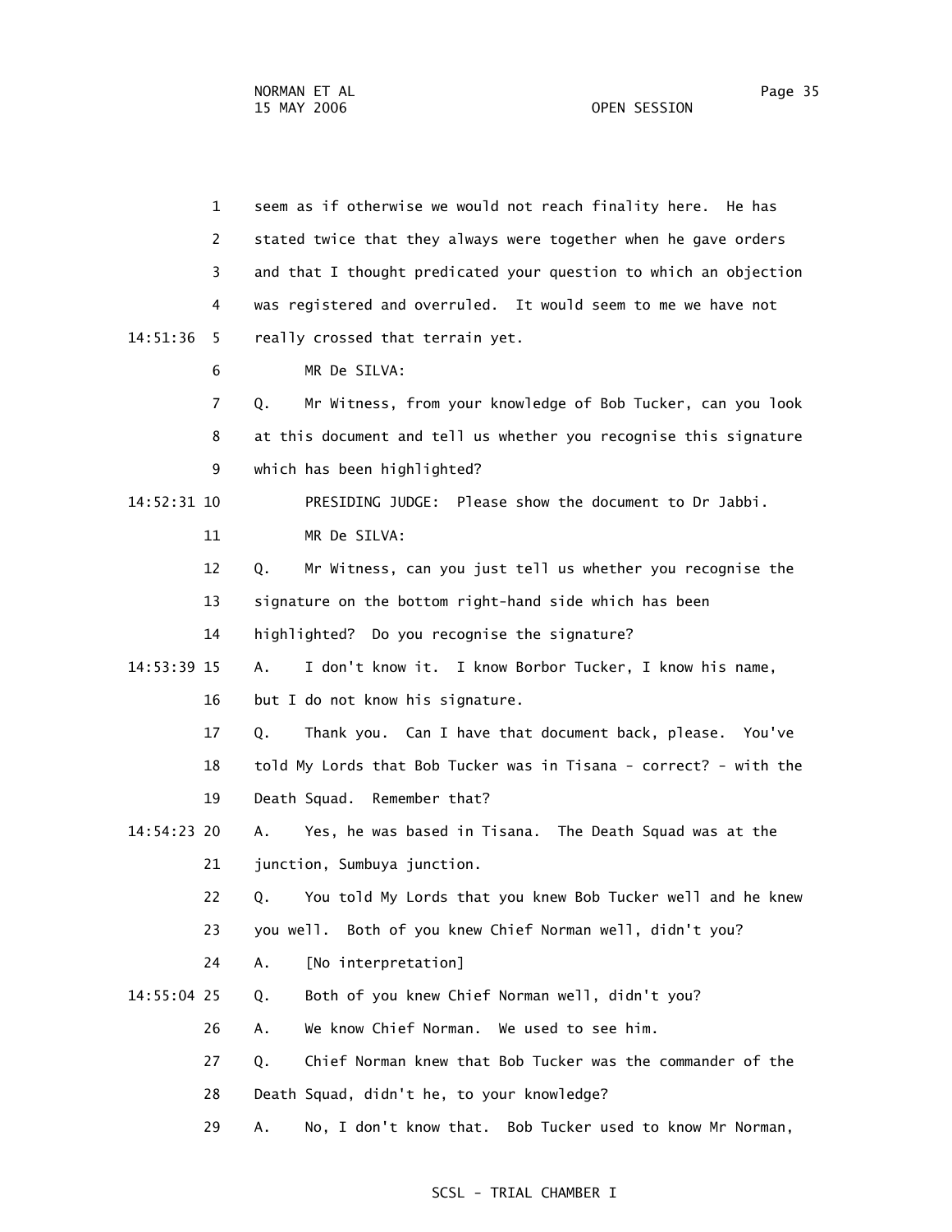1 seem as if otherwise we would not reach finality here. He has
2 stated twice that they always were together when he gave orders
3 and that I thought predicated your question to which an objection
4 was registered and overruled. It would seem to me we have not
14:51:36 5 really crossed that terrain yet.

6 MR De SILVA:

7 Q. Mr Witness, from your knowledge of Bob Tucker, can you look
8 at this document and tell us whether you recognise this signature
9 which has been highlighted?

14:52:31 10 PRESIDING JUDGE: Please show the document to Dr Jabbi.

11 MR De SILVA:

12 Q. Mr Witness, can you just tell us whether you recognise the
13 signature on the bottom right-hand side which has been
14 highlighted? Do you recognise the signature?

14:53:39 15 A. I don't know it. I know Borbor Tucker, I know his name,
16 but I do not know his signature.

17 Q. Thank you. Can I have that document back, please. You've
18 told My Lords that Bob Tucker was in Tisana - correct? - with the
19 Death Squad. Remember that?

14:54:23 20 A. Yes, he was based in Tisana. The Death Squad was at the
21 junction, Sumbuya junction.

22 Q. You told My Lords that you knew Bob Tucker well and he knew
23 you well. Both of you knew Chief Norman well, didn't you?

24 A. [No interpretation]

14:55:04 25 Q. Both of you knew Chief Norman well, didn't you?

26 A. We know Chief Norman. We used to see him.

27 Q. Chief Norman knew that Bob Tucker was the commander of the
28 Death Squad, didn't he, to your knowledge?

29 A. No, I don't know that. Bob Tucker used to know Mr Norman,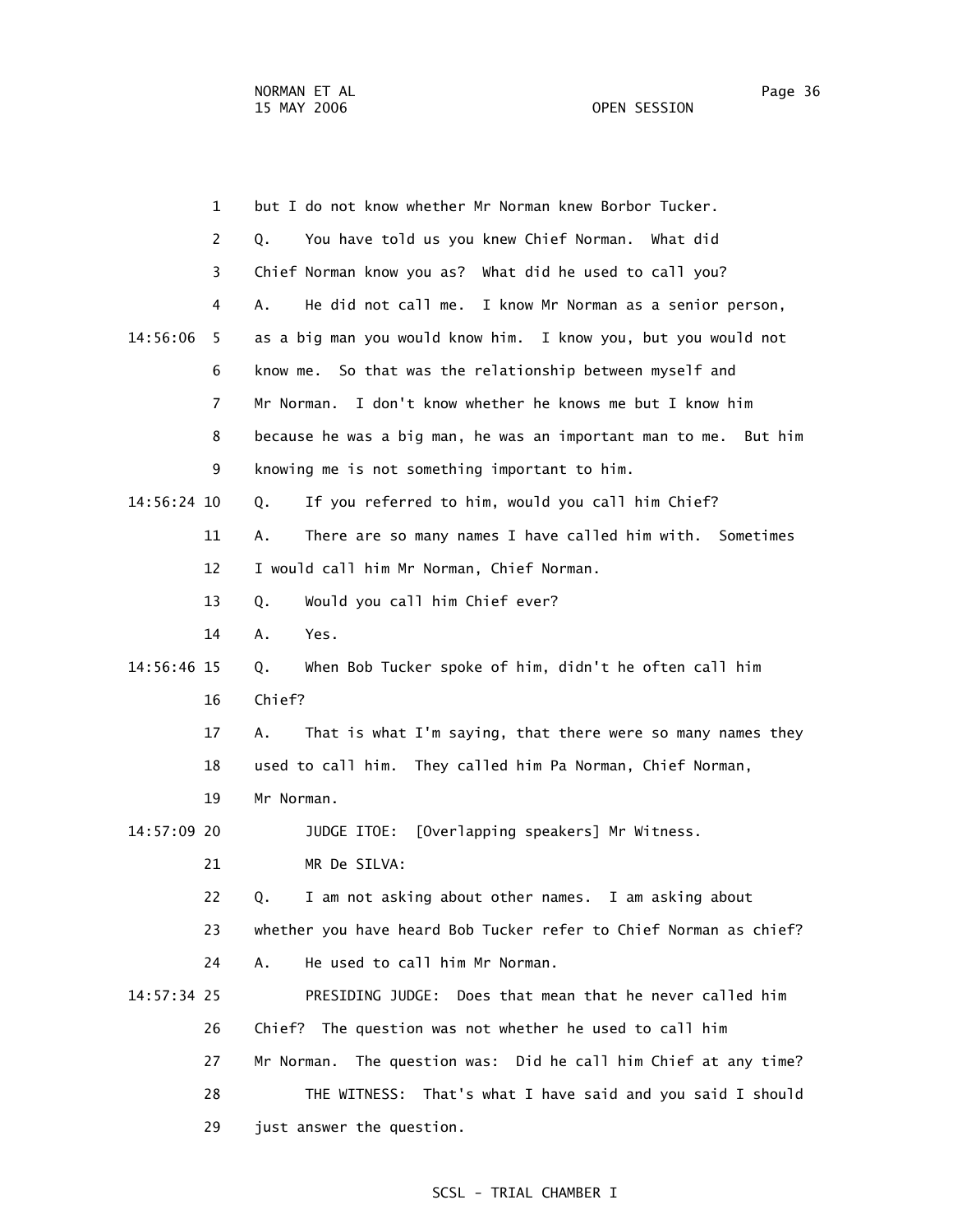1 but I do not know whether Mr Norman knew Borbor Tucker.

2 Q. You have told us you knew Chief Norman. What did

3 Chief Norman know you as? What did he used to call you?

4 A. He did not call me. I know Mr Norman as a senior person,

14:56:06 5 as a big man you would know him. I know you, but you would not

6 know me. So that was the relationship between myself and

7 Mr Norman. I don't know whether he knows me but I know him

8 because he was a big man, he was an important man to me. But him

9 knowing me is not something important to him.

14:56:24 10 Q. If you referred to him, would you call him Chief?

11 A. There are so many names I have called him with. Sometimes

12 I would call him Mr Norman, Chief Norman.

13 Q. Would you call him Chief ever?

14 A. Yes.

14:56:46 15 Q. When Bob Tucker spoke of him, didn't he often call him

16 Chief?

17 A. That is what I'm saying, that there were so many names they

18 used to call him. They called him Pa Norman, Chief Norman,

19 Mr Norman.

14:57:09 20 JUDGE ITOE: [Overlapping speakers] Mr Witness.

21 MR De SILVA:

22 Q. I am not asking about other names. I am asking about

23 whether you have heard Bob Tucker refer to Chief Norman as chief?

24 A. He used to call him Mr Norman.

14:57:34 25 PRESIDING JUDGE: Does that mean that he never called him

26 Chief? The question was not whether he used to call him

27 Mr Norman. The question was: Did he call him Chief at any time?

28 THE WITNESS: That's what I have said and you said I should

29 just answer the question.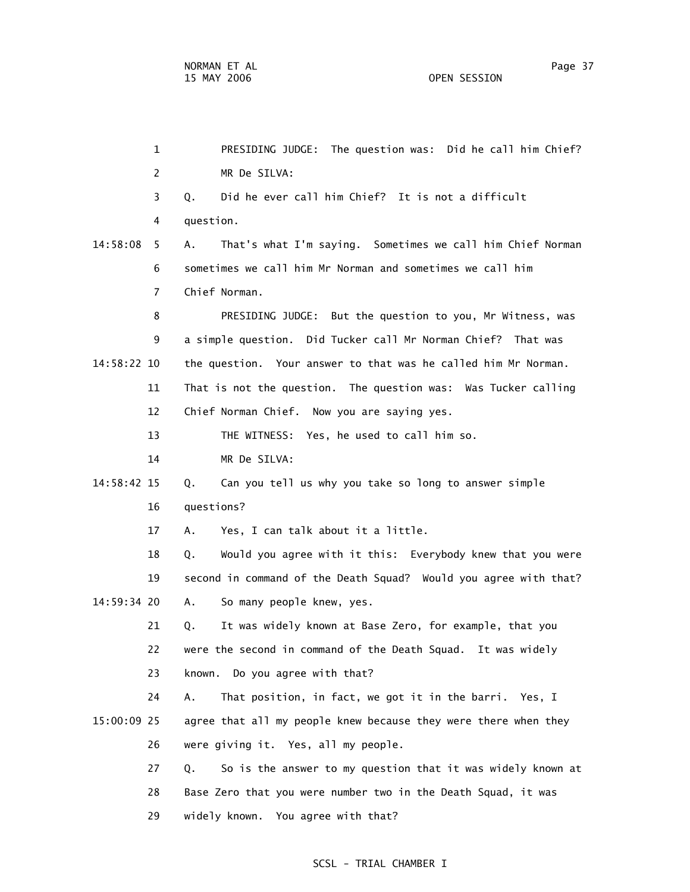PRESIDING JUDGE: The question was: Did he call him Chief?

MR De SILVA:

Q. Did he ever call him Chief? It is not a difficult question.

A. That's what I'm saying. Sometimes we call him Chief Norman sometimes we call him Mr Norman and sometimes we call him Chief Norman.

PRESIDING JUDGE: But the question to you, Mr Witness, was a simple question. Did Tucker call Mr Norman Chief? That was the question. Your answer to that was he called him Mr Norman. That is not the question. The question was: Was Tucker calling Chief Norman Chief. Now you are saying yes.

THE WITNESS: Yes, he used to call him so.

MR De SILVA:

Q. Can you tell us why you take so long to answer simple questions?

A. Yes, I can talk about it a little.

Q. Would you agree with it this: Everybody knew that you were second in command of the Death Squad? Would you agree with that?

A. So many people knew, yes.

Q. It was widely known at Base Zero, for example, that you were the second in command of the Death Squad. It was widely known. Do you agree with that?

A. That position, in fact, we got it in the barri. Yes, I agree that all my people knew because they were there when they were giving it. Yes, all my people.

Q. So is the answer to my question that it was widely known at Base Zero that you were number two in the Death Squad, it was widely known. You agree with that?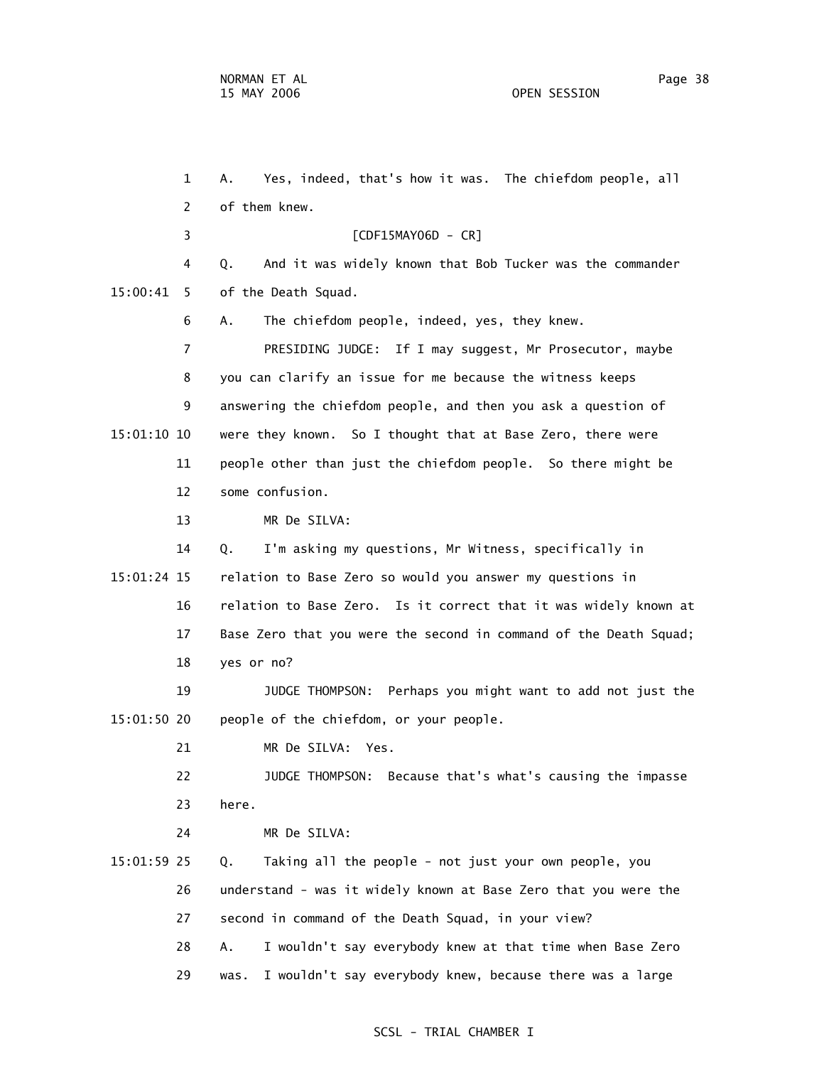A. Yes, indeed, that's how it was. The chiefdom people, all of them knew.

[CDF15MAY06D - CR]

Q. And it was widely known that Bob Tucker was the commander of the Death Squad.

A. The chiefdom people, indeed, yes, they knew.

PRESIDING JUDGE: If I may suggest, Mr Prosecutor, maybe you can clarify an issue for me because the witness keeps answering the chiefdom people, and then you ask a question of were they known. So I thought that at Base Zero, there were people other than just the chiefdom people. So there might be some confusion.

MR De SILVA:

Q. I'm asking my questions, Mr Witness, specifically in relation to Base Zero so would you answer my questions in relation to Base Zero. Is it correct that it was widely known at Base Zero that you were the second in command of the Death Squad; yes or no?

JUDGE THOMPSON: Perhaps you might want to add not just the people of the chiefdom, or your people.

MR De SILVA: Yes.

JUDGE THOMPSON: Because that's what's causing the impasse here.

MR De SILVA:

Q. Taking all the people - not just your own people, you understand - was it widely known at Base Zero that you were the second in command of the Death Squad, in your view?

A. I wouldn't say everybody knew at that time when Base Zero was. I wouldn't say everybody knew, because there was a large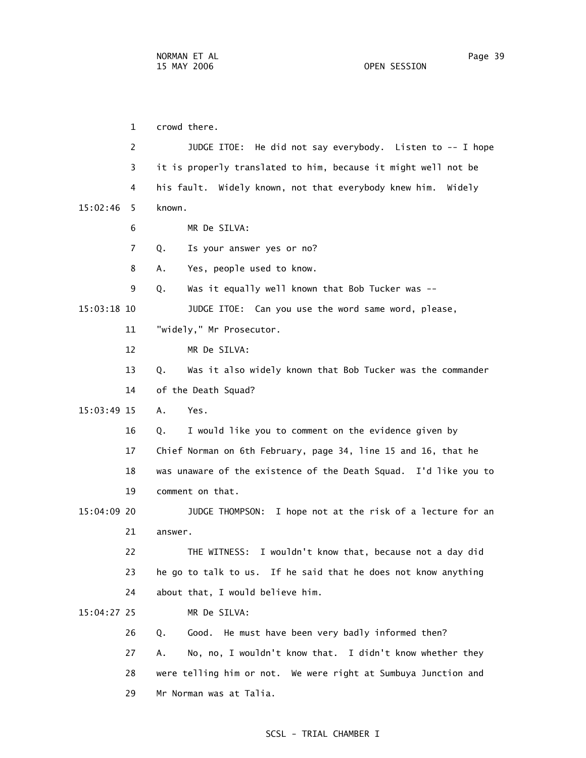1 crowd there.

2 JUDGE ITOE: He did not say everybody. Listen to -- I hope

3 it is properly translated to him, because it might well not be

4 his fault. Widely known, not that everybody knew him. Widely

15:02:46 5 known.

6 MR De SILVA:

7 Q. Is your answer yes or no?

8 A. Yes, people used to know.

9 Q. Was it equally well known that Bob Tucker was --

15:03:18 10 JUDGE ITOE: Can you use the word same word, please,

11 "widely," Mr Prosecutor.

12 MR De SILVA:

13 Q. Was it also widely known that Bob Tucker was the commander

14 of the Death Squad?

15:03:49 15 A. Yes.

16 Q. I would like you to comment on the evidence given by

17 Chief Norman on 6th February, page 34, line 15 and 16, that he

18 was unaware of the existence of the Death Squad. I'd like you to

19 comment on that.

15:04:09 20 JUDGE THOMPSON: I hope not at the risk of a lecture for an

21 answer.

22 THE WITNESS: I wouldn't know that, because not a day did

23 he go to talk to us. If he said that he does not know anything

24 about that, I would believe him.

15:04:27 25 MR De SILVA:

26 Q. Good. He must have been very badly informed then?

27 A. No, no, I wouldn't know that. I didn't know whether they

28 were telling him or not. We were right at Sumbuya Junction and

29 Mr Norman was at Talia.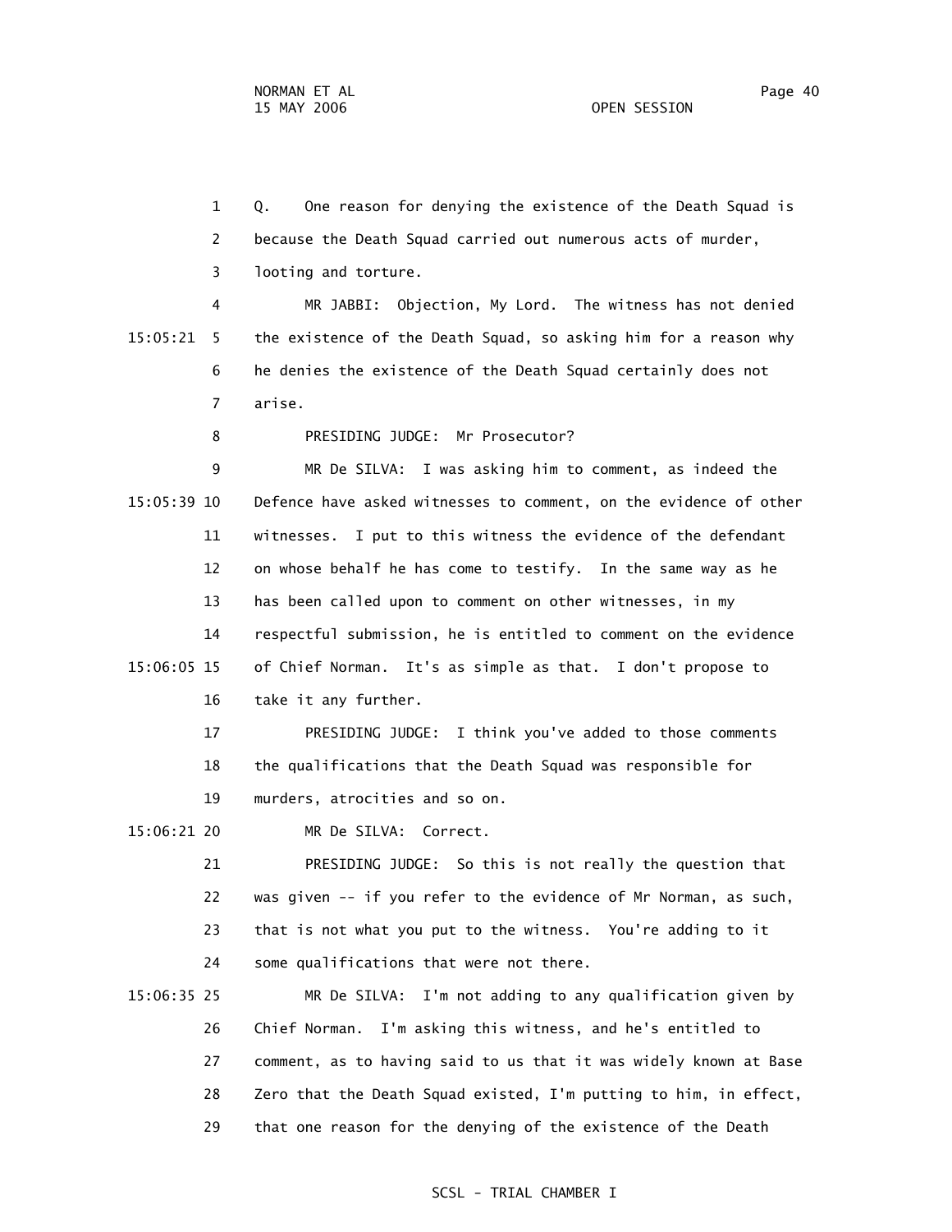Q. One reason for denying the existence of the Death Squad is because the Death Squad carried out numerous acts of murder, looting and torture.

MR JABBI: Objection, My Lord. The witness has not denied the existence of the Death Squad, so asking him for a reason why he denies the existence of the Death Squad certainly does not arise.

PRESIDING JUDGE: Mr Prosecutor?

MR De SILVA: I was asking him to comment, as indeed the Defence have asked witnesses to comment, on the evidence of other witnesses. I put to this witness the evidence of the defendant on whose behalf he has come to testify. In the same way as he has been called upon to comment on other witnesses, in my respectful submission, he is entitled to comment on the evidence of Chief Norman. It's as simple as that. I don't propose to take it any further.

PRESIDING JUDGE: I think you've added to those comments the qualifications that the Death Squad was responsible for murders, atrocities and so on.

MR De SILVA: Correct.

PRESIDING JUDGE: So this is not really the question that was given -- if you refer to the evidence of Mr Norman, as such, that is not what you put to the witness. You're adding to it some qualifications that were not there.

MR De SILVA: I'm not adding to any qualification given by Chief Norman. I'm asking this witness, and he's entitled to comment, as to having said to us that it was widely known at Base Zero that the Death Squad existed, I'm putting to him, in effect, that one reason for the denying of the existence of the Death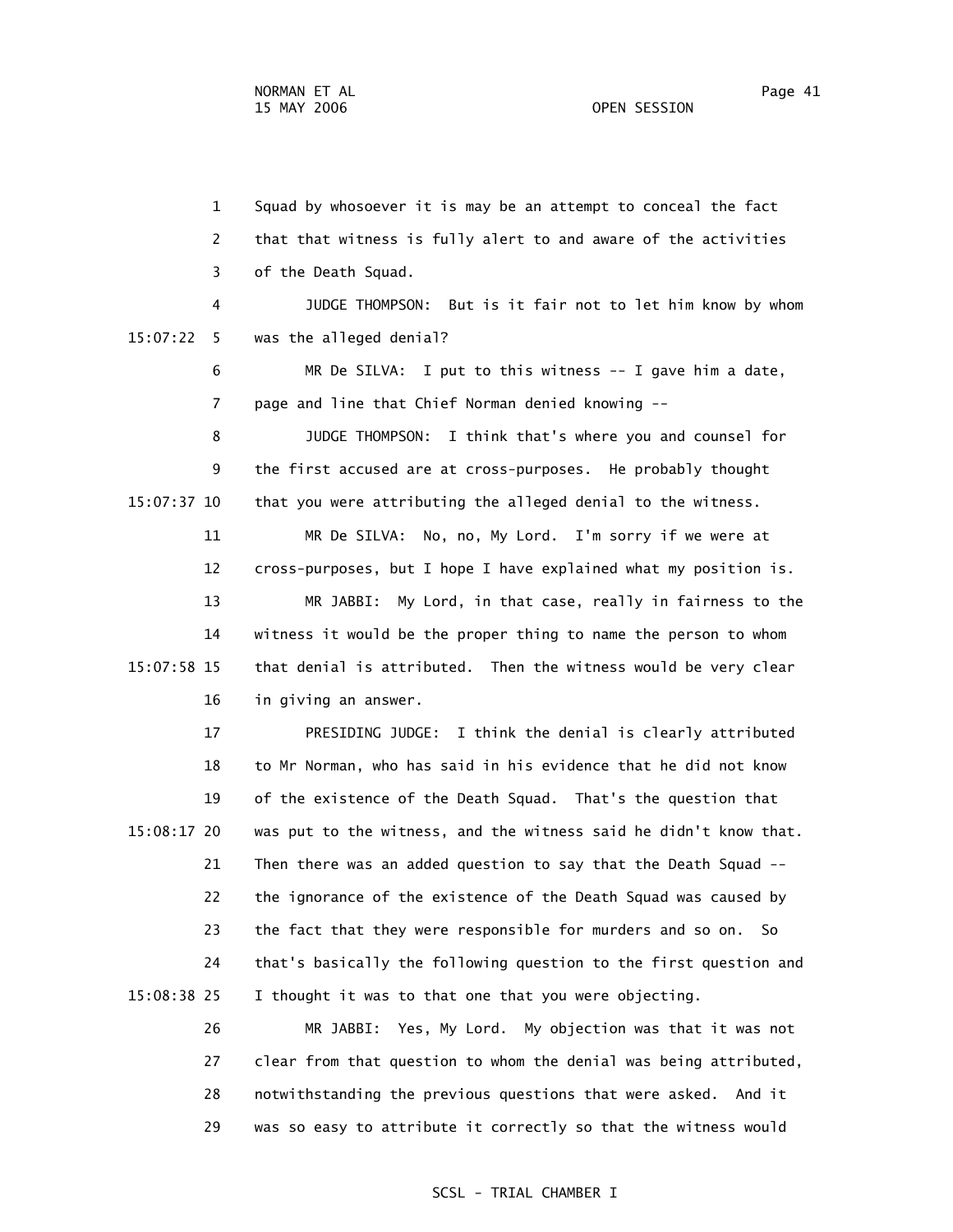1 Squad by whosoever it is may be an attempt to conceal the fact
2 that that witness is fully alert to and aware of the activities
3 of the Death Squad.

4 JUDGE THOMPSON: But is it fair not to let him know by whom
15:07:22 5 was the alleged denial?

6 MR De SILVA: I put to this witness -- I gave him a date,
7 page and line that Chief Norman denied knowing --

8 JUDGE THOMPSON: I think that's where you and counsel for
9 the first accused are at cross-purposes. He probably thought
15:07:37 10 that you were attributing the alleged denial to the witness.

11 MR De SILVA: No, no, My Lord. I'm sorry if we were at
12 cross-purposes, but I hope I have explained what my position is.

13 MR JABBI: My Lord, in that case, really in fairness to the
14 witness it would be the proper thing to name the person to whom
15:07:58 15 that denial is attributed. Then the witness would be very clear
16 in giving an answer.

17 PRESIDING JUDGE: I think the denial is clearly attributed
18 to Mr Norman, who has said in his evidence that he did not know
19 of the existence of the Death Squad. That's the question that
15:08:17 20 was put to the witness, and the witness said he didn't know that.
21 Then there was an added question to say that the Death Squad --
22 the ignorance of the existence of the Death Squad was caused by
23 the fact that they were responsible for murders and so on. So
24 that's basically the following question to the first question and
15:08:38 25 I thought it was to that one that you were objecting.

26 MR JABBI: Yes, My Lord. My objection was that it was not
27 clear from that question to whom the denial was being attributed,
28 notwithstanding the previous questions that were asked. And it
29 was so easy to attribute it correctly so that the witness would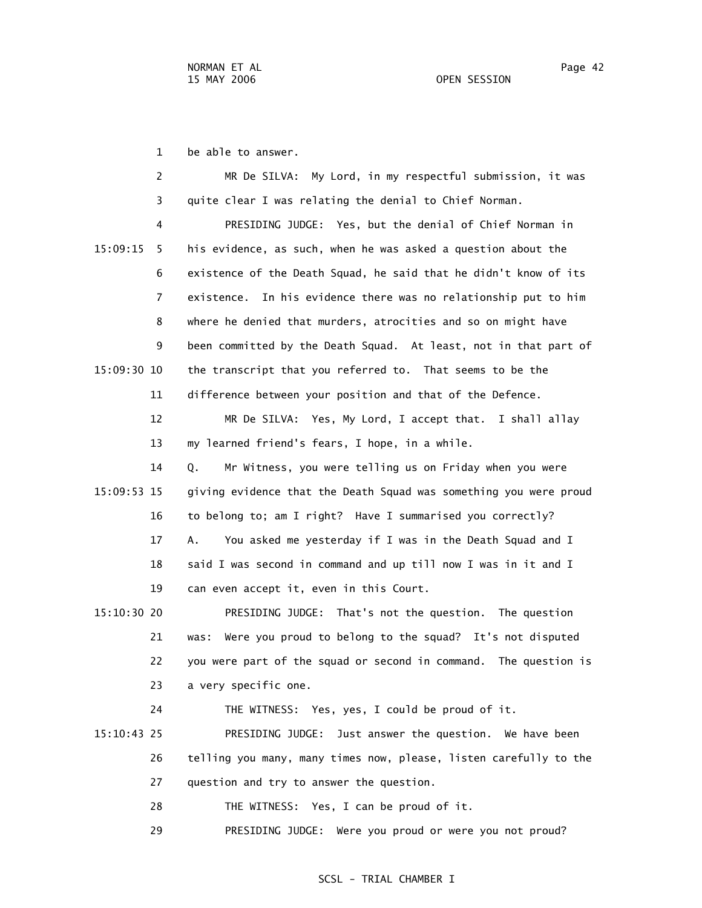be able to answer.

MR De SILVA: My Lord, in my respectful submission, it was quite clear I was relating the denial to Chief Norman.

PRESIDING JUDGE: Yes, but the denial of Chief Norman in his evidence, as such, when he was asked a question about the existence of the Death Squad, he said that he didn't know of its existence. In his evidence there was no relationship put to him where he denied that murders, atrocities and so on might have been committed by the Death Squad. At least, not in that part of the transcript that you referred to. That seems to be the difference between your position and that of the Defence.

MR De SILVA: Yes, My Lord, I accept that. I shall allay my learned friend's fears, I hope, in a while.

Q. Mr Witness, you were telling us on Friday when you were giving evidence that the Death Squad was something you were proud to belong to; am I right? Have I summarised you correctly?

A. You asked me yesterday if I was in the Death Squad and I said I was second in command and up till now I was in it and I can even accept it, even in this Court.

PRESIDING JUDGE: That's not the question. The question was: Were you proud to belong to the squad? It's not disputed you were part of the squad or second in command. The question is a very specific one.

THE WITNESS: Yes, yes, I could be proud of it.

PRESIDING JUDGE: Just answer the question. We have been telling you many, many times now, please, listen carefully to the question and try to answer the question.

THE WITNESS: Yes, I can be proud of it.

PRESIDING JUDGE: Were you proud or were you not proud?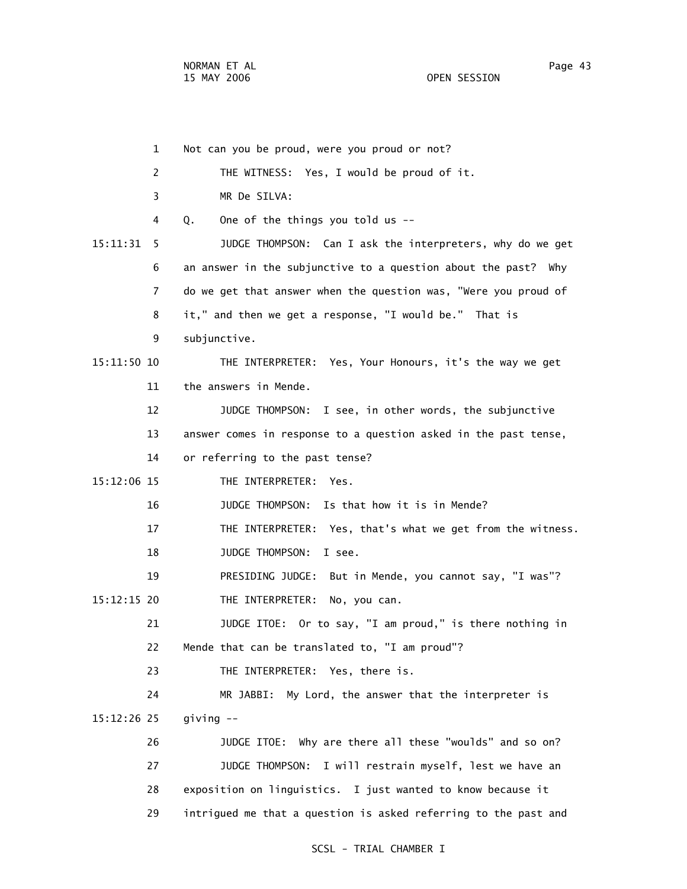1 Not can you be proud, were you proud or not?

2 THE WITNESS: Yes, I would be proud of it.

3 MR De SILVA:

4 Q. One of the things you told us --

15:11:31 5 JUDGE THOMPSON: Can I ask the interpreters, why do we get

6 an answer in the subjunctive to a question about the past? Why

7 do we get that answer when the question was, "Were you proud of

8 it," and then we get a response, "I would be." That is

9 subjunctive.

15:11:50 10 THE INTERPRETER: Yes, Your Honours, it's the way we get

11 the answers in Mende.

12 JUDGE THOMPSON: I see, in other words, the subjunctive

13 answer comes in response to a question asked in the past tense,

14 or referring to the past tense?

15:12:06 15 THE INTERPRETER: Yes.

16 JUDGE THOMPSON: Is that how it is in Mende?

17 THE INTERPRETER: Yes, that's what we get from the witness.

18 JUDGE THOMPSON: I see.

19 PRESIDING JUDGE: But in Mende, you cannot say, "I was"?

15:12:15 20 THE INTERPRETER: No, you can.

21 JUDGE ITOE: Or to say, "I am proud," is there nothing in

22 Mende that can be translated to, "I am proud"?

23 THE INTERPRETER: Yes, there is.

24 MR JABBI: My Lord, the answer that the interpreter is

15:12:26 25 giving --

26 JUDGE ITOE: Why are there all these "woulds" and so on?

27 JUDGE THOMPSON: I will restrain myself, lest we have an

28 exposition on linguistics. I just wanted to know because it

29 intrigued me that a question is asked referring to the past and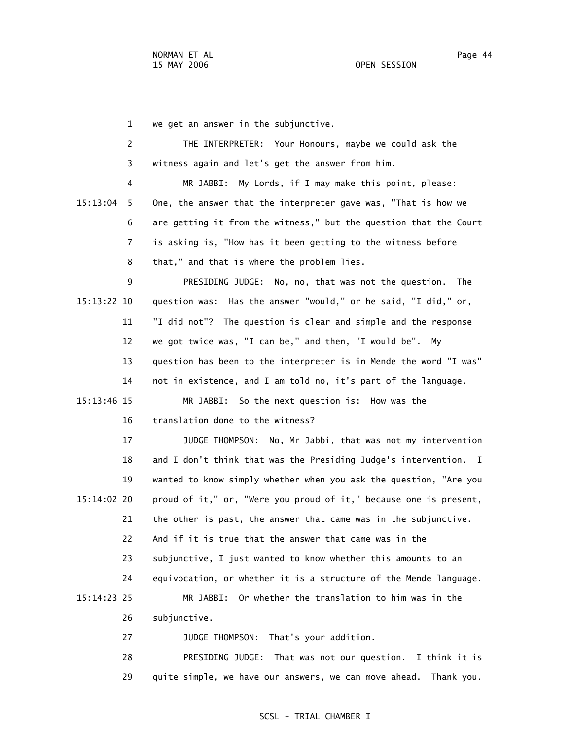we get an answer in the subjunctive.

THE INTERPRETER: Your Honours, maybe we could ask the witness again and let's get the answer from him.

MR JABBI: My Lords, if I may make this point, please: One, the answer that the interpreter gave was, "That is how we are getting it from the witness," but the question that the Court is asking is, "How has it been getting to the witness before that," and that is where the problem lies.

PRESIDING JUDGE: No, no, that was not the question. The question was: Has the answer "would," or he said, "I did," or, "I did not"? The question is clear and simple and the response we got twice was, "I can be," and then, "I would be". My question has been to the interpreter is in Mende the word "I was" not in existence, and I am told no, it's part of the language.

MR JABBI: So the next question is: How was the translation done to the witness?

JUDGE THOMPSON: No, Mr Jabbi, that was not my intervention and I don't think that was the Presiding Judge's intervention. I wanted to know simply whether when you ask the question, "Are you proud of it," or, "Were you proud of it," because one is present, the other is past, the answer that came was in the subjunctive. And if it is true that the answer that came was in the subjunctive, I just wanted to know whether this amounts to an equivocation, or whether it is a structure of the Mende language.

MR JABBI: Or whether the translation to him was in the subjunctive.

JUDGE THOMPSON: That's your addition.

PRESIDING JUDGE: That was not our question. I think it is quite simple, we have our answers, we can move ahead. Thank you.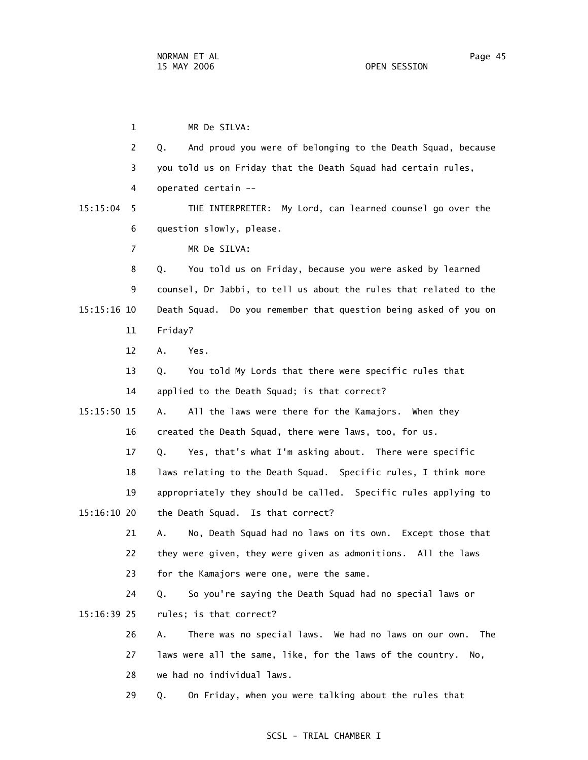MR De SILVA:

Q. And proud you were of belonging to the Death Squad, because you told us on Friday that the Death Squad had certain rules, operated certain --

THE INTERPRETER: My Lord, can learned counsel go over the question slowly, please.

MR De SILVA:

Q. You told us on Friday, because you were asked by learned counsel, Dr Jabbi, to tell us about the rules that related to the Death Squad. Do you remember that question being asked of you on Friday?

A. Yes.

Q. You told My Lords that there were specific rules that applied to the Death Squad; is that correct?

A. All the laws were there for the Kamajors. When they created the Death Squad, there were laws, too, for us.

Q. Yes, that's what I'm asking about. There were specific laws relating to the Death Squad. Specific rules, I think more appropriately they should be called. Specific rules applying to the Death Squad. Is that correct?

A. No, Death Squad had no laws on its own. Except those that they were given, they were given as admonitions. All the laws for the Kamajors were one, were the same.

Q. So you're saying the Death Squad had no special laws or rules; is that correct?

A. There was no special laws. We had no laws on our own. The laws were all the same, like, for the laws of the country. No, we had no individual laws.

Q. On Friday, when you were talking about the rules that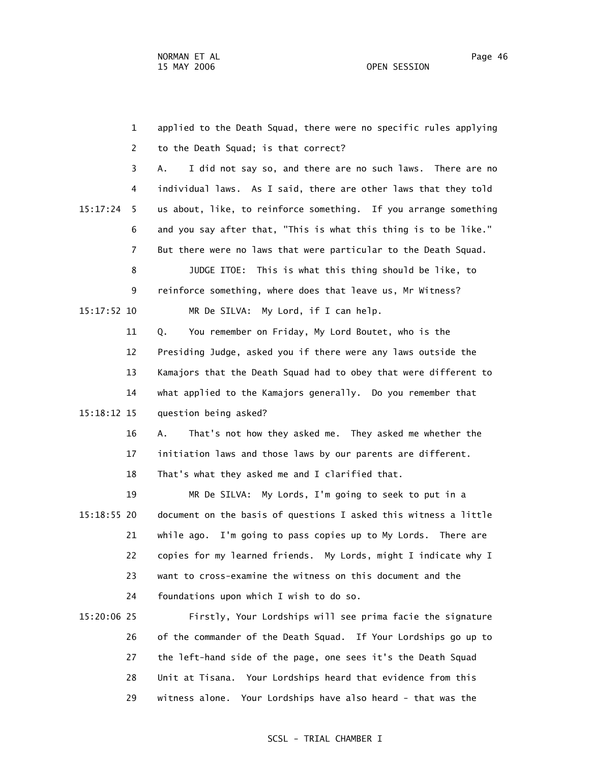1 applied to the Death Squad, there were no specific rules applying
2 to the Death Squad; is that correct?
3 A. I did not say so, and there are no such laws. There are no
4 individual laws. As I said, there are other laws that they told
15:17:24 5 us about, like, to reinforce something. If you arrange something
6 and you say after that, "This is what this thing is to be like."
7 But there were no laws that were particular to the Death Squad.
8 JUDGE ITOE: This is what this thing should be like, to
9 reinforce something, where does that leave us, Mr Witness?
15:17:52 10 MR De SILVA: My Lord, if I can help.
11 Q. You remember on Friday, My Lord Boutet, who is the
12 Presiding Judge, asked you if there were any laws outside the
13 Kamajors that the Death Squad had to obey that were different to
14 what applied to the Kamajors generally. Do you remember that
15:18:12 15 question being asked?
16 A. That's not how they asked me. They asked me whether the
17 initiation laws and those laws by our parents are different.
18 That's what they asked me and I clarified that.
19 MR De SILVA: My Lords, I'm going to seek to put in a
15:18:55 20 document on the basis of questions I asked this witness a little
21 while ago. I'm going to pass copies up to My Lords. There are
22 copies for my learned friends. My Lords, might I indicate why I
23 want to cross-examine the witness on this document and the
24 foundations upon which I wish to do so.
15:20:06 25 Firstly, Your Lordships will see prima facie the signature
26 of the commander of the Death Squad. If Your Lordships go up to
27 the left-hand side of the page, one sees it's the Death Squad
28 Unit at Tisana. Your Lordships heard that evidence from this
29 witness alone. Your Lordships have also heard - that was the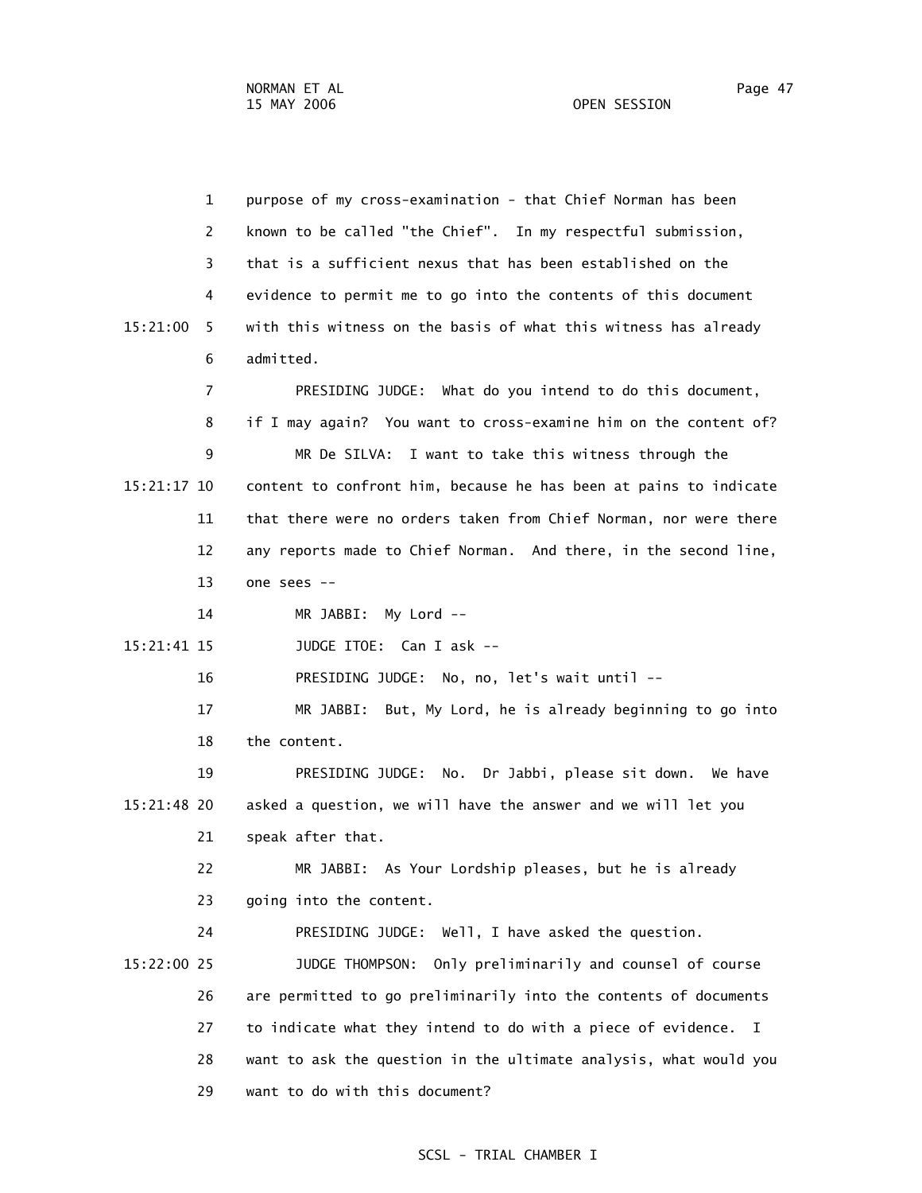purpose of my cross-examination - that Chief Norman has been known to be called "the Chief". In my respectful submission, that is a sufficient nexus that has been established on the evidence to permit me to go into the contents of this document with this witness on the basis of what this witness has already admitted.

PRESIDING JUDGE: What do you intend to do this document, if I may again? You want to cross-examine him on the content of?

MR De SILVA: I want to take this witness through the content to confront him, because he has been at pains to indicate that there were no orders taken from Chief Norman, nor were there any reports made to Chief Norman. And there, in the second line, one sees --

MR JABBI: My Lord --

JUDGE ITOE: Can I ask --

PRESIDING JUDGE: No, no, let's wait until --

MR JABBI: But, My Lord, he is already beginning to go into the content.

PRESIDING JUDGE: No. Dr Jabbi, please sit down. We have asked a question, we will have the answer and we will let you speak after that.

MR JABBI: As Your Lordship pleases, but he is already going into the content.

PRESIDING JUDGE: Well, I have asked the question.

JUDGE THOMPSON: Only preliminarily and counsel of course are permitted to go preliminarily into the contents of documents to indicate what they intend to do with a piece of evidence. I want to ask the question in the ultimate analysis, what would you want to do with this document?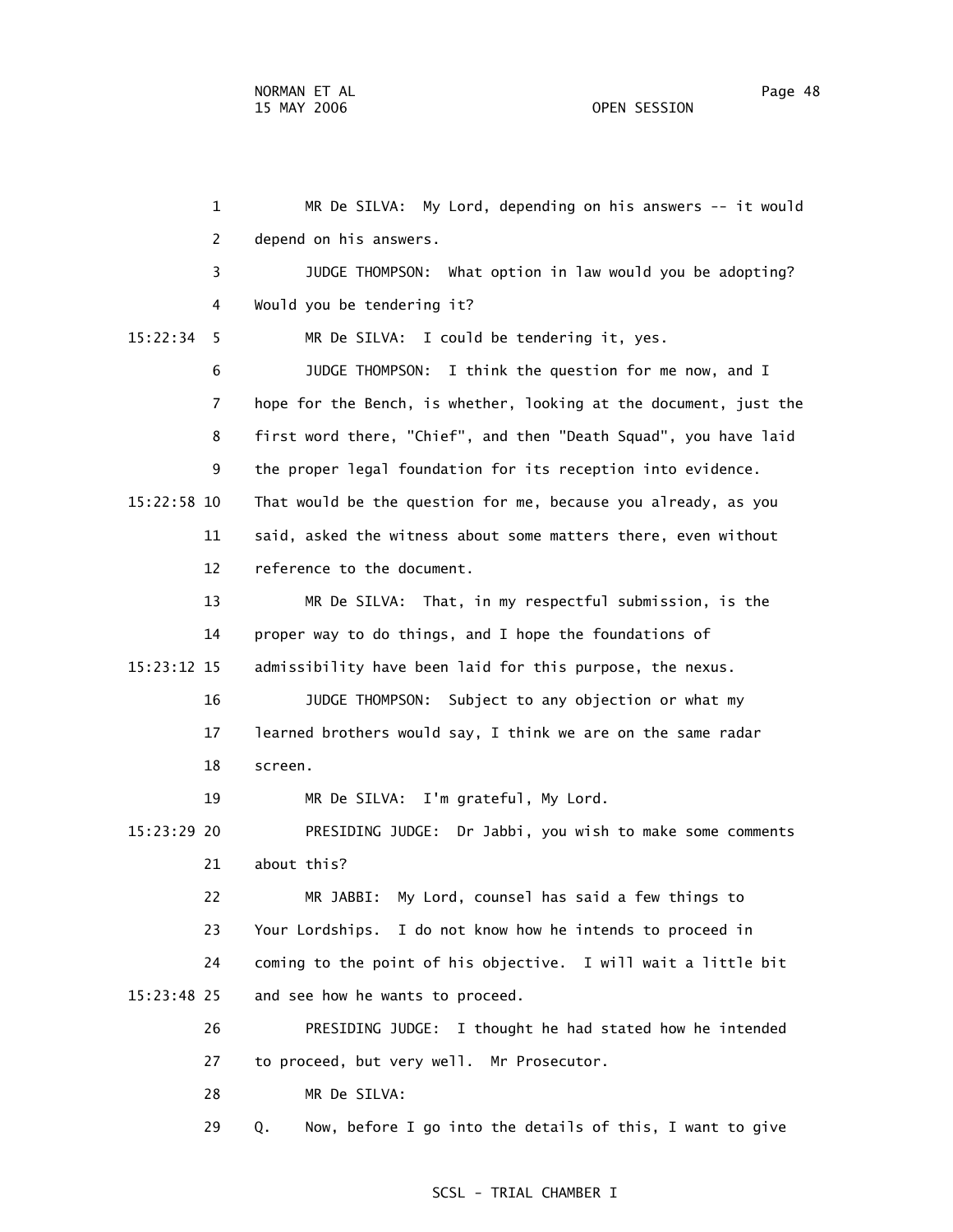1 MR De SILVA: My Lord, depending on his answers -- it would
2 depend on his answers.
3 JUDGE THOMPSON: What option in law would you be adopting?
4 Would you be tendering it?
15:22:34 5 MR De SILVA: I could be tendering it, yes.
6 JUDGE THOMPSON: I think the question for me now, and I
7 hope for the Bench, is whether, looking at the document, just the
8 first word there, "Chief", and then "Death Squad", you have laid
9 the proper legal foundation for its reception into evidence.
15:22:58 10 That would be the question for me, because you already, as you
11 said, asked the witness about some matters there, even without
12 reference to the document.
13 MR De SILVA: That, in my respectful submission, is the
14 proper way to do things, and I hope the foundations of
15:23:12 15 admissibility have been laid for this purpose, the nexus.
16 JUDGE THOMPSON: Subject to any objection or what my
17 learned brothers would say, I think we are on the same radar
18 screen.
19 MR De SILVA: I'm grateful, My Lord.
15:23:29 20 PRESIDING JUDGE: Dr Jabbi, you wish to make some comments
21 about this?
22 MR JABBI: My Lord, counsel has said a few things to
23 Your Lordships. I do not know how he intends to proceed in
24 coming to the point of his objective. I will wait a little bit
15:23:48 25 and see how he wants to proceed.
26 PRESIDING JUDGE: I thought he had stated how he intended
27 to proceed, but very well. Mr Prosecutor.
28 MR De SILVA:
29 Q. Now, before I go into the details of this, I want to give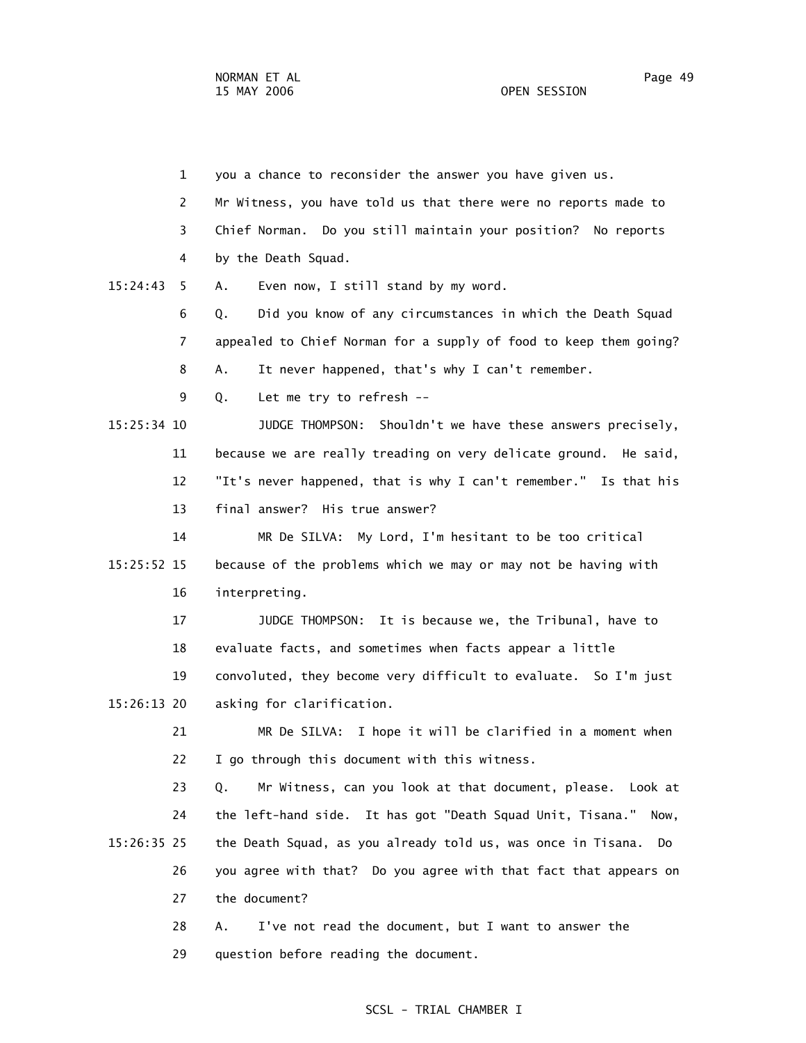you a chance to reconsider the answer you have given us.

Mr Witness, you have told us that there were no reports made to Chief Norman. Do you still maintain your position? No reports by the Death Squad.

A. Even now, I still stand by my word.

Q. Did you know of any circumstances in which the Death Squad appealed to Chief Norman for a supply of food to keep them going?

A. It never happened, that's why I can't remember.

Q. Let me try to refresh --

JUDGE THOMPSON: Shouldn't we have these answers precisely, because we are really treading on very delicate ground. He said, "It's never happened, that is why I can't remember." Is that his final answer? His true answer?

MR De SILVA: My Lord, I'm hesitant to be too critical because of the problems which we may or may not be having with interpreting.

JUDGE THOMPSON: It is because we, the Tribunal, have to evaluate facts, and sometimes when facts appear a little convoluted, they become very difficult to evaluate. So I'm just asking for clarification.

MR De SILVA: I hope it will be clarified in a moment when I go through this document with this witness.

Q. Mr Witness, can you look at that document, please. Look at the left-hand side. It has got "Death Squad Unit, Tisana." Now, the Death Squad, as you already told us, was once in Tisana. Do you agree with that? Do you agree with that fact that appears on the document?

A. I've not read the document, but I want to answer the question before reading the document.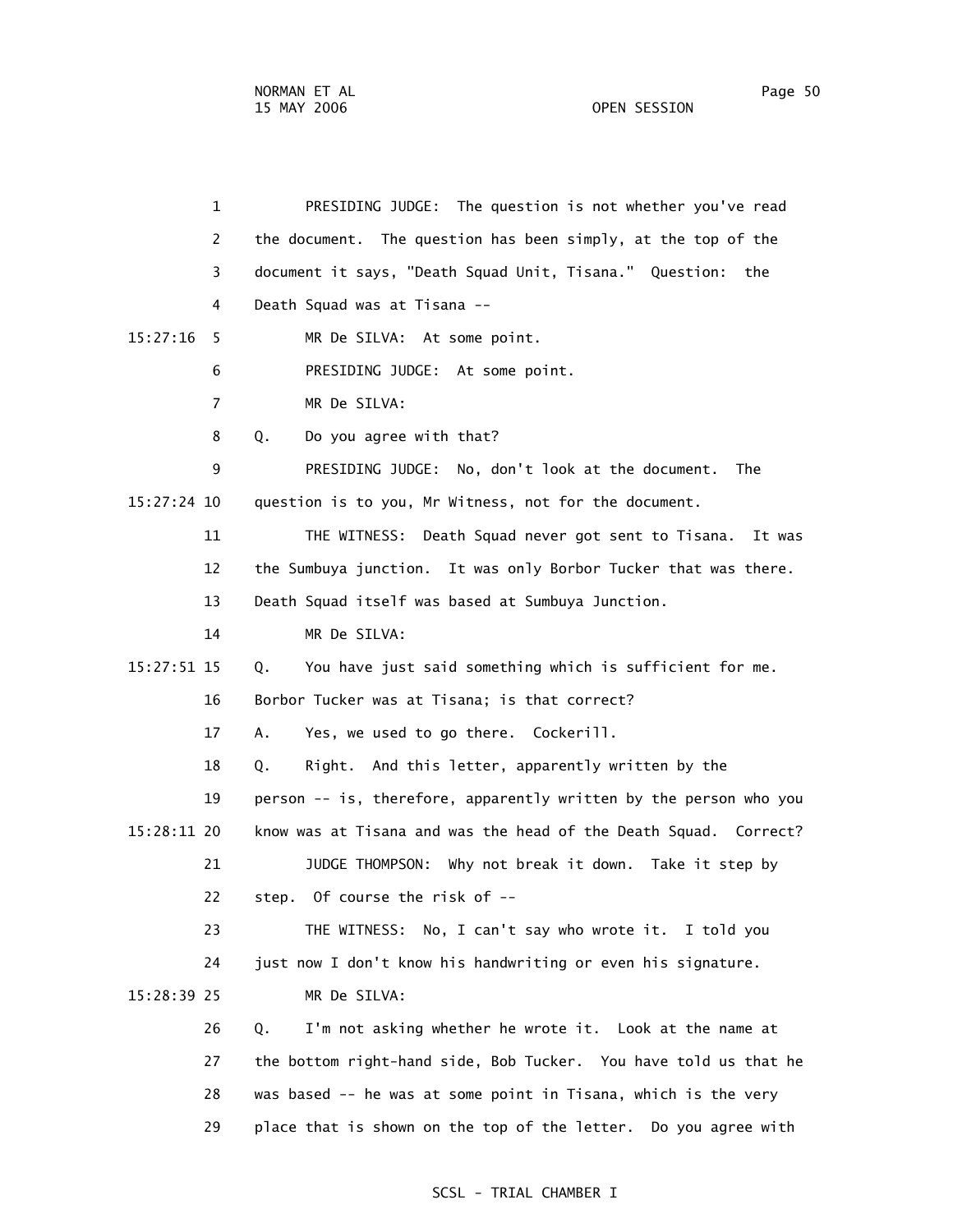PRESIDING JUDGE: The question is not whether you've read the document. The question has been simply, at the top of the document it says, "Death Squad Unit, Tisana." Question: the Death Squad was at Tisana --

15:27:16 MR De SILVA: At some point.

PRESIDING JUDGE: At some point.

MR De SILVA:

Q. Do you agree with that?

PRESIDING JUDGE: No, don't look at the document. The

15:27:24 question is to you, Mr Witness, not for the document.

THE WITNESS: Death Squad never got sent to Tisana. It was the Sumbuya junction. It was only Borbor Tucker that was there. Death Squad itself was based at Sumbuya Junction.

MR De SILVA:

15:27:51 Q. You have just said something which is sufficient for me. Borbor Tucker was at Tisana; is that correct?

A. Yes, we used to go there. Cockerill.

Q. Right. And this letter, apparently written by the person -- is, therefore, apparently written by the person who you

15:28:11 know was at Tisana and was the head of the Death Squad. Correct?

JUDGE THOMPSON: Why not break it down. Take it step by step. Of course the risk of --

THE WITNESS: No, I can't say who wrote it. I told you just now I don't know his handwriting or even his signature.

15:28:39 MR De SILVA:

Q. I'm not asking whether he wrote it. Look at the name at the bottom right-hand side, Bob Tucker. You have told us that he was based -- he was at some point in Tisana, which is the very place that is shown on the top of the letter. Do you agree with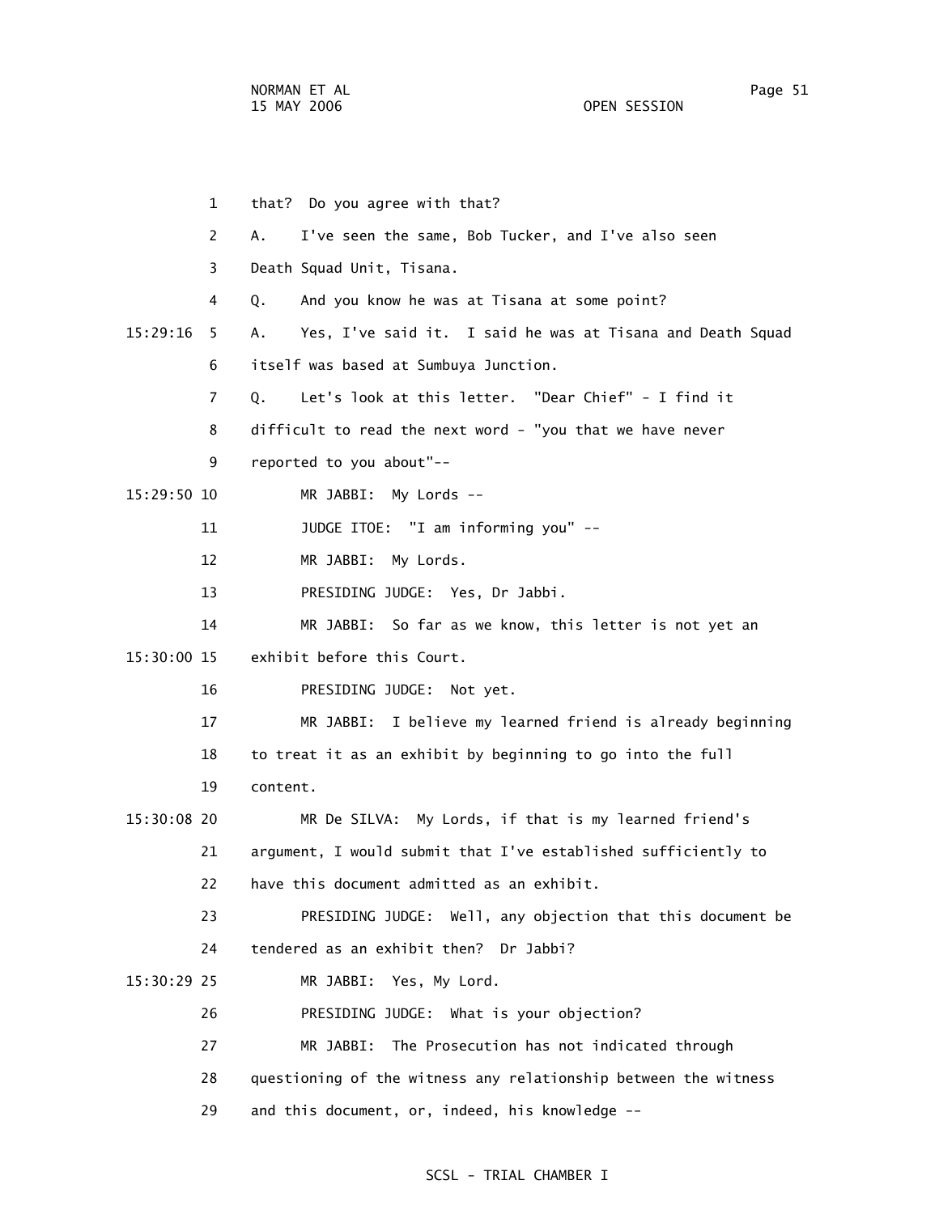1 that? Do you agree with that?

2 A. I've seen the same, Bob Tucker, and I've also seen

3 Death Squad Unit, Tisana.

4 Q. And you know he was at Tisana at some point?

15:29:16 5 A. Yes, I've said it. I said he was at Tisana and Death Squad

6 itself was based at Sumbuya Junction.

7 Q. Let's look at this letter. "Dear Chief" - I find it

8 difficult to read the next word - "you that we have never

9 reported to you about"--

15:29:50 10 MR JABBI: My Lords --

11 JUDGE ITOE: "I am informing you" --

12 MR JABBI: My Lords.

13 PRESIDING JUDGE: Yes, Dr Jabbi.

14 MR JABBI: So far as we know, this letter is not yet an

15:30:00 15 exhibit before this Court.

16 PRESIDING JUDGE: Not yet.

17 MR JABBI: I believe my learned friend is already beginning

18 to treat it as an exhibit by beginning to go into the full

19 content.

15:30:08 20 MR De SILVA: My Lords, if that is my learned friend's

21 argument, I would submit that I've established sufficiently to

22 have this document admitted as an exhibit.

23 PRESIDING JUDGE: Well, any objection that this document be

24 tendered as an exhibit then? Dr Jabbi?

15:30:29 25 MR JABBI: Yes, My Lord.

26 PRESIDING JUDGE: What is your objection?

27 MR JABBI: The Prosecution has not indicated through

28 questioning of the witness any relationship between the witness

29 and this document, or, indeed, his knowledge --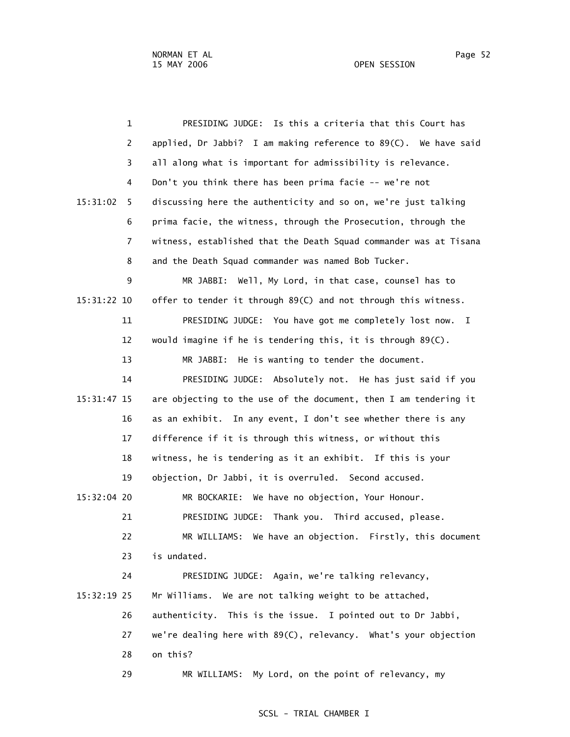1 PRESIDING JUDGE: Is this a criteria that this Court has
2 applied, Dr Jabbi? I am making reference to 89(C). We have said
3 all along what is important for admissibility is relevance.
4 Don't you think there has been prima facie -- we're not
15:31:02 5 discussing here the authenticity and so on, we're just talking
6 prima facie, the witness, through the Prosecution, through the
7 witness, established that the Death Squad commander was at Tisana
8 and the Death Squad commander was named Bob Tucker.
9 MR JABBI: Well, My Lord, in that case, counsel has to
15:31:22 10 offer to tender it through 89(C) and not through this witness.
11 PRESIDING JUDGE: You have got me completely lost now. I
12 would imagine if he is tendering this, it is through 89(C).
13 MR JABBI: He is wanting to tender the document.
14 PRESIDING JUDGE: Absolutely not. He has just said if you
15:31:47 15 are objecting to the use of the document, then I am tendering it
16 as an exhibit. In any event, I don't see whether there is any
17 difference if it is through this witness, or without this
18 witness, he is tendering as it an exhibit. If this is your
19 objection, Dr Jabbi, it is overruled. Second accused.
15:32:04 20 MR BOCKARIE: We have no objection, Your Honour.
21 PRESIDING JUDGE: Thank you. Third accused, please.
22 MR WILLIAMS: We have an objection. Firstly, this document
23 is undated.
24 PRESIDING JUDGE: Again, we're talking relevancy,
15:32:19 25 Mr Williams. We are not talking weight to be attached,
26 authenticity. This is the issue. I pointed out to Dr Jabbi,
27 we're dealing here with 89(C), relevancy. What's your objection
28 on this?
29 MR WILLIAMS: My Lord, on the point of relevancy, my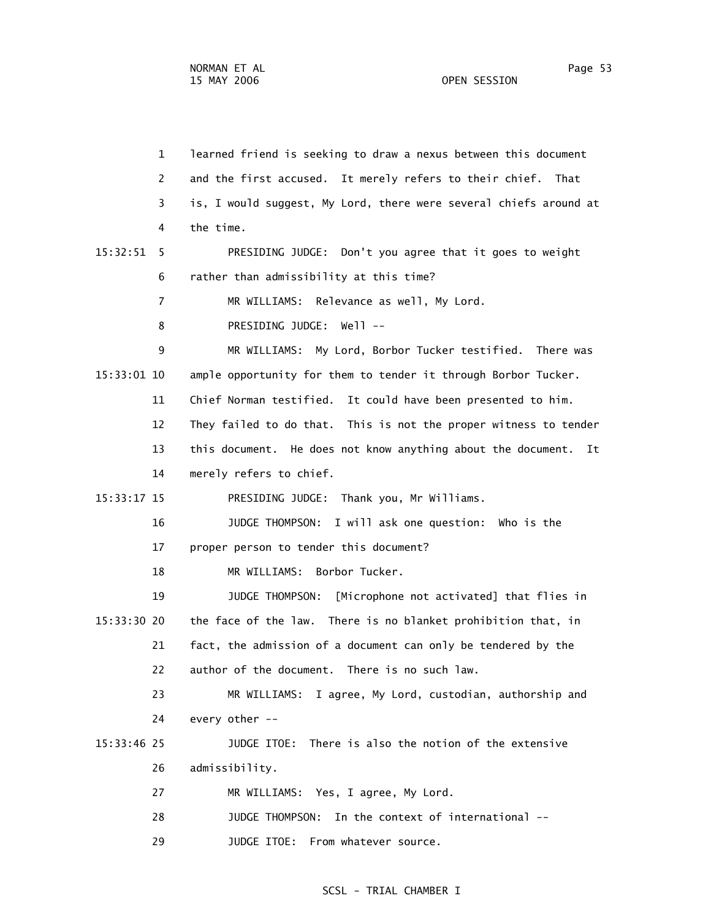1 learned friend is seeking to draw a nexus between this document
2 and the first accused. It merely refers to their chief. That
3 is, I would suggest, My Lord, there were several chiefs around at
4 the time.

15:32:51 5 PRESIDING JUDGE: Don't you agree that it goes to weight
6 rather than admissibility at this time?
7 MR WILLIAMS: Relevance as well, My Lord.
8 PRESIDING JUDGE: Well --
9 MR WILLIAMS: My Lord, Borbor Tucker testified. There was

15:33:01 10 ample opportunity for them to tender it through Borbor Tucker.
11 Chief Norman testified. It could have been presented to him.
12 They failed to do that. This is not the proper witness to tender
13 this document. He does not know anything about the document. It
14 merely refers to chief.

15:33:17 15 PRESIDING JUDGE: Thank you, Mr Williams.
16 JUDGE THOMPSON: I will ask one question: Who is the
17 proper person to tender this document?
18 MR WILLIAMS: Borbor Tucker.
19 JUDGE THOMPSON: [Microphone not activated] that flies in

15:33:30 20 the face of the law. There is no blanket prohibition that, in
21 fact, the admission of a document can only be tendered by the
22 author of the document. There is no such law.
23 MR WILLIAMS: I agree, My Lord, custodian, authorship and
24 every other --

15:33:46 25 JUDGE ITOE: There is also the notion of the extensive
26 admissibility.
27 MR WILLIAMS: Yes, I agree, My Lord.
28 JUDGE THOMPSON: In the context of international --
29 JUDGE ITOE: From whatever source.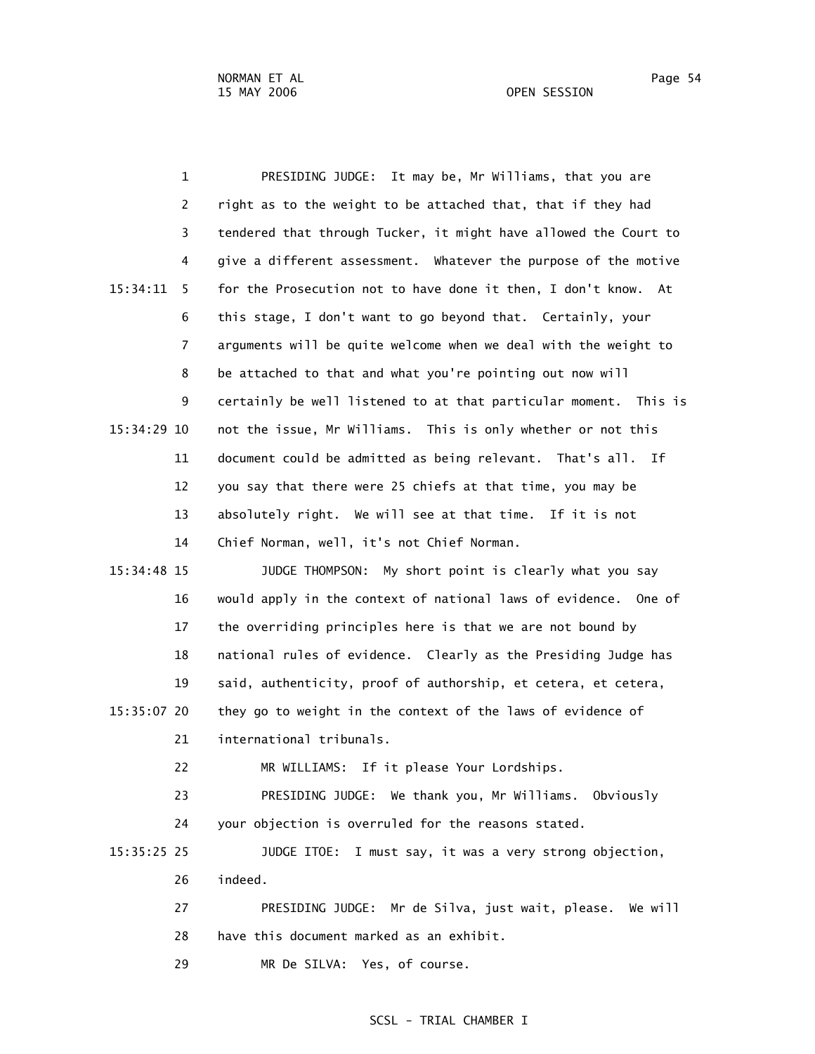PRESIDING JUDGE: It may be, Mr Williams, that you are right as to the weight to be attached that, that if they had tendered that through Tucker, it might have allowed the Court to give a different assessment. Whatever the purpose of the motive for the Prosecution not to have done it then, I don't know. At this stage, I don't want to go beyond that. Certainly, your arguments will be quite welcome when we deal with the weight to be attached to that and what you're pointing out now will certainly be well listened to at that particular moment. This is not the issue, Mr Williams. This is only whether or not this document could be admitted as being relevant. That's all. If you say that there were 25 chiefs at that time, you may be absolutely right. We will see at that time. If it is not Chief Norman, well, it's not Chief Norman.

JUDGE THOMPSON: My short point is clearly what you say would apply in the context of national laws of evidence. One of the overriding principles here is that we are not bound by national rules of evidence. Clearly as the Presiding Judge has said, authenticity, proof of authorship, et cetera, et cetera, they go to weight in the context of the laws of evidence of international tribunals.

MR WILLIAMS: If it please Your Lordships.

PRESIDING JUDGE: We thank you, Mr Williams. Obviously your objection is overruled for the reasons stated.

JUDGE ITOE: I must say, it was a very strong objection, indeed.

PRESIDING JUDGE: Mr de Silva, just wait, please. We will have this document marked as an exhibit.

MR De SILVA: Yes, of course.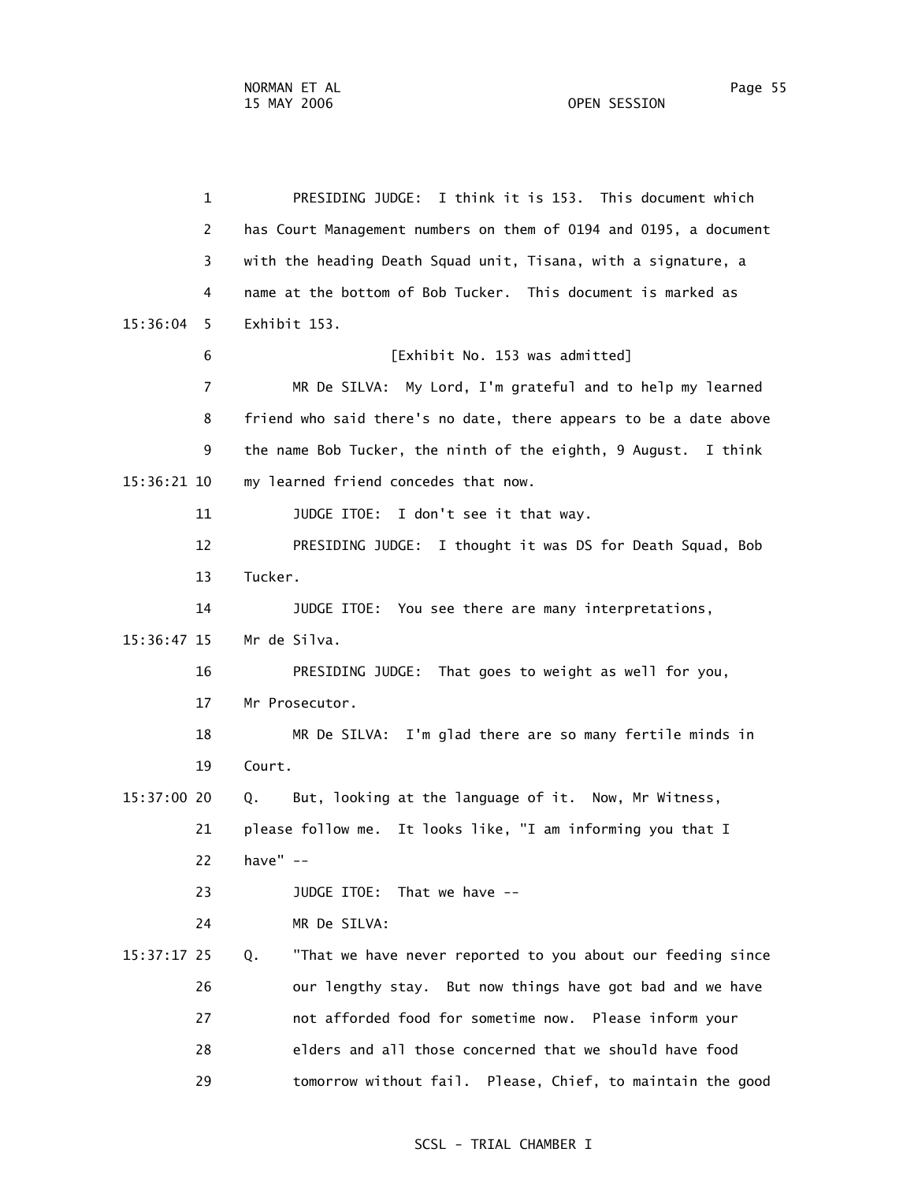1 PRESIDING JUDGE: I think it is 153. This document which

2 has Court Management numbers on them of 0194 and 0195, a document

3 with the heading Death Squad unit, Tisana, with a signature, a

4 name at the bottom of Bob Tucker. This document is marked as

15:36:04 5 Exhibit 153.

6 [Exhibit No. 153 was admitted]

7 MR De SILVA: My Lord, I'm grateful and to help my learned

8 friend who said there's no date, there appears to be a date above

9 the name Bob Tucker, the ninth of the eighth, 9 August. I think

15:36:21 10 my learned friend concedes that now.

11 JUDGE ITOE: I don't see it that way.

12 PRESIDING JUDGE: I thought it was DS for Death Squad, Bob

13 Tucker.

14 JUDGE ITOE: You see there are many interpretations,

15:36:47 15 Mr de Silva.

16 PRESIDING JUDGE: That goes to weight as well for you,

17 Mr Prosecutor.

18 MR De SILVA: I'm glad there are so many fertile minds in

19 Court.

15:37:00 20 Q. But, looking at the language of it. Now, Mr Witness,

21 please follow me. It looks like, "I am informing you that I

22 have" --

23 JUDGE ITOE: That we have --

24 MR De SILVA:

15:37:17 25 Q. "That we have never reported to you about our feeding since

26 our lengthy stay. But now things have got bad and we have

27 not afforded food for sometime now. Please inform your

28 elders and all those concerned that we should have food

29 tomorrow without fail. Please, Chief, to maintain the good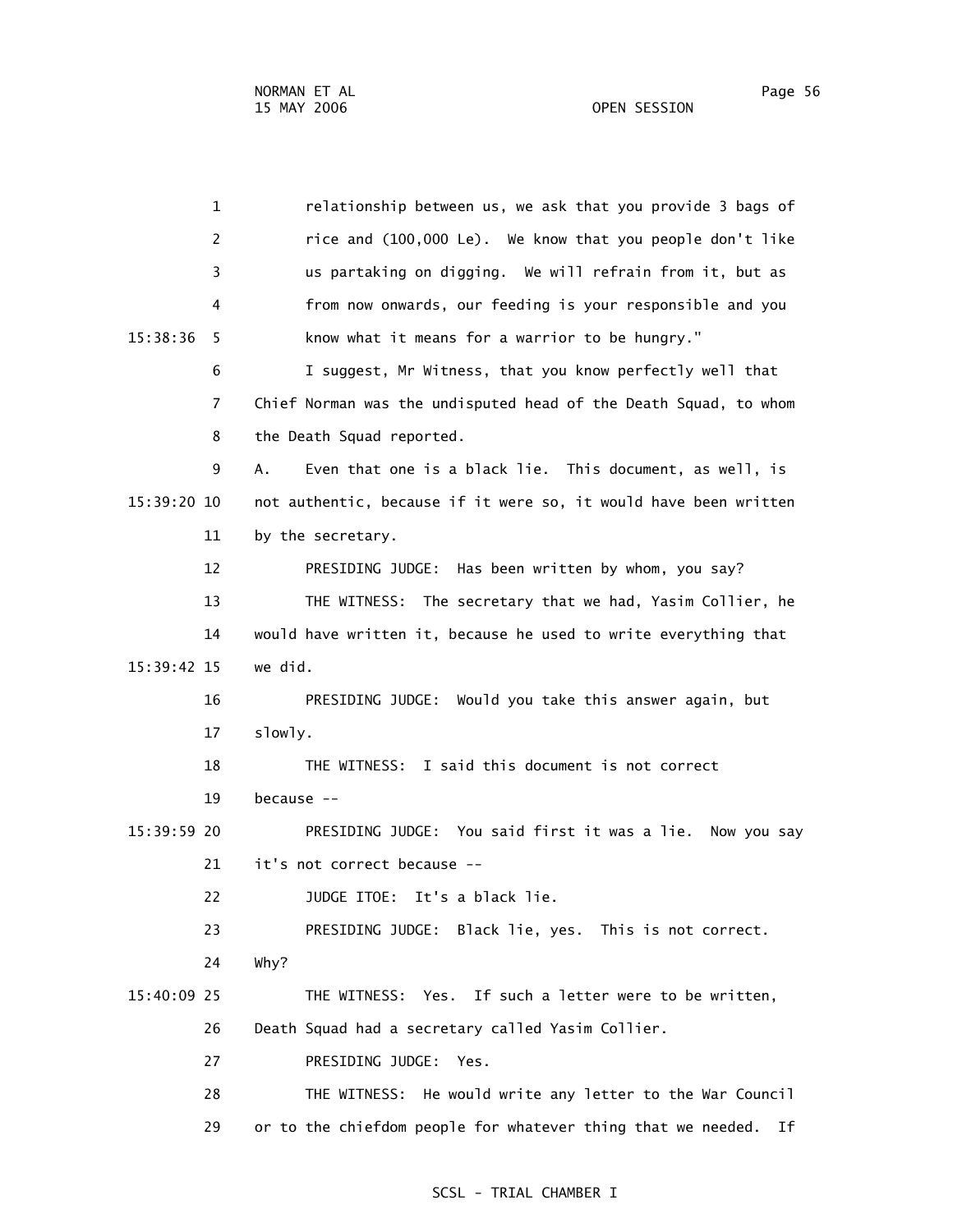relationship between us, we ask that you provide 3 bags of rice and (100,000 Le). We know that you people don't like us partaking on digging. We will refrain from it, but as from now onwards, our feeding is your responsible and you know what it means for a warrior to be hungry."

I suggest, Mr Witness, that you know perfectly well that Chief Norman was the undisputed head of the Death Squad, to whom the Death Squad reported.

A. Even that one is a black lie. This document, as well, is not authentic, because if it were so, it would have been written by the secretary.

PRESIDING JUDGE: Has been written by whom, you say?

THE WITNESS: The secretary that we had, Yasim Collier, he would have written it, because he used to write everything that we did.

PRESIDING JUDGE: Would you take this answer again, but slowly.

THE WITNESS: I said this document is not correct because --

PRESIDING JUDGE: You said first it was a lie. Now you say it's not correct because --

JUDGE ITOE: It's a black lie.

PRESIDING JUDGE: Black lie, yes. This is not correct. Why?

THE WITNESS: Yes. If such a letter were to be written, Death Squad had a secretary called Yasim Collier.

PRESIDING JUDGE: Yes.

THE WITNESS: He would write any letter to the War Council or to the chiefdom people for whatever thing that we needed. If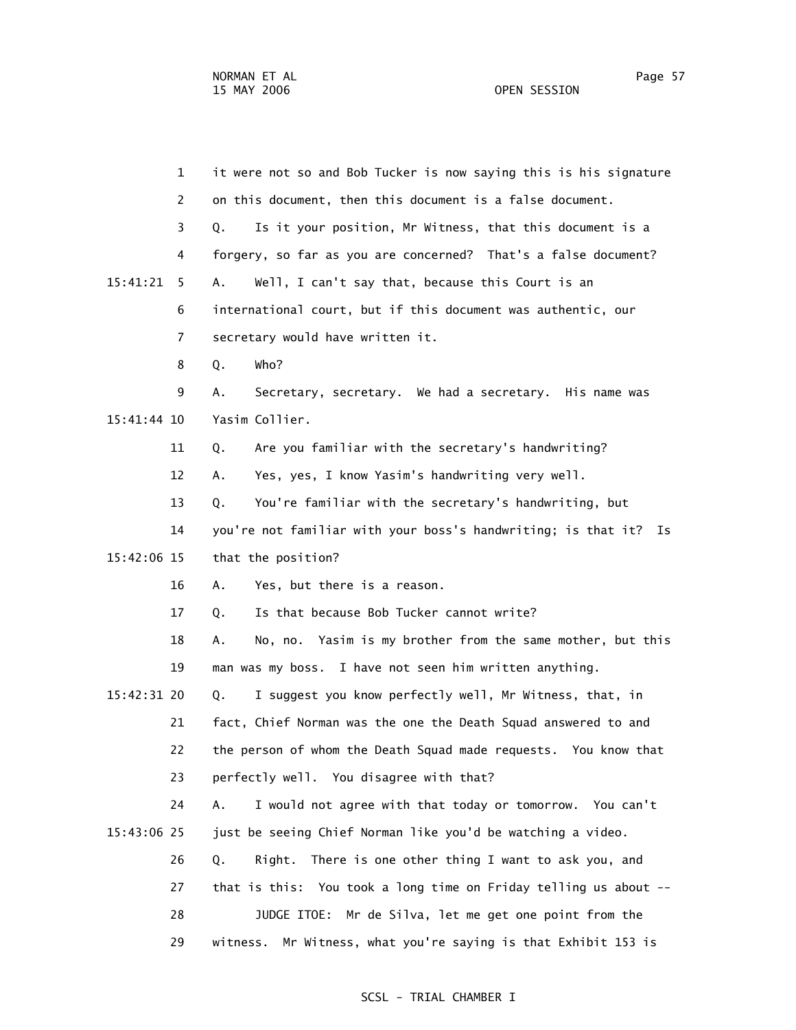1 it were not so and Bob Tucker is now saying this is his signature

2 on this document, then this document is a false document.

3 Q. Is it your position, Mr Witness, that this document is a

4 forgery, so far as you are concerned? That's a false document?

15:41:21 5 A. Well, I can't say that, because this Court is an

6 international court, but if this document was authentic, our

7 secretary would have written it.

8 Q. Who?

9 A. Secretary, secretary. We had a secretary. His name was

15:41:44 10 Yasim Collier.

11 Q. Are you familiar with the secretary's handwriting?

12 A. Yes, yes, I know Yasim's handwriting very well.

13 Q. You're familiar with the secretary's handwriting, but

14 you're not familiar with your boss's handwriting; is that it? Is

15:42:06 15 that the position?

16 A. Yes, but there is a reason.

17 Q. Is that because Bob Tucker cannot write?

18 A. No, no. Yasim is my brother from the same mother, but this

19 man was my boss. I have not seen him written anything.

15:42:31 20 Q. I suggest you know perfectly well, Mr Witness, that, in

21 fact, Chief Norman was the one the Death Squad answered to and

22 the person of whom the Death Squad made requests. You know that

23 perfectly well. You disagree with that?

24 A. I would not agree with that today or tomorrow. You can't

15:43:06 25 just be seeing Chief Norman like you'd be watching a video.

26 Q. Right. There is one other thing I want to ask you, and

27 that is this: You took a long time on Friday telling us about --

28 JUDGE ITOE: Mr de Silva, let me get one point from the

29 witness. Mr Witness, what you're saying is that Exhibit 153 is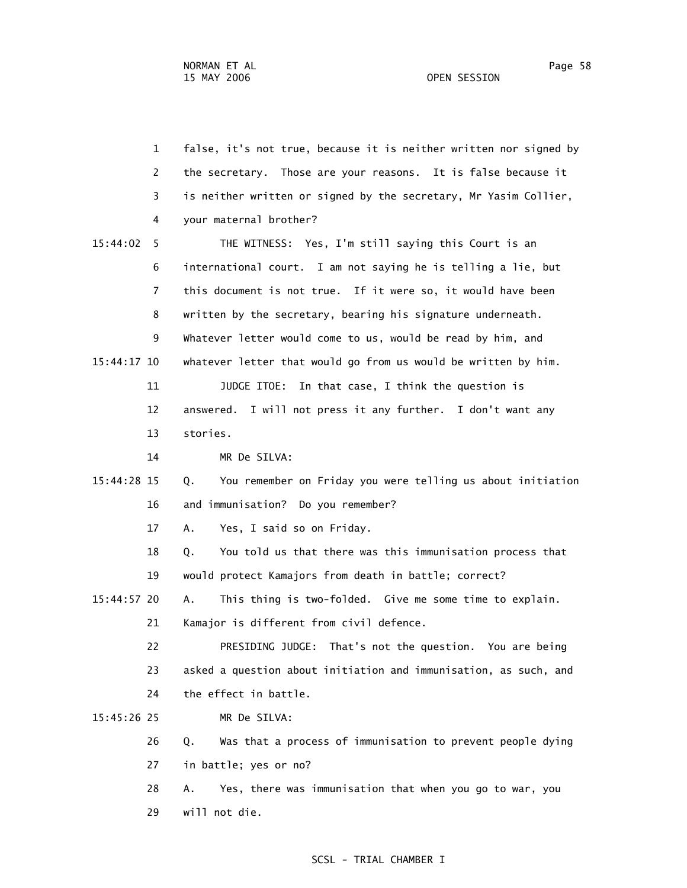1 false, it's not true, because it is neither written nor signed by
2 the secretary. Those are your reasons. It is false because it
3 is neither written or signed by the secretary, Mr Yasim Collier,
4 your maternal brother?

15:44:02 5 THE WITNESS: Yes, I'm still saying this Court is an
6 international court. I am not saying he is telling a lie, but
7 this document is not true. If it were so, it would have been
8 written by the secretary, bearing his signature underneath.
9 Whatever letter would come to us, would be read by him, and

15:44:17 10 whatever letter that would go from us would be written by him.
11 JUDGE ITOE: In that case, I think the question is
12 answered. I will not press it any further. I don't want any
13 stories.
14 MR De SILVA:

15:44:28 15 Q. You remember on Friday you were telling us about initiation
16 and immunisation? Do you remember?
17 A. Yes, I said so on Friday.
18 Q. You told us that there was this immunisation process that
19 would protect Kamajors from death in battle; correct?

15:44:57 20 A. This thing is two-folded. Give me some time to explain.
21 Kamajor is different from civil defence.
22 PRESIDING JUDGE: That's not the question. You are being
23 asked a question about initiation and immunisation, as such, and
24 the effect in battle.

15:45:26 25 MR De SILVA:
26 Q. Was that a process of immunisation to prevent people dying
27 in battle; yes or no?
28 A. Yes, there was immunisation that when you go to war, you
29 will not die.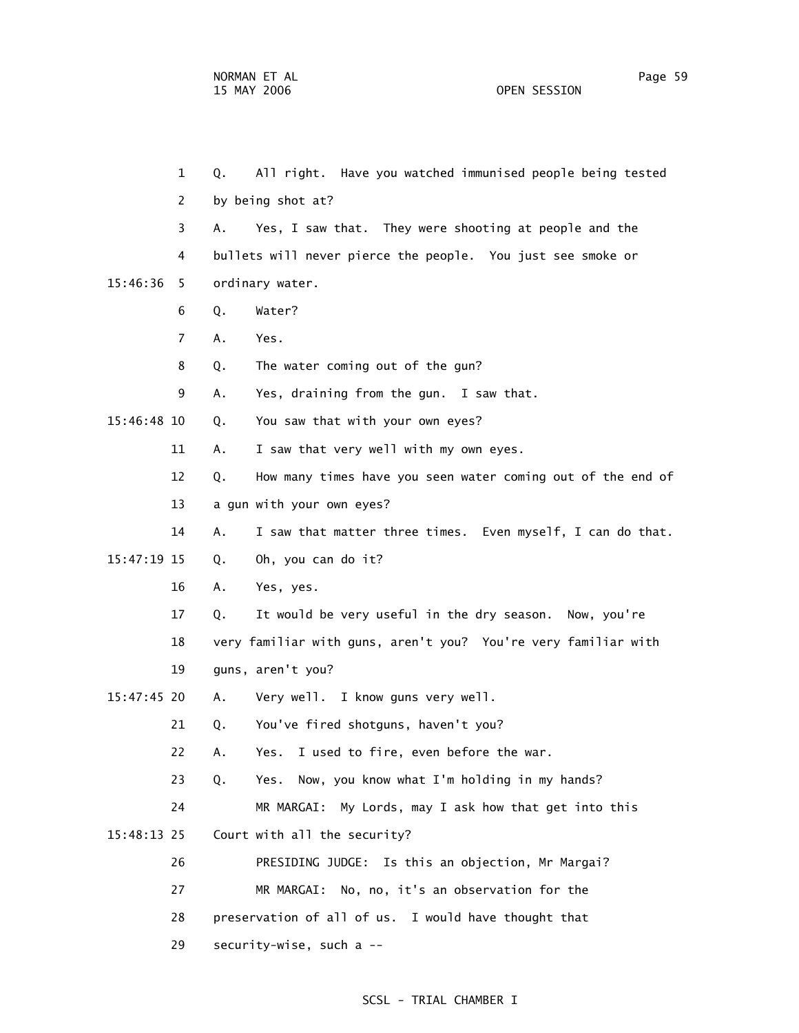1 Q. All right. Have you watched immunised people being tested

2 by being shot at?

3 A. Yes, I saw that. They were shooting at people and the

4 bullets will never pierce the people. You just see smoke or

15:46:36 5 ordinary water.

6 Q. Water?

7 A. Yes.

8 Q. The water coming out of the gun?

9 A. Yes, draining from the gun. I saw that.

15:46:48 10 Q. You saw that with your own eyes?

11 A. I saw that very well with my own eyes.

12 Q. How many times have you seen water coming out of the end of

13 a gun with your own eyes?

14 A. I saw that matter three times. Even myself, I can do that.

15:47:19 15 Q. Oh, you can do it?

16 A. Yes, yes.

17 Q. It would be very useful in the dry season. Now, you're

18 very familiar with guns, aren't you? You're very familiar with

19 guns, aren't you?

15:47:45 20 A. Very well. I know guns very well.

21 Q. You've fired shotguns, haven't you?

22 A. Yes. I used to fire, even before the war.

23 Q. Yes. Now, you know what I'm holding in my hands?

24 MR MARGAI: My Lords, may I ask how that get into this

15:48:13 25 Court with all the security?

26 PRESIDING JUDGE: Is this an objection, Mr Margai?

27 MR MARGAI: No, no, it's an observation for the

28 preservation of all of us. I would have thought that

29 security-wise, such a --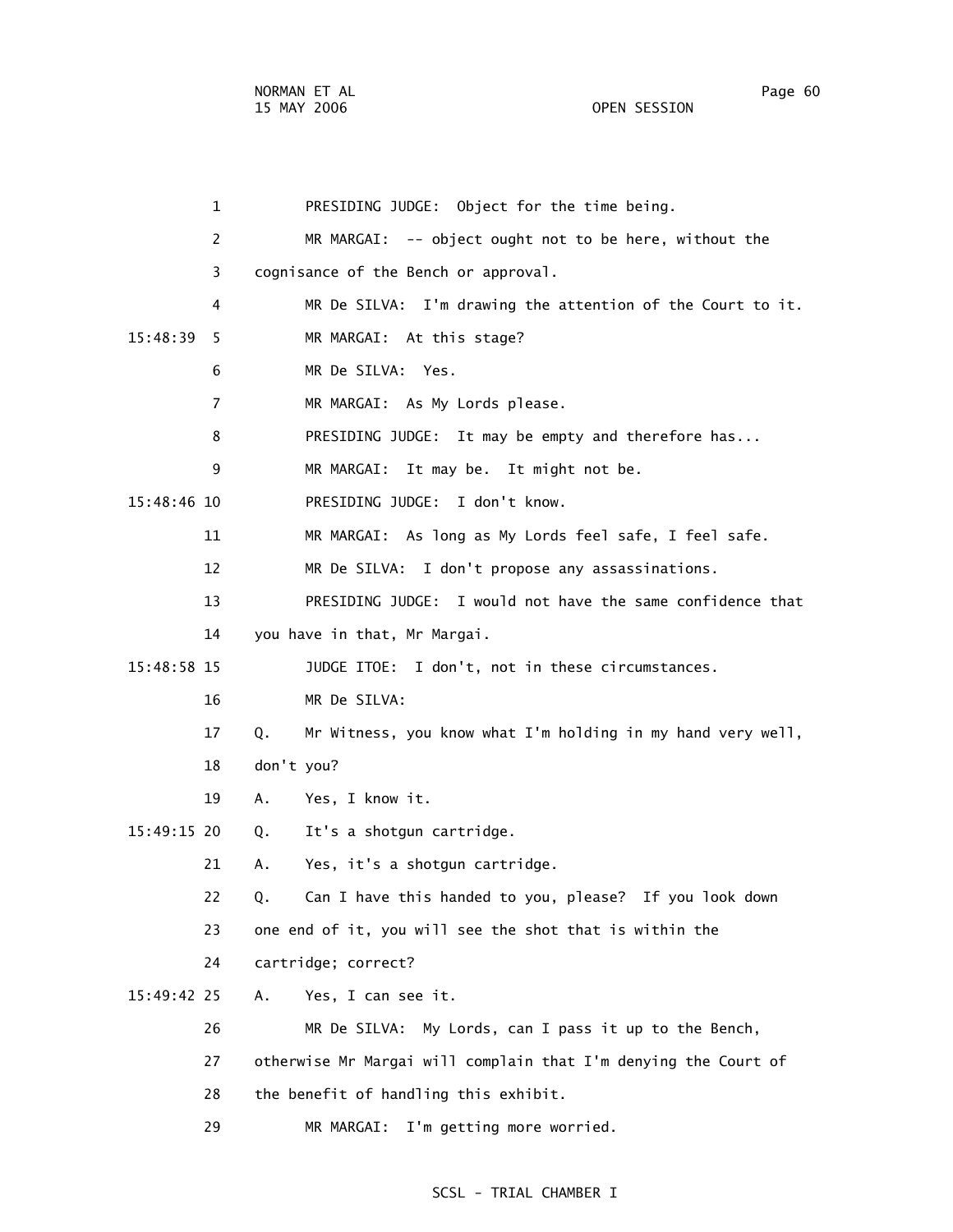1 PRESIDING JUDGE: Object for the time being.

2 MR MARGAI: -- object ought not to be here, without the

3 cognisance of the Bench or approval.

4 MR De SILVA: I'm drawing the attention of the Court to it.

15:48:39 5 MR MARGAI: At this stage?

6 MR De SILVA: Yes.

7 MR MARGAI: As My Lords please.

8 PRESIDING JUDGE: It may be empty and therefore has...

9 MR MARGAI: It may be. It might not be.

15:48:46 10 PRESIDING JUDGE: I don't know.

11 MR MARGAI: As long as My Lords feel safe, I feel safe.

12 MR De SILVA: I don't propose any assassinations.

13 PRESIDING JUDGE: I would not have the same confidence that

14 you have in that, Mr Margai.

15:48:58 15 JUDGE ITOE: I don't, not in these circumstances.

16 MR De SILVA:

17 Q. Mr Witness, you know what I'm holding in my hand very well,

18 don't you?

19 A. Yes, I know it.

15:49:15 20 Q. It's a shotgun cartridge.

21 A. Yes, it's a shotgun cartridge.

22 Q. Can I have this handed to you, please? If you look down

23 one end of it, you will see the shot that is within the

24 cartridge; correct?

15:49:42 25 A. Yes, I can see it.

26 MR De SILVA: My Lords, can I pass it up to the Bench,

27 otherwise Mr Margai will complain that I'm denying the Court of

28 the benefit of handling this exhibit.

29 MR MARGAI: I'm getting more worried.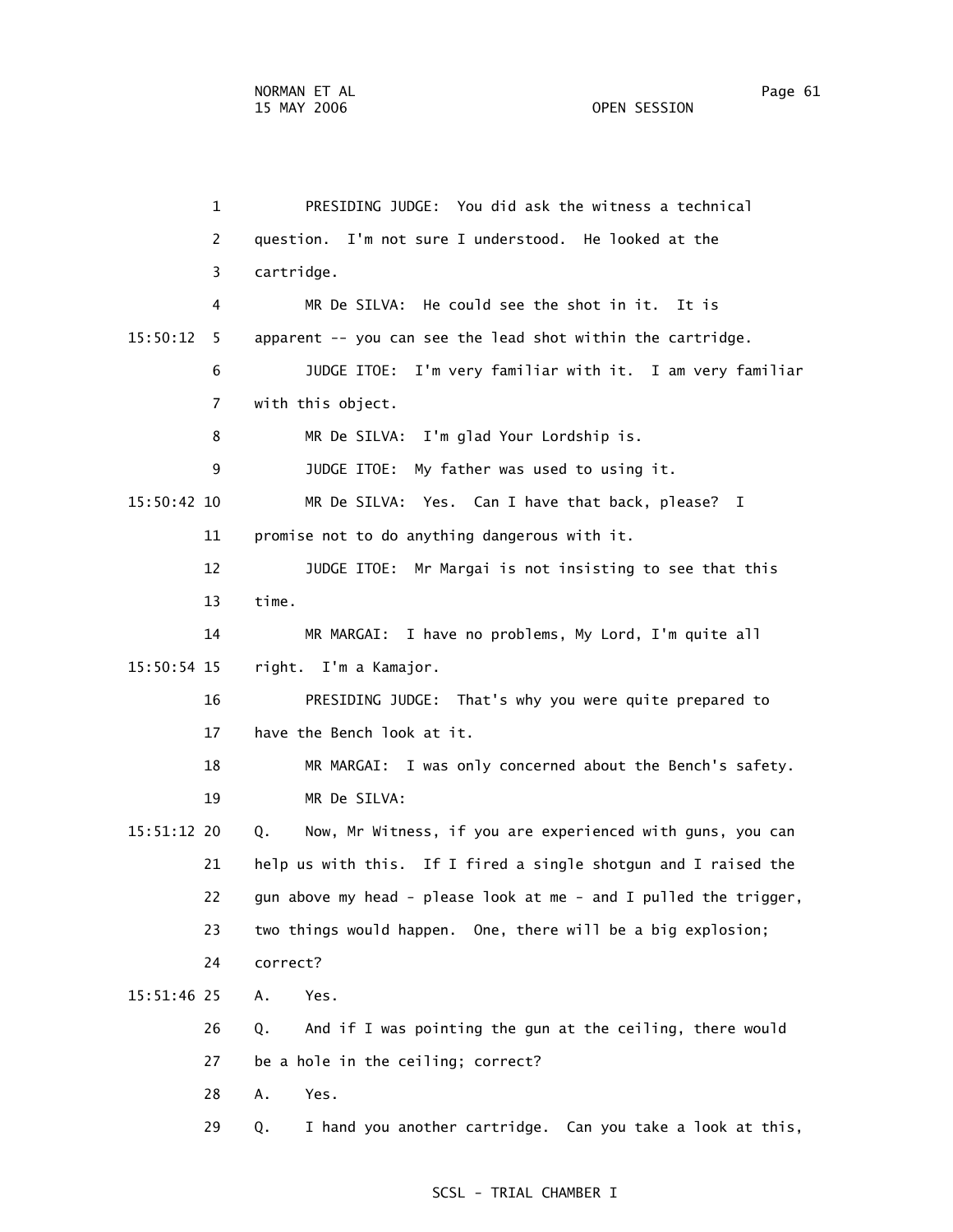1 PRESIDING JUDGE: You did ask the witness a technical
2 question. I'm not sure I understood. He looked at the
3 cartridge.
4 MR De SILVA: He could see the shot in it. It is
15:50:12 5 apparent -- you can see the lead shot within the cartridge.
6 JUDGE ITOE: I'm very familiar with it. I am very familiar
7 with this object.
8 MR De SILVA: I'm glad Your Lordship is.
9 JUDGE ITOE: My father was used to using it.
15:50:42 10 MR De SILVA: Yes. Can I have that back, please? I
11 promise not to do anything dangerous with it.
12 JUDGE ITOE: Mr Margai is not insisting to see that this
13 time.
14 MR MARGAI: I have no problems, My Lord, I'm quite all
15:50:54 15 right. I'm a Kamajor.
16 PRESIDING JUDGE: That's why you were quite prepared to
17 have the Bench look at it.
18 MR MARGAI: I was only concerned about the Bench's safety.
19 MR De SILVA:
15:51:12 20 Q. Now, Mr Witness, if you are experienced with guns, you can
21 help us with this. If I fired a single shotgun and I raised the
22 gun above my head - please look at me - and I pulled the trigger,
23 two things would happen. One, there will be a big explosion;
24 correct?
15:51:46 25 A. Yes.
26 Q. And if I was pointing the gun at the ceiling, there would
27 be a hole in the ceiling; correct?
28 A. Yes.
29 Q. I hand you another cartridge. Can you take a look at this,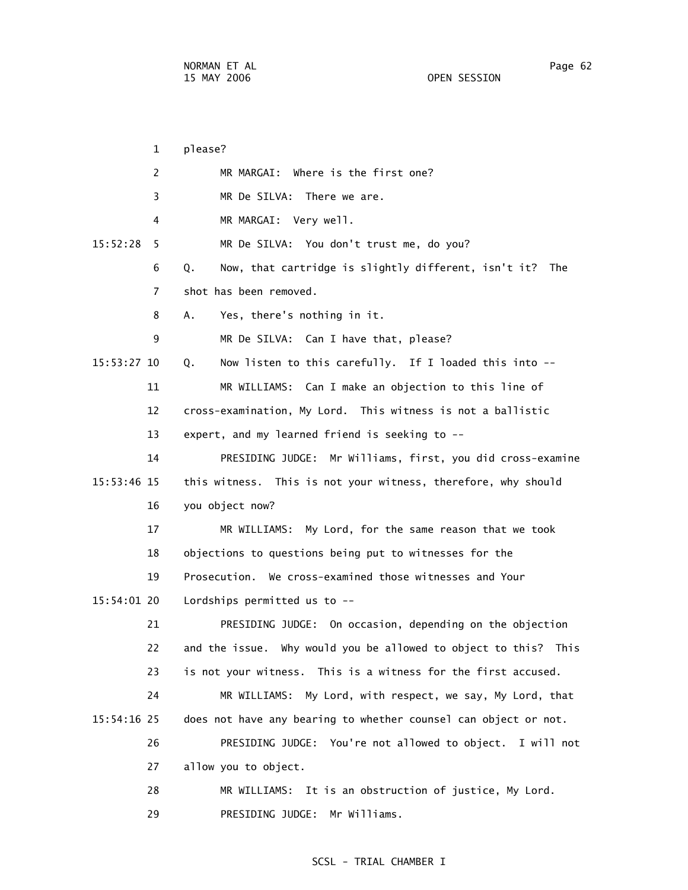1 please?

2 MR MARGAI: Where is the first one?

3 MR De SILVA: There we are.

4 MR MARGAI: Very well.

15:52:28 5 MR De SILVA: You don't trust me, do you?

6 Q. Now, that cartridge is slightly different, isn't it? The

7 shot has been removed.

8 A. Yes, there's nothing in it.

9 MR De SILVA: Can I have that, please?

15:53:27 10 Q. Now listen to this carefully. If I loaded this into --

11 MR WILLIAMS: Can I make an objection to this line of

12 cross-examination, My Lord. This witness is not a ballistic

13 expert, and my learned friend is seeking to --

14 PRESIDING JUDGE: Mr Williams, first, you did cross-examine

15:53:46 15 this witness. This is not your witness, therefore, why should

16 you object now?

17 MR WILLIAMS: My Lord, for the same reason that we took

18 objections to questions being put to witnesses for the

19 Prosecution. We cross-examined those witnesses and Your

15:54:01 20 Lordships permitted us to --

21 PRESIDING JUDGE: On occasion, depending on the objection

22 and the issue. Why would you be allowed to object to this? This

23 is not your witness. This is a witness for the first accused.

24 MR WILLIAMS: My Lord, with respect, we say, My Lord, that

15:54:16 25 does not have any bearing to whether counsel can object or not.

26 PRESIDING JUDGE: You're not allowed to object. I will not

27 allow you to object.

28 MR WILLIAMS: It is an obstruction of justice, My Lord.

29 PRESIDING JUDGE: Mr Williams.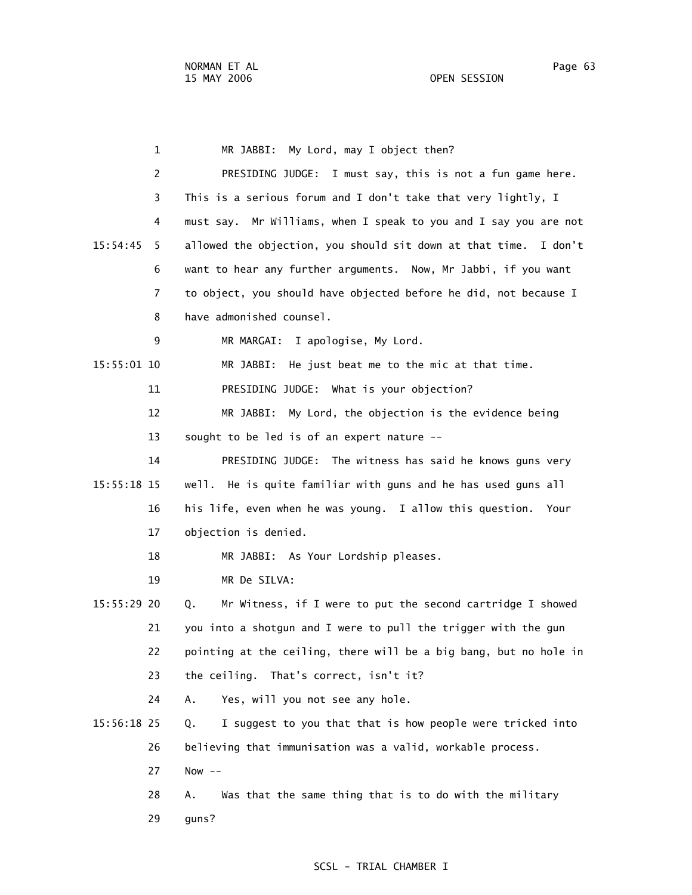MR JABBI: My Lord, may I object then?

PRESIDING JUDGE: I must say, this is not a fun game here. This is a serious forum and I don't take that very lightly, I must say. Mr Williams, when I speak to you and I say you are not allowed the objection, you should sit down at that time. I don't want to hear any further arguments. Now, Mr Jabbi, if you want to object, you should have objected before he did, not because I have admonished counsel.

MR MARGAI: I apologise, My Lord.

MR JABBI: He just beat me to the mic at that time.

PRESIDING JUDGE: What is your objection?

MR JABBI: My Lord, the objection is the evidence being sought to be led is of an expert nature --

PRESIDING JUDGE: The witness has said he knows guns very well. He is quite familiar with guns and he has used guns all his life, even when he was young. I allow this question. Your objection is denied.

MR JABBI: As Your Lordship pleases.

MR De SILVA:

Q. Mr Witness, if I were to put the second cartridge I showed you into a shotgun and I were to pull the trigger with the gun pointing at the ceiling, there will be a big bang, but no hole in the ceiling. That's correct, isn't it?

A. Yes, will you not see any hole.

Q. I suggest to you that that is how people were tricked into believing that immunisation was a valid, workable process. Now --

A. Was that the same thing that is to do with the military guns?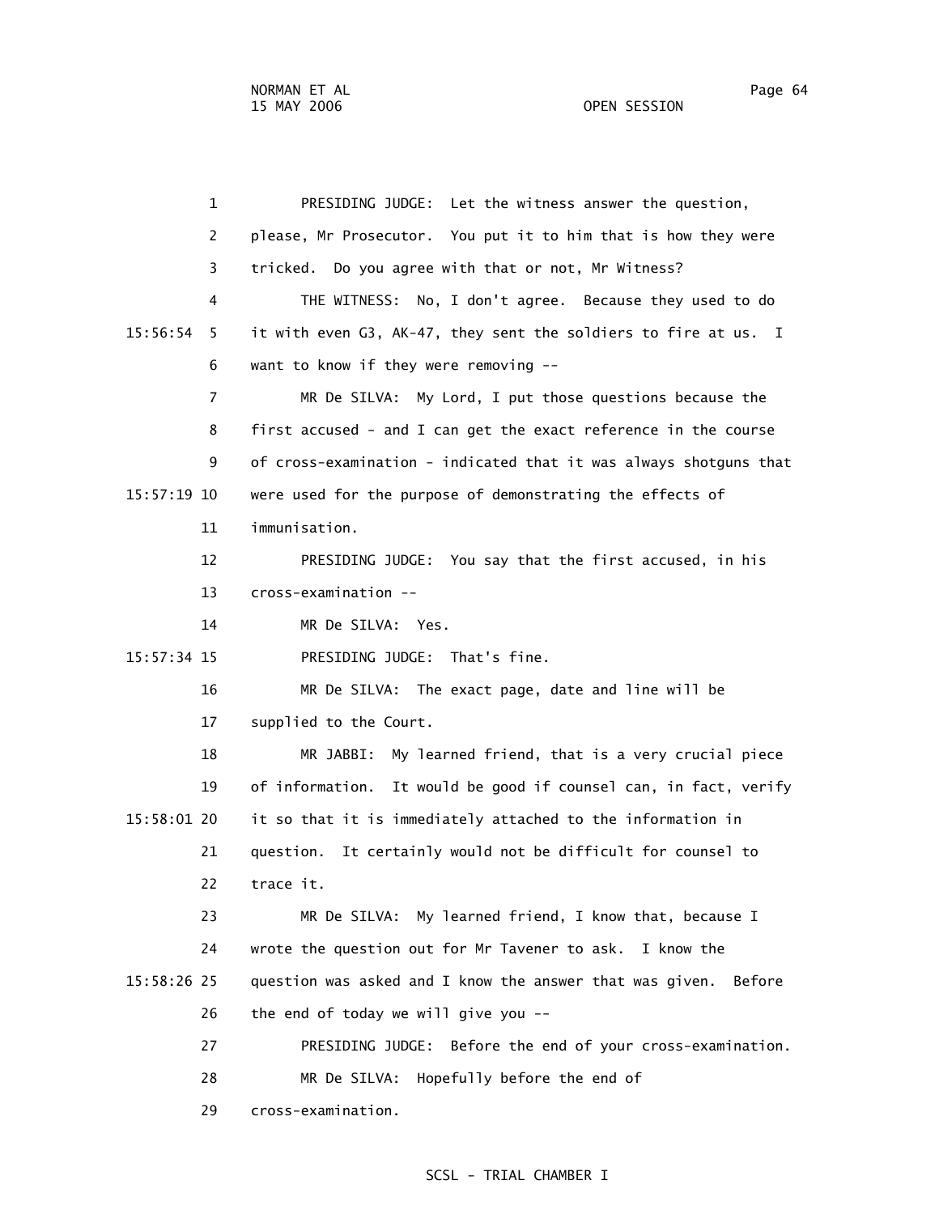PRESIDING JUDGE: Let the witness answer the question, please, Mr Prosecutor. You put it to him that is how they were tricked. Do you agree with that or not, Mr Witness?

THE WITNESS: No, I don't agree. Because they used to do it with even G3, AK-47, they sent the soldiers to fire at us. I want to know if they were removing --

MR De SILVA: My Lord, I put those questions because the first accused - and I can get the exact reference in the course of cross-examination - indicated that it was always shotguns that were used for the purpose of demonstrating the effects of immunisation.

PRESIDING JUDGE: You say that the first accused, in his cross-examination --

MR De SILVA: Yes.

PRESIDING JUDGE: That's fine.

MR De SILVA: The exact page, date and line will be supplied to the Court.

MR JABBI: My learned friend, that is a very crucial piece of information. It would be good if counsel can, in fact, verify it so that it is immediately attached to the information in question. It certainly would not be difficult for counsel to trace it.

MR De SILVA: My learned friend, I know that, because I wrote the question out for Mr Tavener to ask. I know the question was asked and I know the answer that was given. Before the end of today we will give you --

PRESIDING JUDGE: Before the end of your cross-examination.

MR De SILVA: Hopefully before the end of cross-examination.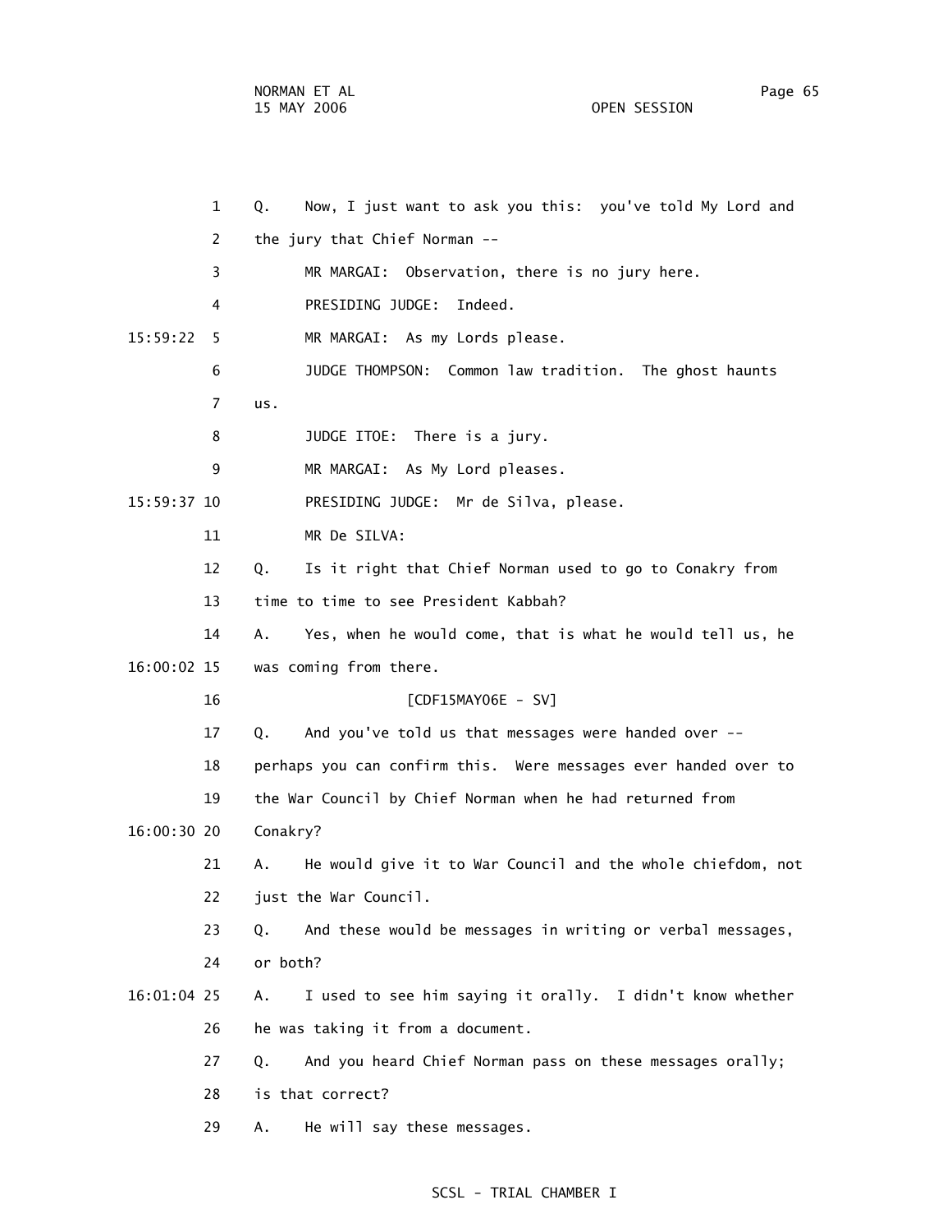1 Q. Now, I just want to ask you this: you've told My Lord and

2 the jury that Chief Norman --

3 MR MARGAI: Observation, there is no jury here.

4 PRESIDING JUDGE: Indeed.

15:59:22 5 MR MARGAI: As my Lords please.

6 JUDGE THOMPSON: Common law tradition. The ghost haunts

7 us.

8 JUDGE ITOE: There is a jury.

9 MR MARGAI: As My Lord pleases.

15:59:37 10 PRESIDING JUDGE: Mr de Silva, please.

11 MR De SILVA:

12 Q. Is it right that Chief Norman used to go to Conakry from

13 time to time to see President Kabbah?

14 A. Yes, when he would come, that is what he would tell us, he

16:00:02 15 was coming from there.

16 [CDF15MAY06E - SV]

17 Q. And you've told us that messages were handed over --

18 perhaps you can confirm this. Were messages ever handed over to

19 the War Council by Chief Norman when he had returned from

16:00:30 20 Conakry?

21 A. He would give it to War Council and the whole chiefdom, not

22 just the War Council.

23 Q. And these would be messages in writing or verbal messages,

24 or both?

16:01:04 25 A. I used to see him saying it orally. I didn't know whether

26 he was taking it from a document.

27 Q. And you heard Chief Norman pass on these messages orally;

28 is that correct?

29 A. He will say these messages.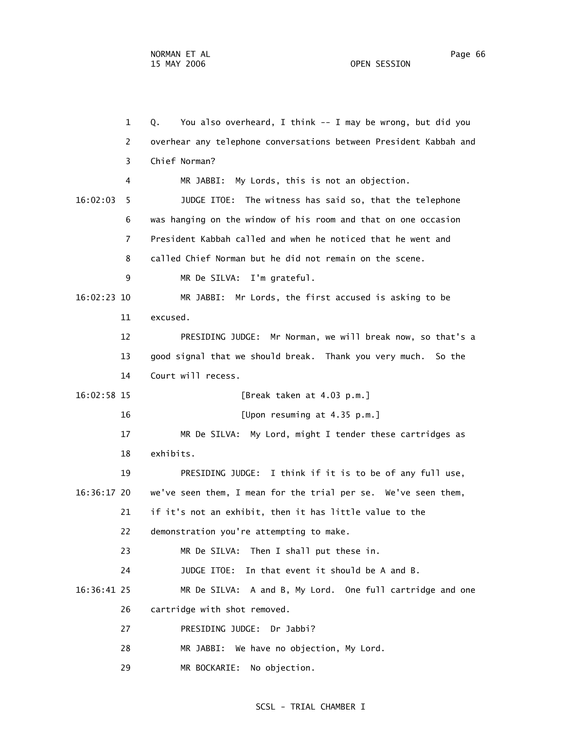1 Q. You also overheard, I think -- I may be wrong, but did you

2 overhear any telephone conversations between President Kabbah and

3 Chief Norman?

4 MR JABBI: My Lords, this is not an objection.

16:02:03 5 JUDGE ITOE: The witness has said so, that the telephone

6 was hanging on the window of his room and that on one occasion

7 President Kabbah called and when he noticed that he went and

8 called Chief Norman but he did not remain on the scene.

9 MR De SILVA: I'm grateful.

16:02:23 10 MR JABBI: Mr Lords, the first accused is asking to be

11 excused.

12 PRESIDING JUDGE: Mr Norman, we will break now, so that's a

13 good signal that we should break. Thank you very much. So the

14 Court will recess.

16:02:58 15 [Break taken at 4.03 p.m.]

16 [Upon resuming at 4.35 p.m.]

17 MR De SILVA: My Lord, might I tender these cartridges as

18 exhibits.

19 PRESIDING JUDGE: I think if it is to be of any full use,

16:36:17 20 we've seen them, I mean for the trial per se. We've seen them,

21 if it's not an exhibit, then it has little value to the

22 demonstration you're attempting to make.

23 MR De SILVA: Then I shall put these in.

24 JUDGE ITOE: In that event it should be A and B.

16:36:41 25 MR De SILVA: A and B, My Lord. One full cartridge and one

26 cartridge with shot removed.

27 PRESIDING JUDGE: Dr Jabbi?

28 MR JABBI: We have no objection, My Lord.

29 MR BOCKARIE: No objection.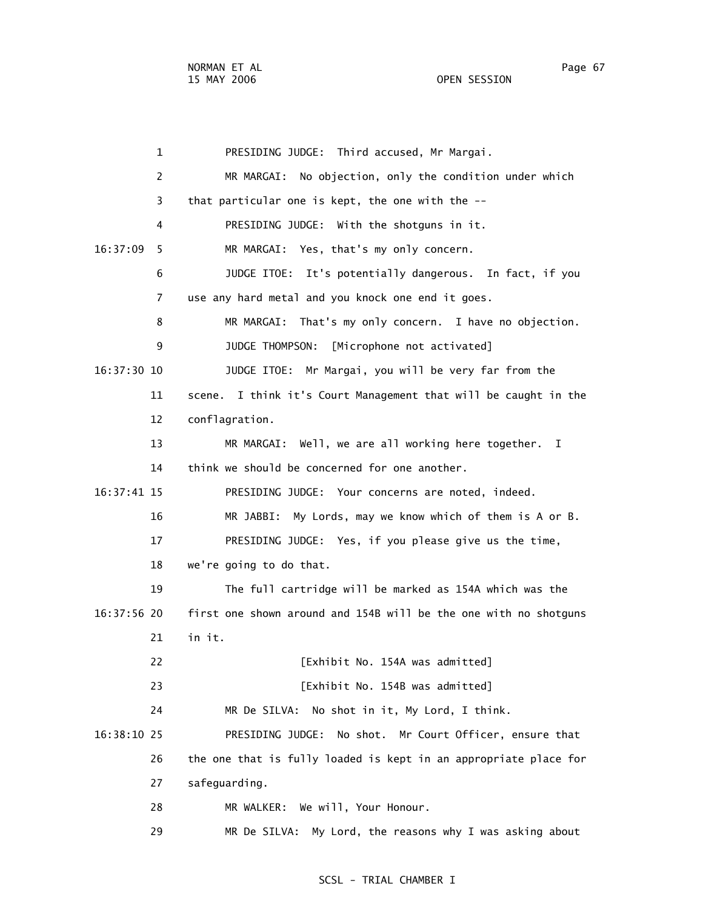1 PRESIDING JUDGE: Third accused, Mr Margai.

2 MR MARGAI: No objection, only the condition under which

3 that particular one is kept, the one with the --

4 PRESIDING JUDGE: With the shotguns in it.

16:37:09 5 MR MARGAI: Yes, that's my only concern.

6 JUDGE ITOE: It's potentially dangerous. In fact, if you

7 use any hard metal and you knock one end it goes.

8 MR MARGAI: That's my only concern. I have no objection.

9 JUDGE THOMPSON: [Microphone not activated]

16:37:30 10 JUDGE ITOE: Mr Margai, you will be very far from the

11 scene. I think it's Court Management that will be caught in the

12 conflagration.

13 MR MARGAI: Well, we are all working here together. I

14 think we should be concerned for one another.

16:37:41 15 PRESIDING JUDGE: Your concerns are noted, indeed.

16 MR JABBI: My Lords, may we know which of them is A or B.

17 PRESIDING JUDGE: Yes, if you please give us the time,

18 we're going to do that.

19 The full cartridge will be marked as 154A which was the

16:37:56 20 first one shown around and 154B will be the one with no shotguns

21 in it.

22 [Exhibit No. 154A was admitted]

23 [Exhibit No. 154B was admitted]

24 MR De SILVA: No shot in it, My Lord, I think.

16:38:10 25 PRESIDING JUDGE: No shot. Mr Court Officer, ensure that

26 the one that is fully loaded is kept in an appropriate place for

27 safeguarding.

28 MR WALKER: We will, Your Honour.

29 MR De SILVA: My Lord, the reasons why I was asking about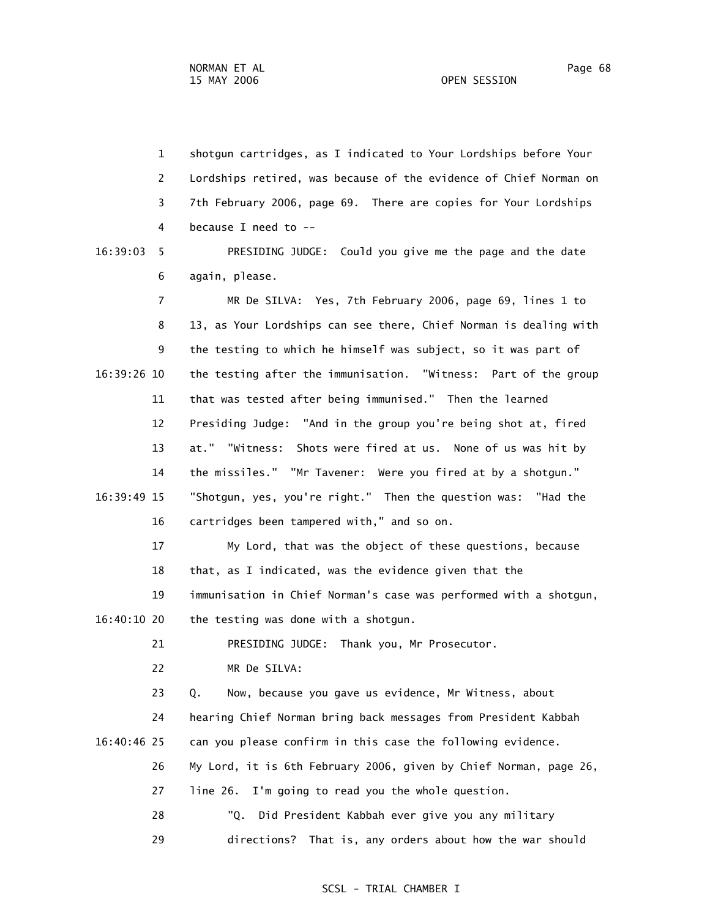1 shotgun cartridges, as I indicated to Your Lordships before Your
2 Lordships retired, was because of the evidence of Chief Norman on
3 7th February 2006, page 69. There are copies for Your Lordships
4 because I need to --

16:39:03 5 PRESIDING JUDGE: Could you give me the page and the date
6 again, please.

7 MR De SILVA: Yes, 7th February 2006, page 69, lines 1 to
8 13, as Your Lordships can see there, Chief Norman is dealing with
9 the testing to which he himself was subject, so it was part of
16:39:26 10 the testing after the immunisation. "Witness: Part of the group
11 that was tested after being immunised." Then the learned
12 Presiding Judge: "And in the group you're being shot at, fired
13 at." "Witness: Shots were fired at us. None of us was hit by
14 the missiles." "Mr Tavener: Were you fired at by a shotgun."
16:39:49 15 "Shotgun, yes, you're right." Then the question was: "Had the
16 cartridges been tampered with," and so on.

17 My Lord, that was the object of these questions, because
18 that, as I indicated, was the evidence given that the
19 immunisation in Chief Norman's case was performed with a shotgun,
16:40:10 20 the testing was done with a shotgun.

21 PRESIDING JUDGE: Thank you, Mr Prosecutor.

22 MR De SILVA:

23 Q. Now, because you gave us evidence, Mr Witness, about
24 hearing Chief Norman bring back messages from President Kabbah
16:40:46 25 can you please confirm in this case the following evidence.
26 My Lord, it is 6th February 2006, given by Chief Norman, page 26,
27 line 26. I'm going to read you the whole question.

28 "Q. Did President Kabbah ever give you any military
29 directions? That is, any orders about how the war should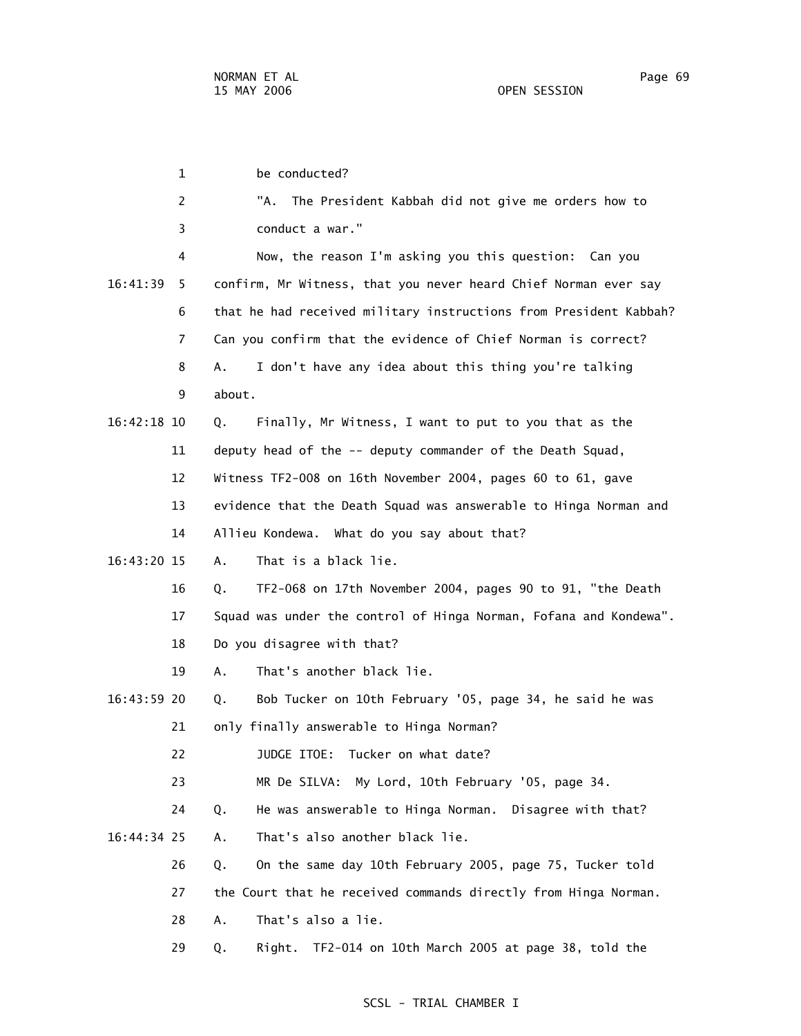be conducted?

"A. The President Kabbah did not give me orders how to conduct a war."

Now, the reason I'm asking you this question: Can you confirm, Mr Witness, that you never heard Chief Norman ever say that he had received military instructions from President Kabbah? Can you confirm that the evidence of Chief Norman is correct?

A. I don't have any idea about this thing you're talking about.

Q. Finally, Mr Witness, I want to put to you that as the deputy head of the -- deputy commander of the Death Squad, Witness TF2-008 on 16th November 2004, pages 60 to 61, gave evidence that the Death Squad was answerable to Hinga Norman and Allieu Kondewa. What do you say about that?

A. That is a black lie.

Q. TF2-068 on 17th November 2004, pages 90 to 91, "the Death Squad was under the control of Hinga Norman, Fofana and Kondewa". Do you disagree with that?

A. That's another black lie.

Q. Bob Tucker on 10th February '05, page 34, he said he was only finally answerable to Hinga Norman?

JUDGE ITOE: Tucker on what date?

MR De SILVA: My Lord, 10th February '05, page 34.

Q. He was answerable to Hinga Norman. Disagree with that?

A. That's also another black lie.

Q. On the same day 10th February 2005, page 75, Tucker told the Court that he received commands directly from Hinga Norman.

A. That's also a lie.

Q. Right. TF2-014 on 10th March 2005 at page 38, told the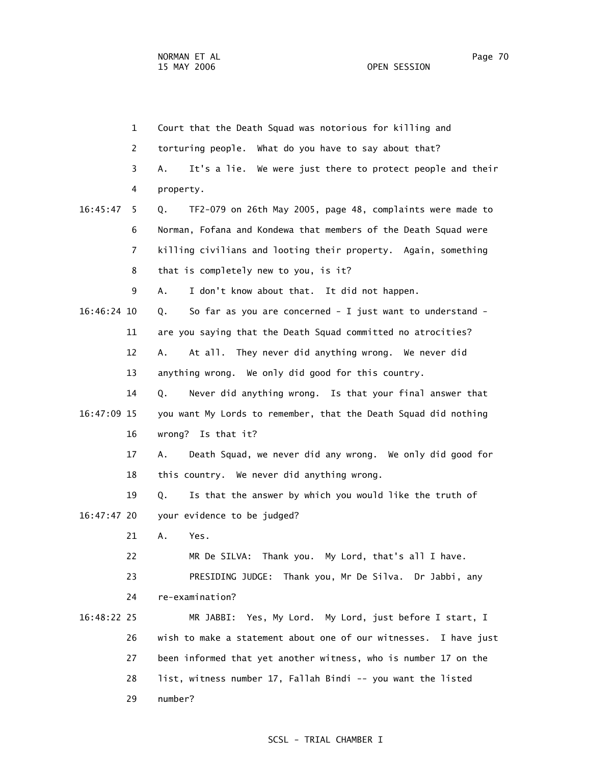1 Court that the Death Squad was notorious for killing and

2 torturing people. What do you have to say about that?

3 A. It's a lie. We were just there to protect people and their

4 property.

16:45:47 5 Q. TF2-079 on 26th May 2005, page 48, complaints were made to

6 Norman, Fofana and Kondewa that members of the Death Squad were

7 killing civilians and looting their property. Again, something

8 that is completely new to you, is it?

9 A. I don't know about that. It did not happen.

16:46:24 10 Q. So far as you are concerned - I just want to understand -

11 are you saying that the Death Squad committed no atrocities?

12 A. At all. They never did anything wrong. We never did

13 anything wrong. We only did good for this country.

14 Q. Never did anything wrong. Is that your final answer that

16:47:09 15 you want My Lords to remember, that the Death Squad did nothing

16 wrong? Is that it?

17 A. Death Squad, we never did any wrong. We only did good for

18 this country. We never did anything wrong.

19 Q. Is that the answer by which you would like the truth of

16:47:47 20 your evidence to be judged?

21 A. Yes.

22 MR De SILVA: Thank you. My Lord, that's all I have.

23 PRESIDING JUDGE: Thank you, Mr De Silva. Dr Jabbi, any

24 re-examination?

16:48:22 25 MR JABBI: Yes, My Lord. My Lord, just before I start, I

26 wish to make a statement about one of our witnesses. I have just

27 been informed that yet another witness, who is number 17 on the

28 list, witness number 17, Fallah Bindi -- you want the listed

29 number?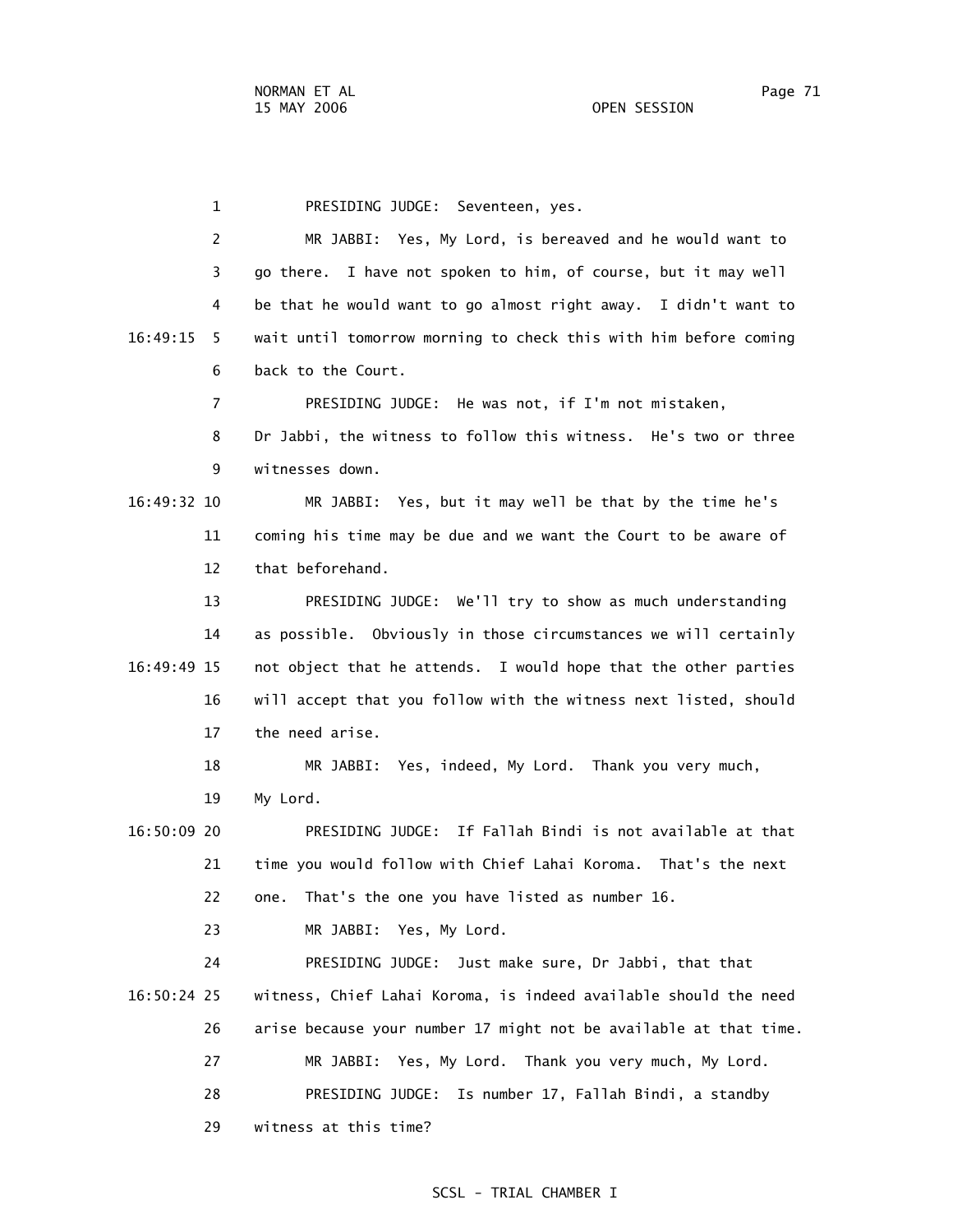1 PRESIDING JUDGE: Seventeen, yes.

2 MR JABBI: Yes, My Lord, is bereaved and he would want to

3 go there. I have not spoken to him, of course, but it may well

4 be that he would want to go almost right away. I didn't want to

16:49:15 5 wait until tomorrow morning to check this with him before coming

6 back to the Court.

7 PRESIDING JUDGE: He was not, if I'm not mistaken,

8 Dr Jabbi, the witness to follow this witness. He's two or three

9 witnesses down.

16:49:32 10 MR JABBI: Yes, but it may well be that by the time he's

11 coming his time may be due and we want the Court to be aware of

12 that beforehand.

13 PRESIDING JUDGE: We'll try to show as much understanding

14 as possible. Obviously in those circumstances we will certainly

16:49:49 15 not object that he attends. I would hope that the other parties

16 will accept that you follow with the witness next listed, should

17 the need arise.

18 MR JABBI: Yes, indeed, My Lord. Thank you very much,

19 My Lord.

16:50:09 20 PRESIDING JUDGE: If Fallah Bindi is not available at that

21 time you would follow with Chief Lahai Koroma. That's the next

22 one. That's the one you have listed as number 16.

23 MR JABBI: Yes, My Lord.

24 PRESIDING JUDGE: Just make sure, Dr Jabbi, that that

16:50:24 25 witness, Chief Lahai Koroma, is indeed available should the need

26 arise because your number 17 might not be available at that time.

27 MR JABBI: Yes, My Lord. Thank you very much, My Lord.

28 PRESIDING JUDGE: Is number 17, Fallah Bindi, a standby

29 witness at this time?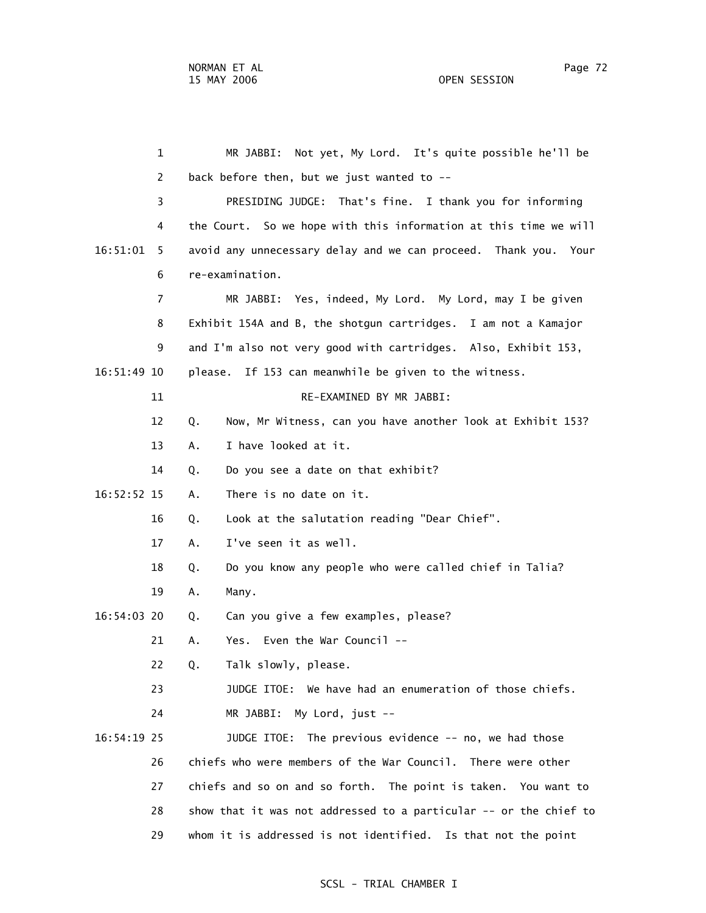MR JABBI: Not yet, My Lord. It's quite possible he'll be back before then, but we just wanted to --

PRESIDING JUDGE: That's fine. I thank you for informing the Court. So we hope with this information at this time we will avoid any unnecessary delay and we can proceed. Thank you. Your re-examination.

MR JABBI: Yes, indeed, My Lord. My Lord, may I be given Exhibit 154A and B, the shotgun cartridges. I am not a Kamajor and I'm also not very good with cartridges. Also, Exhibit 153, please. If 153 can meanwhile be given to the witness.

RE-EXAMINED BY MR JABBI:

Q. Now, Mr Witness, can you have another look at Exhibit 153?

A. I have looked at it.

Q. Do you see a date on that exhibit?

A. There is no date on it.

Q. Look at the salutation reading "Dear Chief".

A. I've seen it as well.

Q. Do you know any people who were called chief in Talia?

A. Many.

Q. Can you give a few examples, please?

A. Yes. Even the War Council --

Q. Talk slowly, please.

JUDGE ITOE: We have had an enumeration of those chiefs.

MR JABBI: My Lord, just --

JUDGE ITOE: The previous evidence -- no, we had those chiefs who were members of the War Council. There were other chiefs and so on and so forth. The point is taken. You want to show that it was not addressed to a particular -- or the chief to whom it is addressed is not identified. Is that not the point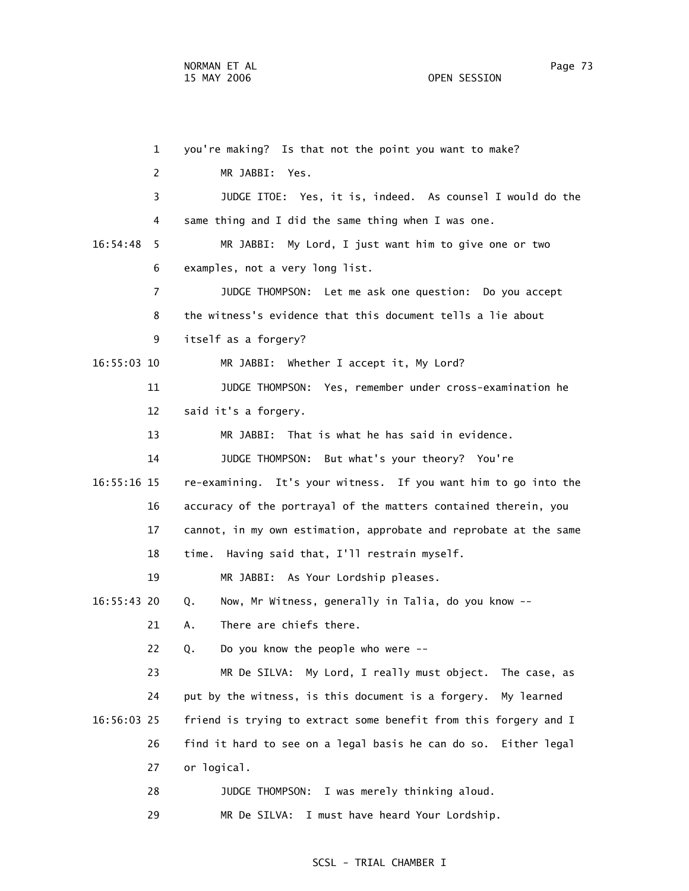1 you're making? Is that not the point you want to make?

2 MR JABBI: Yes.

3 JUDGE ITOE: Yes, it is, indeed. As counsel I would do the

4 same thing and I did the same thing when I was one.

16:54:48 5 MR JABBI: My Lord, I just want him to give one or two

6 examples, not a very long list.

7 JUDGE THOMPSON: Let me ask one question: Do you accept

8 the witness's evidence that this document tells a lie about

9 itself as a forgery?

16:55:03 10 MR JABBI: Whether I accept it, My Lord?

11 JUDGE THOMPSON: Yes, remember under cross-examination he

12 said it's a forgery.

13 MR JABBI: That is what he has said in evidence.

14 JUDGE THOMPSON: But what's your theory? You're

16:55:16 15 re-examining. It's your witness. If you want him to go into the

16 accuracy of the portrayal of the matters contained therein, you

17 cannot, in my own estimation, approbate and reprobate at the same

18 time. Having said that, I'll restrain myself.

19 MR JABBI: As Your Lordship pleases.

16:55:43 20 Q. Now, Mr Witness, generally in Talia, do you know --

21 A. There are chiefs there.

22 Q. Do you know the people who were --

23 MR De SILVA: My Lord, I really must object. The case, as

24 put by the witness, is this document is a forgery. My learned

16:56:03 25 friend is trying to extract some benefit from this forgery and I

26 find it hard to see on a legal basis he can do so. Either legal

27 or logical.

28 JUDGE THOMPSON: I was merely thinking aloud.

29 MR De SILVA: I must have heard Your Lordship.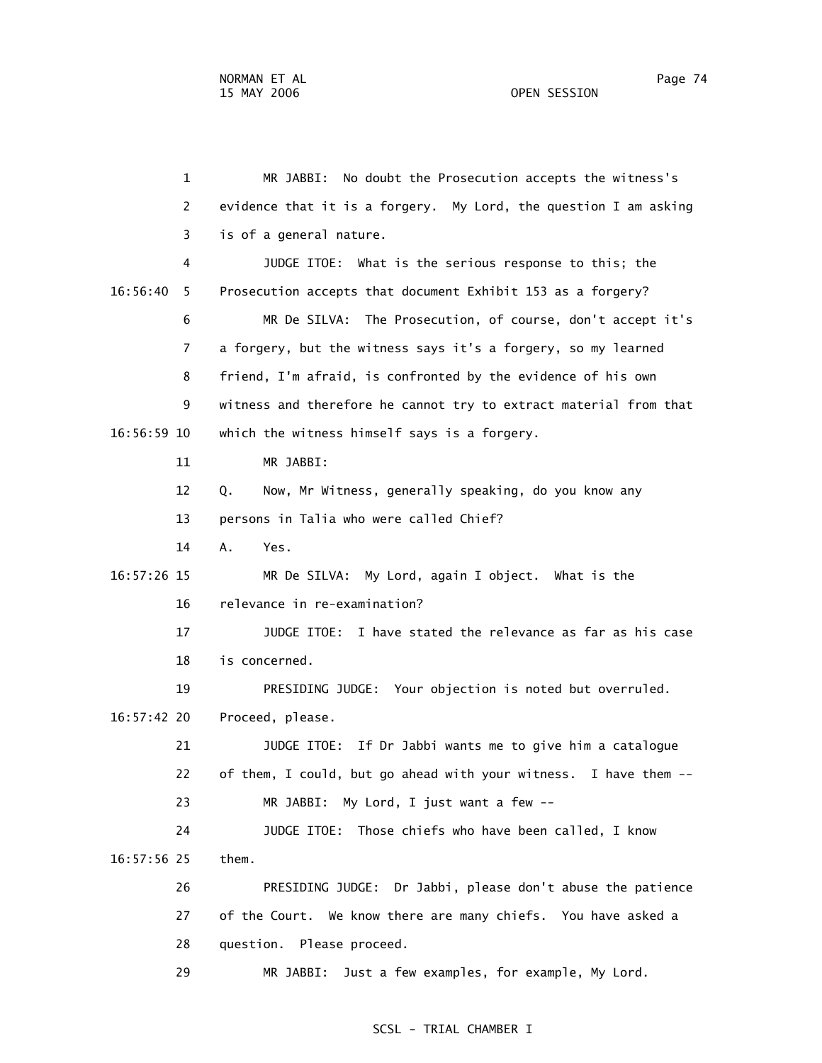1 MR JABBI: No doubt the Prosecution accepts the witness's
2 evidence that it is a forgery. My Lord, the question I am asking
3 is of a general nature.
4 JUDGE ITOE: What is the serious response to this; the
16:56:40 5 Prosecution accepts that document Exhibit 153 as a forgery?
6 MR De SILVA: The Prosecution, of course, don't accept it's
7 a forgery, but the witness says it's a forgery, so my learned
8 friend, I'm afraid, is confronted by the evidence of his own
9 witness and therefore he cannot try to extract material from that
16:56:59 10 which the witness himself says is a forgery.
11 MR JABBI:
12 Q. Now, Mr Witness, generally speaking, do you know any
13 persons in Talia who were called Chief?
14 A. Yes.
16:57:26 15 MR De SILVA: My Lord, again I object. What is the
16 relevance in re-examination?
17 JUDGE ITOE: I have stated the relevance as far as his case
18 is concerned.
19 PRESIDING JUDGE: Your objection is noted but overruled.
16:57:42 20 Proceed, please.
21 JUDGE ITOE: If Dr Jabbi wants me to give him a catalogue
22 of them, I could, but go ahead with your witness. I have them --
23 MR JABBI: My Lord, I just want a few --
24 JUDGE ITOE: Those chiefs who have been called, I know
16:57:56 25 them.
26 PRESIDING JUDGE: Dr Jabbi, please don't abuse the patience
27 of the Court. We know there are many chiefs. You have asked a
28 question. Please proceed.
29 MR JABBI: Just a few examples, for example, My Lord.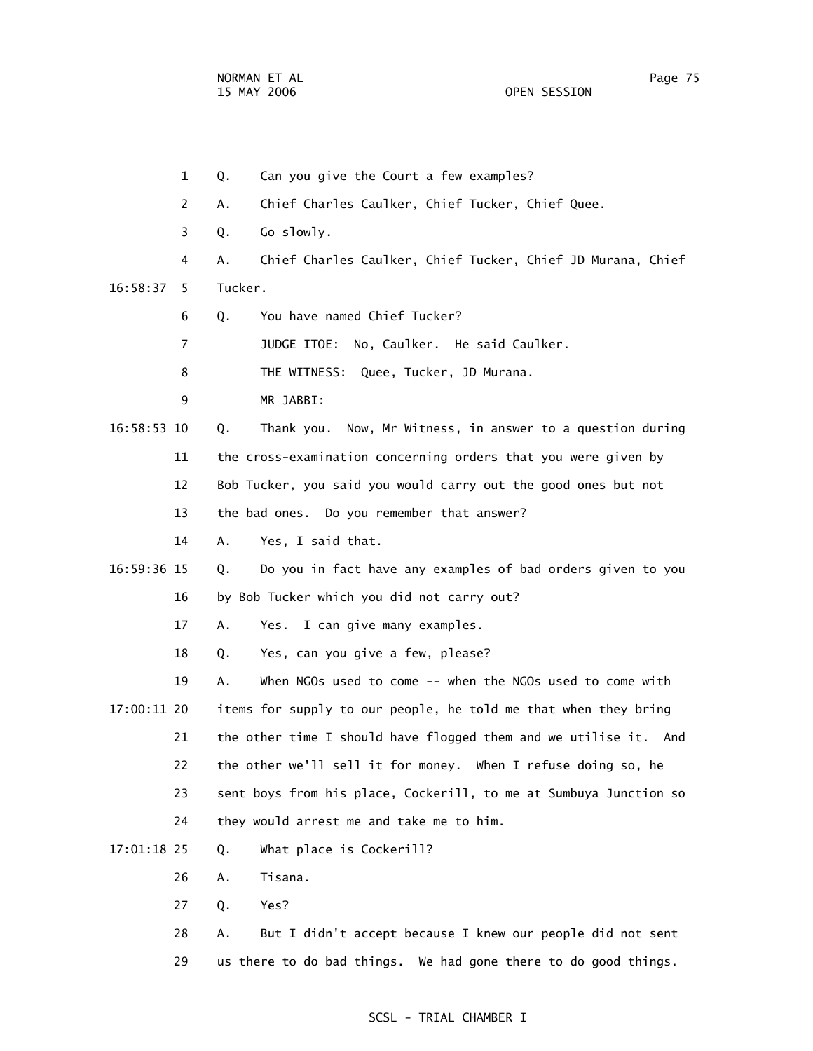1 Q. Can you give the Court a few examples?

2 A. Chief Charles Caulker, Chief Tucker, Chief Quee.

3 Q. Go slowly.

4 A. Chief Charles Caulker, Chief Tucker, Chief JD Murana, Chief

16:58:37 5 Tucker.

6 Q. You have named Chief Tucker?

7 JUDGE ITOE: No, Caulker. He said Caulker.

8 THE WITNESS: Quee, Tucker, JD Murana.

9 MR JABBI:

16:58:53 10 Q. Thank you. Now, Mr Witness, in answer to a question during

11 the cross-examination concerning orders that you were given by

12 Bob Tucker, you said you would carry out the good ones but not

13 the bad ones. Do you remember that answer?

14 A. Yes, I said that.

16:59:36 15 Q. Do you in fact have any examples of bad orders given to you

16 by Bob Tucker which you did not carry out?

17 A. Yes. I can give many examples.

18 Q. Yes, can you give a few, please?

19 A. When NGOs used to come -- when the NGOs used to come with

17:00:11 20 items for supply to our people, he told me that when they bring

21 the other time I should have flogged them and we utilise it. And

22 the other we'll sell it for money. When I refuse doing so, he

23 sent boys from his place, Cockerill, to me at Sumbuya Junction so

24 they would arrest me and take me to him.

17:01:18 25 Q. What place is Cockerill?

26 A. Tisana.

27 Q. Yes?

28 A. But I didn't accept because I knew our people did not sent

29 us there to do bad things. We had gone there to do good things.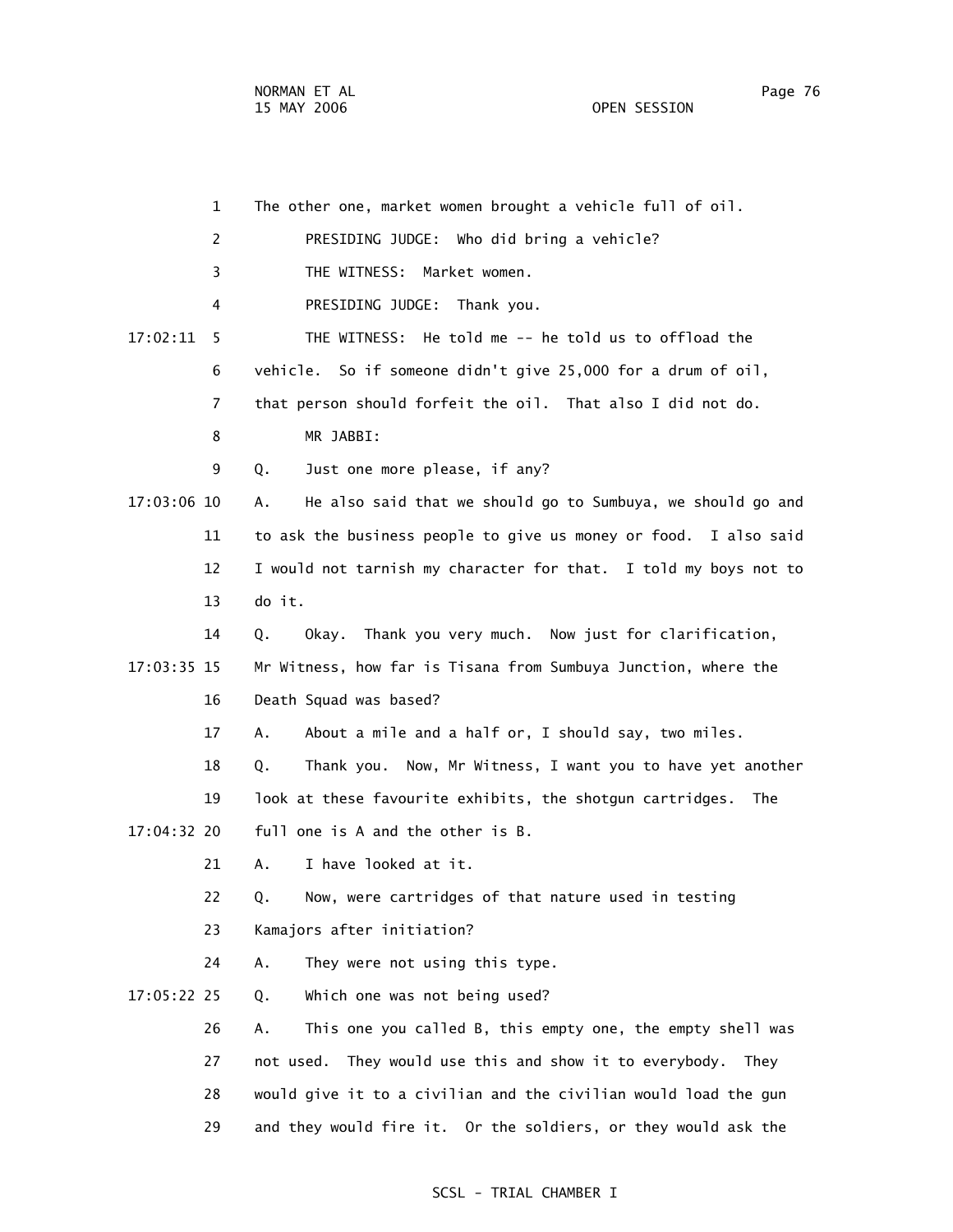1 The other one, market women brought a vehicle full of oil.

2 PRESIDING JUDGE: Who did bring a vehicle?

3 THE WITNESS: Market women.

4 PRESIDING JUDGE: Thank you.

17:02:11 5 THE WITNESS: He told me -- he told us to offload the

6 vehicle. So if someone didn't give 25,000 for a drum of oil,

7 that person should forfeit the oil. That also I did not do.

8 MR JABBI:

9 Q. Just one more please, if any?

17:03:06 10 A. He also said that we should go to Sumbuya, we should go and

11 to ask the business people to give us money or food. I also said

12 I would not tarnish my character for that. I told my boys not to

13 do it.

14 Q. Okay. Thank you very much. Now just for clarification,

17:03:35 15 Mr Witness, how far is Tisana from Sumbuya Junction, where the

16 Death Squad was based?

17 A. About a mile and a half or, I should say, two miles.

18 Q. Thank you. Now, Mr Witness, I want you to have yet another

19 look at these favourite exhibits, the shotgun cartridges. The

17:04:32 20 full one is A and the other is B.

21 A. I have looked at it.

22 Q. Now, were cartridges of that nature used in testing

23 Kamajors after initiation?

24 A. They were not using this type.

17:05:22 25 Q. Which one was not being used?

26 A. This one you called B, this empty one, the empty shell was

27 not used. They would use this and show it to everybody. They

28 would give it to a civilian and the civilian would load the gun

29 and they would fire it. Or the soldiers, or they would ask the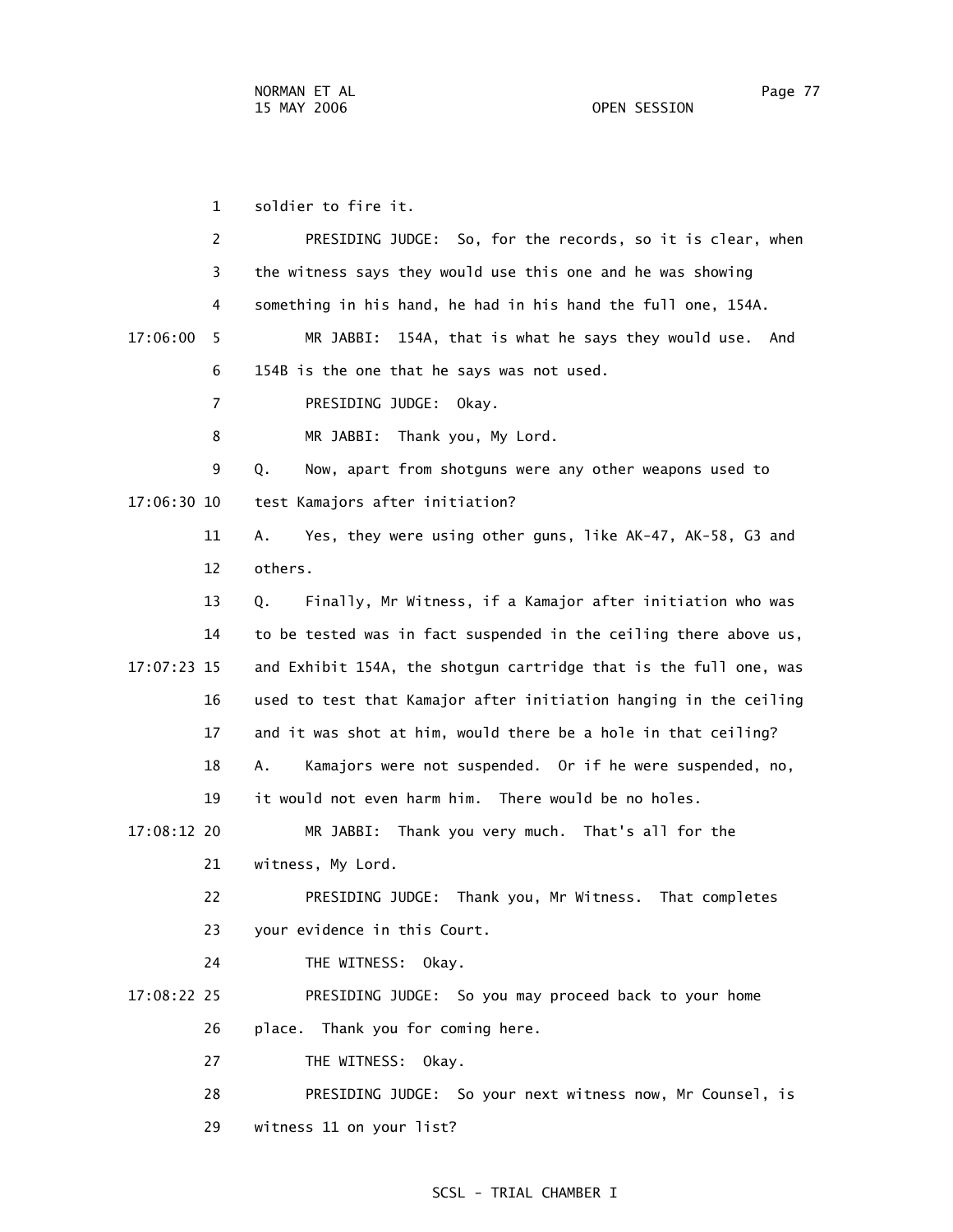soldier to fire it.

PRESIDING JUDGE: So, for the records, so it is clear, when the witness says they would use this one and he was showing something in his hand, he had in his hand the full one, 154A.

MR JABBI: 154A, that is what he says they would use. And 154B is the one that he says was not used.

PRESIDING JUDGE: Okay.

MR JABBI: Thank you, My Lord.

Q. Now, apart from shotguns were any other weapons used to test Kamajors after initiation?

A. Yes, they were using other guns, like AK-47, AK-58, G3 and others.

Q. Finally, Mr Witness, if a Kamajor after initiation who was to be tested was in fact suspended in the ceiling there above us, and Exhibit 154A, the shotgun cartridge that is the full one, was used to test that Kamajor after initiation hanging in the ceiling and it was shot at him, would there be a hole in that ceiling?

A. Kamajors were not suspended. Or if he were suspended, no, it would not even harm him. There would be no holes.

MR JABBI: Thank you very much. That's all for the witness, My Lord.

PRESIDING JUDGE: Thank you, Mr Witness. That completes your evidence in this Court.

THE WITNESS: Okay.

PRESIDING JUDGE: So you may proceed back to your home place. Thank you for coming here.

THE WITNESS: Okay.

PRESIDING JUDGE: So your next witness now, Mr Counsel, is witness 11 on your list?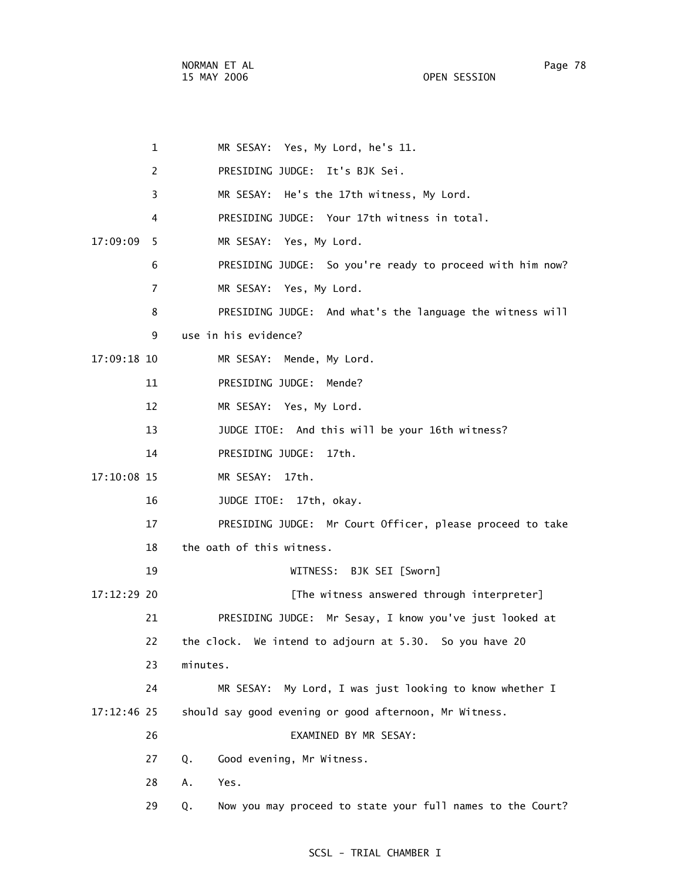1 MR SESAY: Yes, My Lord, he's 11.

2 PRESIDING JUDGE: It's BJK Sei.

3 MR SESAY: He's the 17th witness, My Lord.

4 PRESIDING JUDGE: Your 17th witness in total.

17:09:09 5 MR SESAY: Yes, My Lord.

6 PRESIDING JUDGE: So you're ready to proceed with him now?

7 MR SESAY: Yes, My Lord.

8 PRESIDING JUDGE: And what's the language the witness will

9 use in his evidence?

17:09:18 10 MR SESAY: Mende, My Lord.

11 PRESIDING JUDGE: Mende?

12 MR SESAY: Yes, My Lord.

13 JUDGE ITOE: And this will be your 16th witness?

14 PRESIDING JUDGE: 17th.

17:10:08 15 MR SESAY: 17th.

16 JUDGE ITOE: 17th, okay.

17 PRESIDING JUDGE: Mr Court Officer, please proceed to take

18 the oath of this witness.

19 WITNESS: BJK SEI [Sworn]

17:12:29 20 [The witness answered through interpreter]

21 PRESIDING JUDGE: Mr Sesay, I know you've just looked at

22 the clock. We intend to adjourn at 5.30. So you have 20

23 minutes.

24 MR SESAY: My Lord, I was just looking to know whether I

17:12:46 25 should say good evening or good afternoon, Mr Witness.

26 EXAMINED BY MR SESAY:

27 Q. Good evening, Mr Witness.

28 A. Yes.

29 Q. Now you may proceed to state your full names to the Court?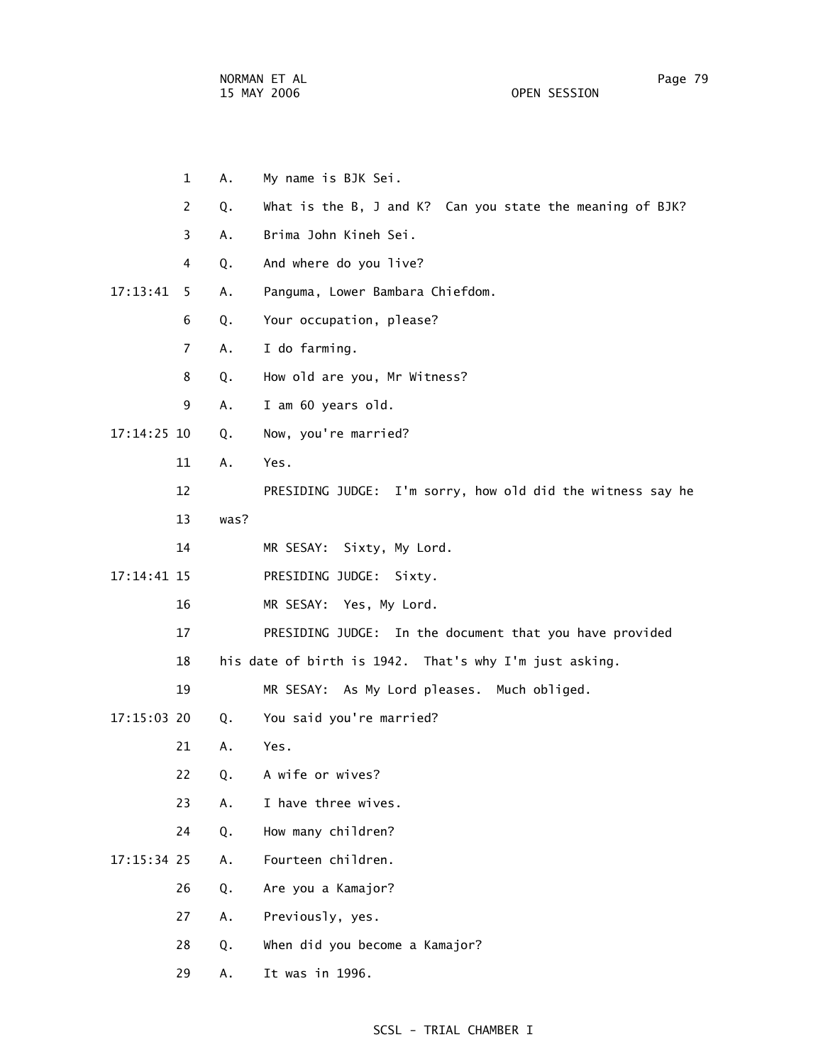1 A. My name is BJK Sei.

2 Q. What is the B, J and K? Can you state the meaning of BJK?

3 A. Brima John Kineh Sei.

4 Q. And where do you live?

17:13:41 5 A. Panguma, Lower Bambara Chiefdom.

6 Q. Your occupation, please?

7 A. I do farming.

8 Q. How old are you, Mr Witness?

9 A. I am 60 years old.

17:14:25 10 Q. Now, you're married?

11 A. Yes.

12 PRESIDING JUDGE: I'm sorry, how old did the witness say he

13 was?

14 MR SESAY: Sixty, My Lord.

17:14:41 15 PRESIDING JUDGE: Sixty.

16 MR SESAY: Yes, My Lord.

17 PRESIDING JUDGE: In the document that you have provided

18 his date of birth is 1942. That's why I'm just asking.

19 MR SESAY: As My Lord pleases. Much obliged.

17:15:03 20 Q. You said you're married?

21 A. Yes.

22 Q. A wife or wives?

23 A. I have three wives.

24 Q. How many children?

17:15:34 25 A. Fourteen children.

26 Q. Are you a Kamajor?

27 A. Previously, yes.

28 Q. When did you become a Kamajor?

29 A. It was in 1996.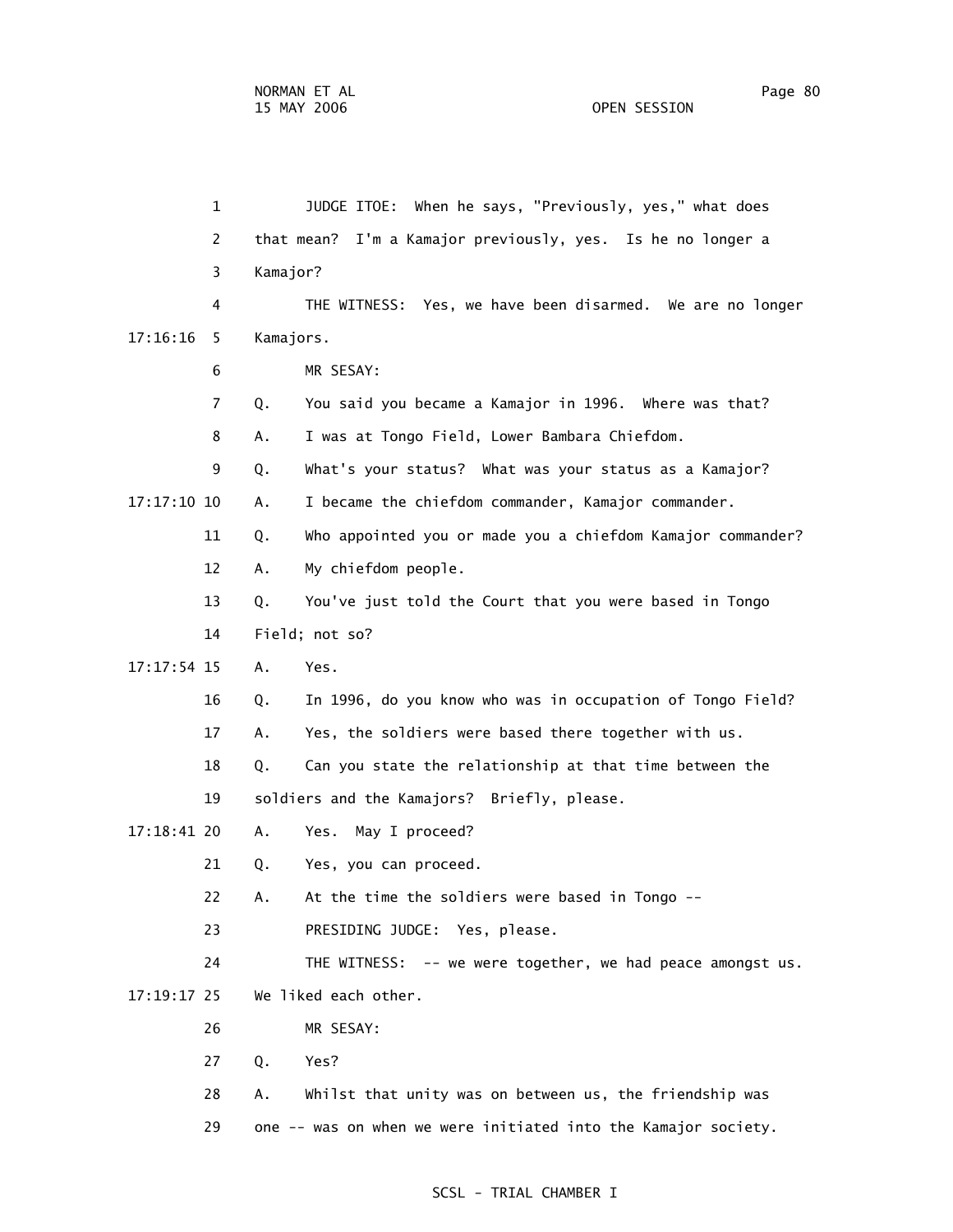JUDGE ITOE: When he says, "Previously, yes," what does that mean? I'm a Kamajor previously, yes. Is he no longer a Kamajor?

THE WITNESS: Yes, we have been disarmed. We are no longer Kamajors.

MR SESAY:

Q. You said you became a Kamajor in 1996. Where was that?

A. I was at Tongo Field, Lower Bambara Chiefdom.

Q. What's your status? What was your status as a Kamajor?

A. I became the chiefdom commander, Kamajor commander.

Q. Who appointed you or made you a chiefdom Kamajor commander?

A. My chiefdom people.

Q. You've just told the Court that you were based in Tongo Field; not so?

A. Yes.

Q. In 1996, do you know who was in occupation of Tongo Field?

A. Yes, the soldiers were based there together with us.

Q. Can you state the relationship at that time between the soldiers and the Kamajors? Briefly, please.

A. Yes. May I proceed?

Q. Yes, you can proceed.

A. At the time the soldiers were based in Tongo --

PRESIDING JUDGE: Yes, please.

THE WITNESS: -- we were together, we had peace amongst us. We liked each other.

MR SESAY:

Q. Yes?

A. Whilst that unity was on between us, the friendship was one -- was on when we were initiated into the Kamajor society.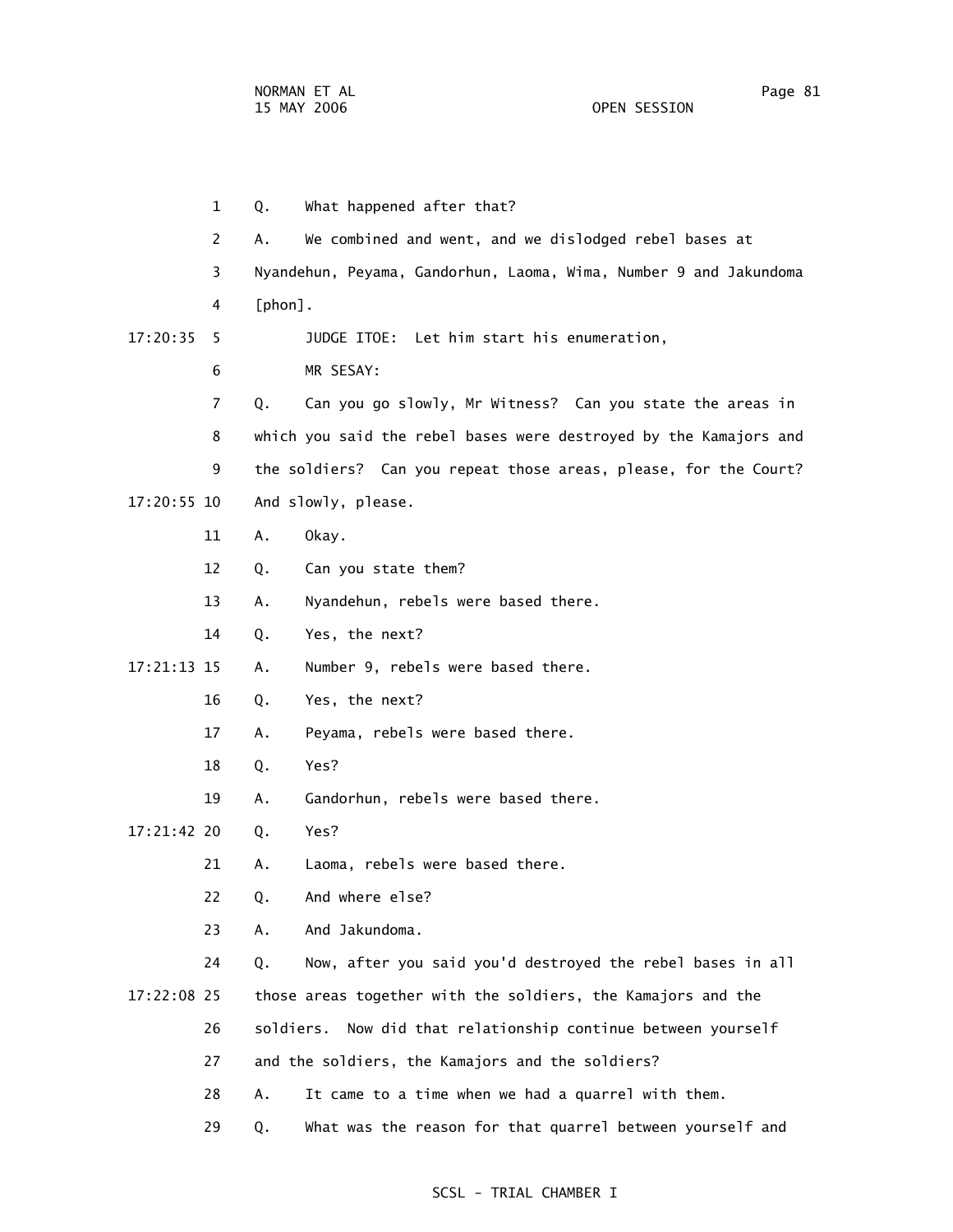1 Q. What happened after that?

2 A. We combined and went, and we dislodged rebel bases at

3 Nyandehun, Peyama, Gandorhun, Laoma, Wima, Number 9 and Jakundoma

4 [phon].

17:20:35 5 JUDGE ITOE: Let him start his enumeration,

6 MR SESAY:

7 Q. Can you go slowly, Mr Witness? Can you state the areas in

8 which you said the rebel bases were destroyed by the Kamajors and

9 the soldiers? Can you repeat those areas, please, for the Court?

17:20:55 10 And slowly, please.

11 A. Okay.

12 Q. Can you state them?

13 A. Nyandehun, rebels were based there.

14 Q. Yes, the next?

17:21:13 15 A. Number 9, rebels were based there.

16 Q. Yes, the next?

17 A. Peyama, rebels were based there.

18 Q. Yes?

19 A. Gandorhun, rebels were based there.

17:21:42 20 Q. Yes?

21 A. Laoma, rebels were based there.

22 Q. And where else?

23 A. And Jakundoma.

24 Q. Now, after you said you'd destroyed the rebel bases in all

17:22:08 25 those areas together with the soldiers, the Kamajors and the

26 soldiers. Now did that relationship continue between yourself

27 and the soldiers, the Kamajors and the soldiers?

28 A. It came to a time when we had a quarrel with them.

29 Q. What was the reason for that quarrel between yourself and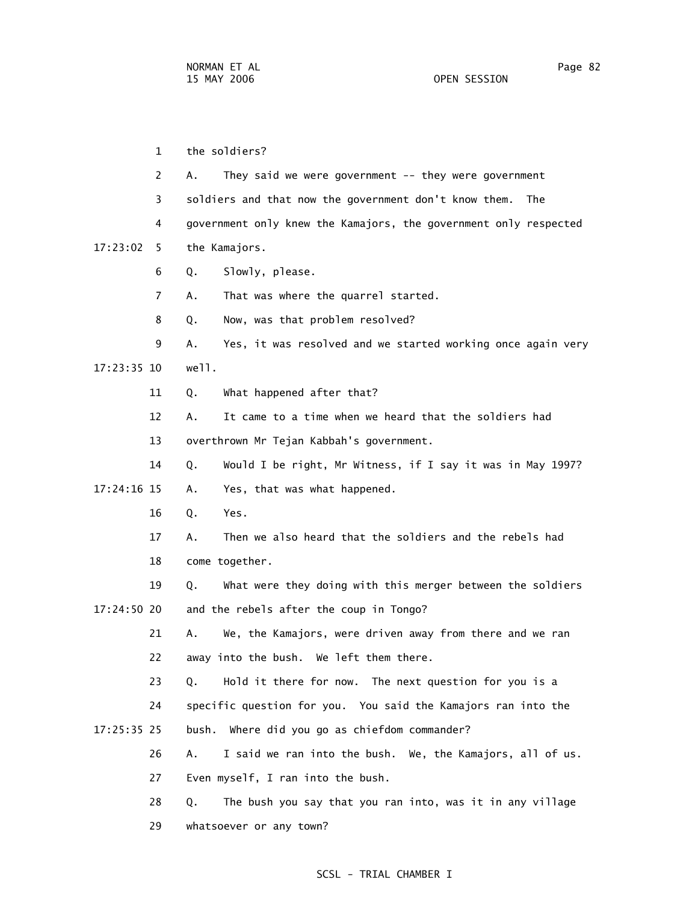the soldiers?

A. They said we were government -- they were government soldiers and that now the government don't know them. The government only knew the Kamajors, the government only respected the Kamajors.

Q. Slowly, please.

A. That was where the quarrel started.

Q. Now, was that problem resolved?

A. Yes, it was resolved and we started working once again very well.

Q. What happened after that?

A. It came to a time when we heard that the soldiers had overthrown Mr Tejan Kabbah's government.

Q. Would I be right, Mr Witness, if I say it was in May 1997?

A. Yes, that was what happened.

Q. Yes.

A. Then we also heard that the soldiers and the rebels had come together.

Q. What were they doing with this merger between the soldiers and the rebels after the coup in Tongo?

A. We, the Kamajors, were driven away from there and we ran away into the bush. We left them there.

Q. Hold it there for now. The next question for you is a specific question for you. You said the Kamajors ran into the bush. Where did you go as chiefdom commander?

A. I said we ran into the bush. We, the Kamajors, all of us. Even myself, I ran into the bush.

Q. The bush you say that you ran into, was it in any village whatsoever or any town?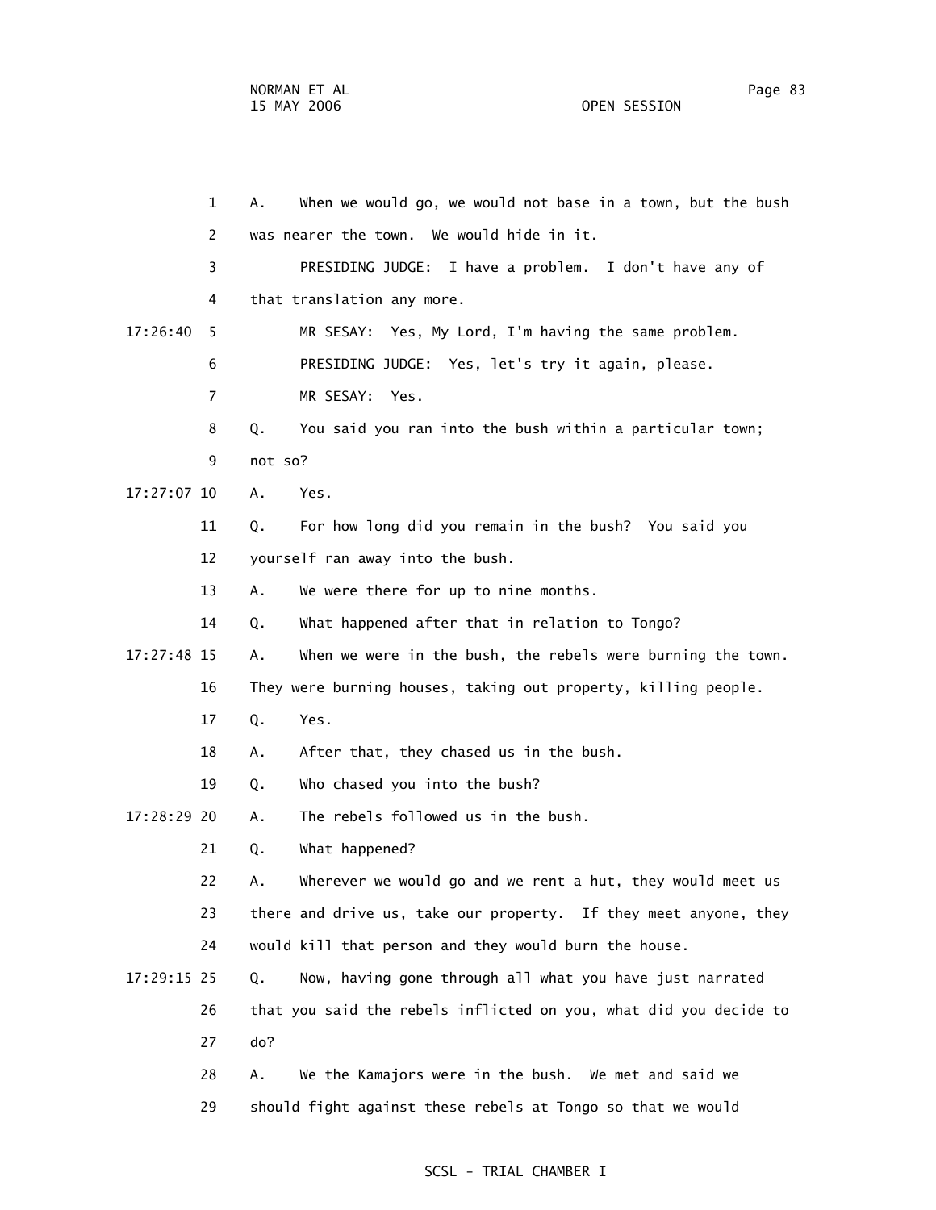A. When we would go, we would not base in a town, but the bush was nearer the town. We would hide in it.

PRESIDING JUDGE: I have a problem. I don't have any of that translation any more.

MR SESAY: Yes, My Lord, I'm having the same problem.

PRESIDING JUDGE: Yes, let's try it again, please.

MR SESAY: Yes.

Q. You said you ran into the bush within a particular town; not so?

A. Yes.

Q. For how long did you remain in the bush? You said you yourself ran away into the bush.

A. We were there for up to nine months.

Q. What happened after that in relation to Tongo?

A. When we were in the bush, the rebels were burning the town. They were burning houses, taking out property, killing people.

Q. Yes.

A. After that, they chased us in the bush.

Q. Who chased you into the bush?

A. The rebels followed us in the bush.

Q. What happened?

A. Wherever we would go and we rent a hut, they would meet us there and drive us, take our property. If they meet anyone, they would kill that person and they would burn the house.

Q. Now, having gone through all what you have just narrated that you said the rebels inflicted on you, what did you decide to do?

A. We the Kamajors were in the bush. We met and said we should fight against these rebels at Tongo so that we would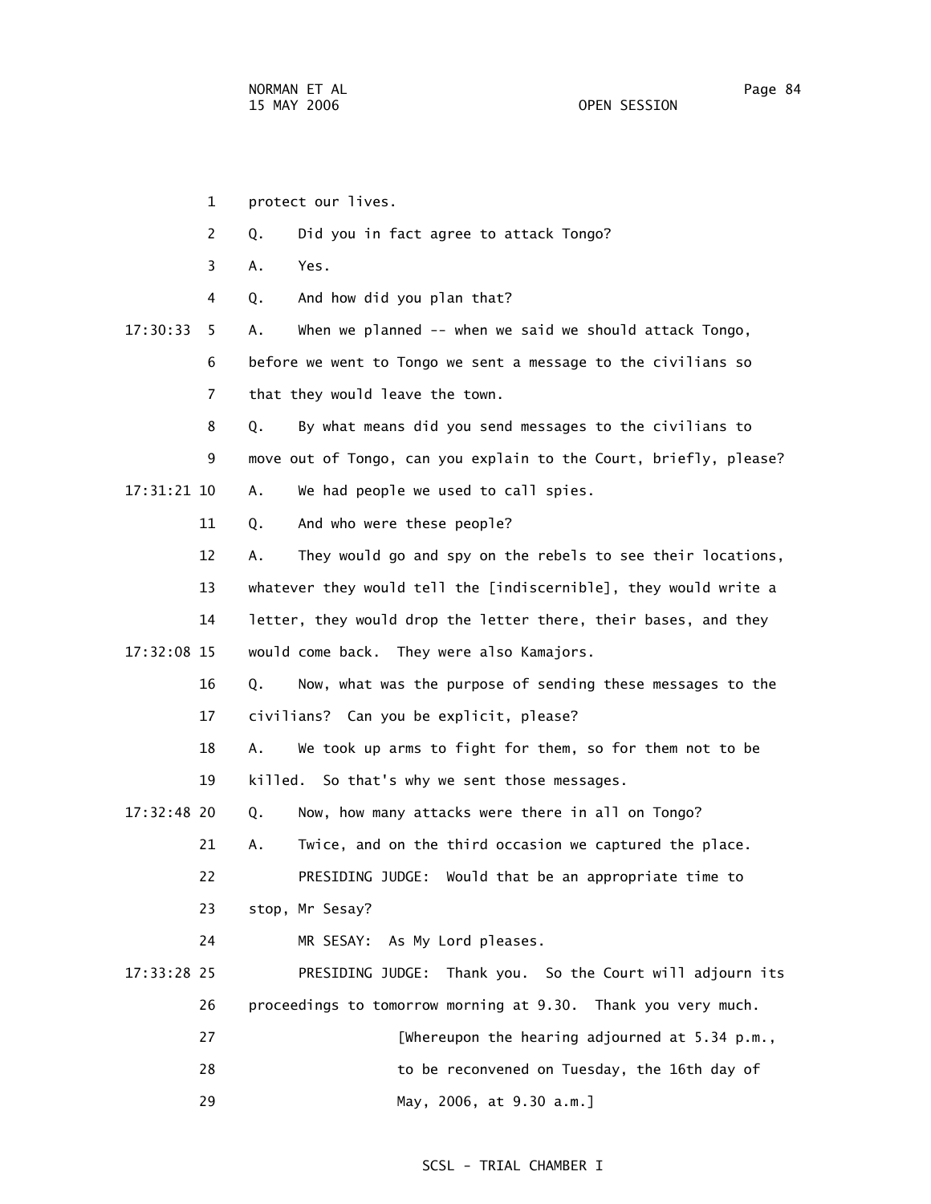1 protect our lives.

2 Q. Did you in fact agree to attack Tongo?

3 A. Yes.

4 Q. And how did you plan that?

17:30:33 5 A. When we planned -- when we said we should attack Tongo,

6 before we went to Tongo we sent a message to the civilians so

7 that they would leave the town.

8 Q. By what means did you send messages to the civilians to

9 move out of Tongo, can you explain to the Court, briefly, please?

17:31:21 10 A. We had people we used to call spies.

11 Q. And who were these people?

12 A. They would go and spy on the rebels to see their locations,

13 whatever they would tell the [indiscernible], they would write a

14 letter, they would drop the letter there, their bases, and they

17:32:08 15 would come back. They were also Kamajors.

16 Q. Now, what was the purpose of sending these messages to the

17 civilians? Can you be explicit, please?

18 A. We took up arms to fight for them, so for them not to be

19 killed. So that's why we sent those messages.

17:32:48 20 Q. Now, how many attacks were there in all on Tongo?

21 A. Twice, and on the third occasion we captured the place.

22 PRESIDING JUDGE: Would that be an appropriate time to

23 stop, Mr Sesay?

24 MR SESAY: As My Lord pleases.

17:33:28 25 PRESIDING JUDGE: Thank you. So the Court will adjourn its

26 proceedings to tomorrow morning at 9.30. Thank you very much.

27 [Whereupon the hearing adjourned at 5.34 p.m.,

28 to be reconvened on Tuesday, the 16th day of

29 May, 2006, at 9.30 a.m.]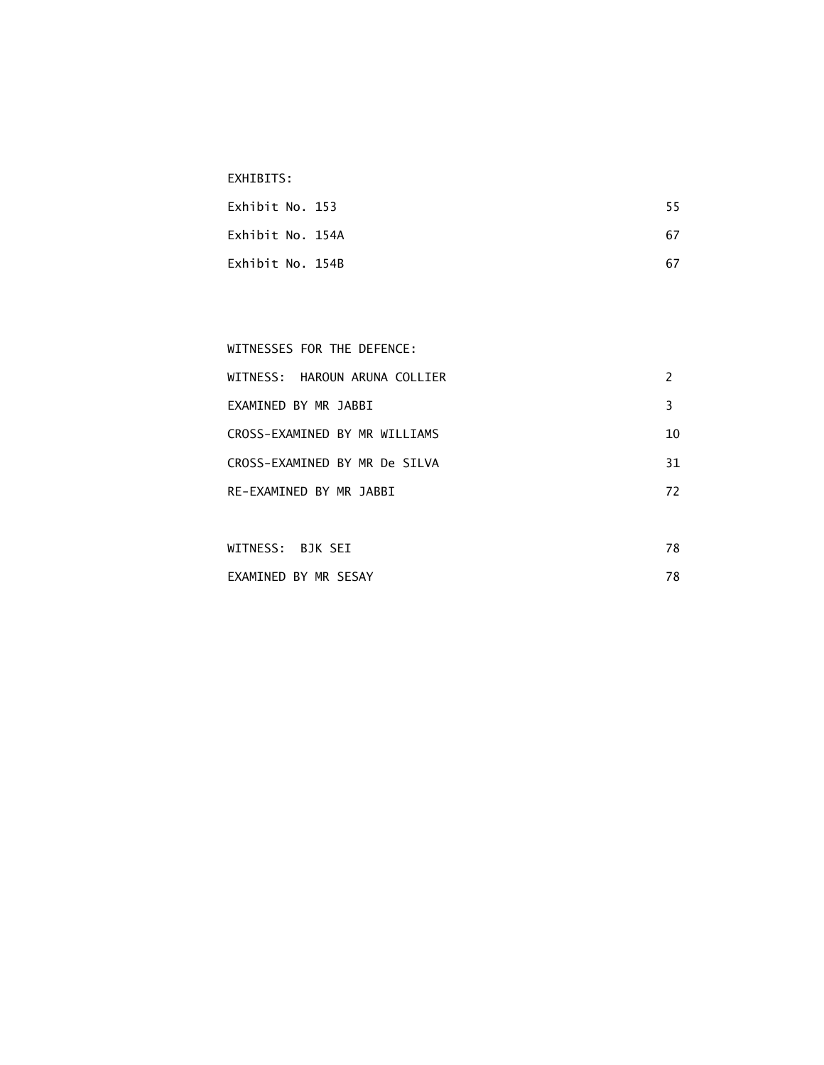| | |
|---|---|
| EXHIBITS: | |
| Exhibit No. 153 | 55 |
| Exhibit No. 154A | 67 |
| Exhibit No. 154B | 67 |

| | |
|---|---|
| WITNESSES FOR THE DEFENCE: | |
| WITNESS: HAROUN ARUNA COLLIER | 2 |
| EXAMINED BY MR JABBI | 3 |
| CROSS-EXAMINED BY MR WILLIAMS | 10 |
| CROSS-EXAMINED BY MR De SILVA | 31 |
| RE-EXAMINED BY MR JABBI | 72 |
| | |
| WITNESS: BJK SEI | 78 |
| EXAMINED BY MR SESAY | 78 |